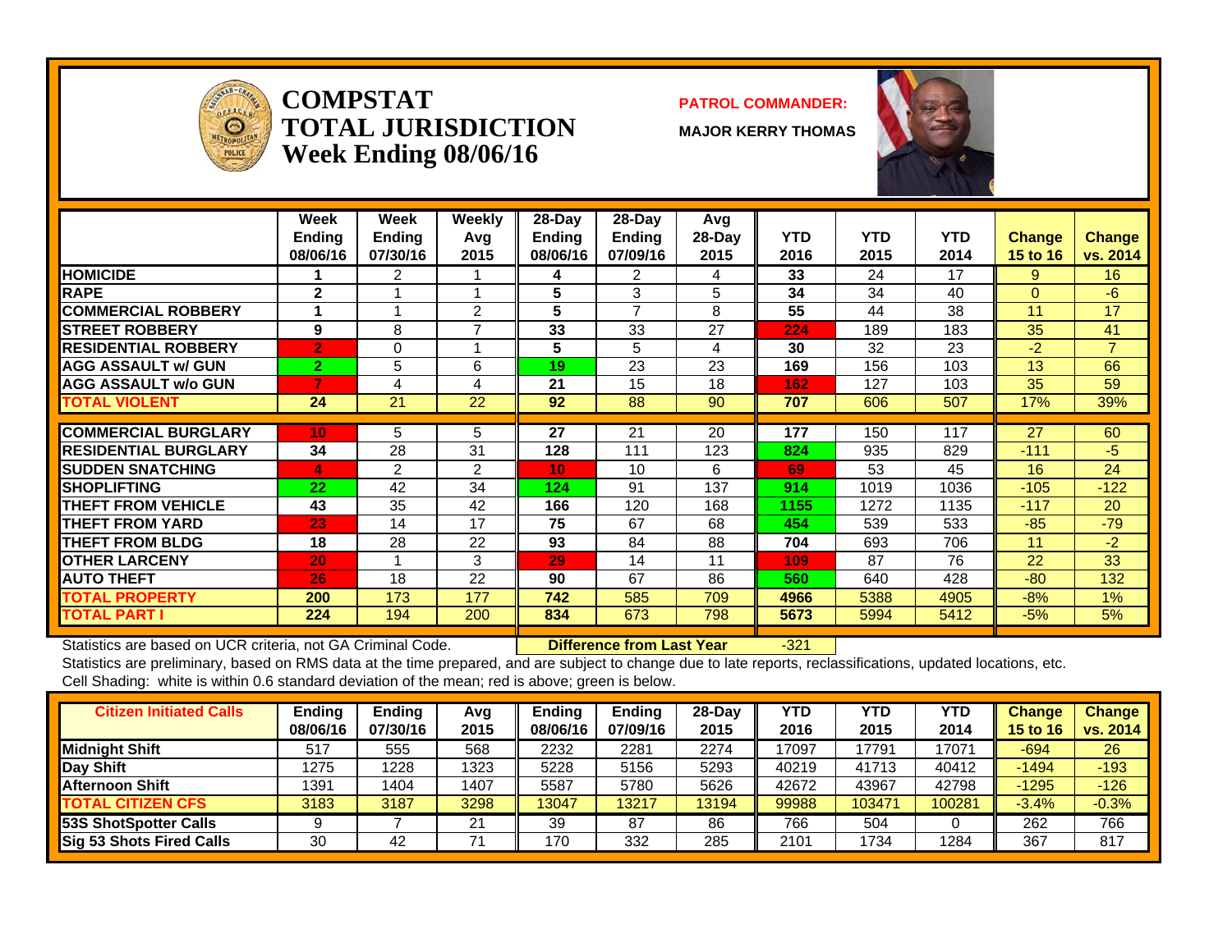# COMPSTAT TOTAL JURISDICTION Week Ending 08/06/16

**PATROL COMMANDER:**

**MAJOR KERRY THOMAS**

| | Week Ending 08/06/16 | Week Ending 07/30/16 | Weekly Avg 2015 | 28-Day Ending 08/06/16 | 28-Day Ending 07/09/16 | Avg 28-Day 2015 | YTD 2016 | YTD 2015 | YTD 2014 | Change 15 to 16 | Change vs. 2014 |
|---|---|---|---|---|---|---|---|---|---|---|---|
| HOMICIDE | 1 | 2 | 1 | 4 | 2 | 4 | 33 | 24 | 17 | 9 | 16 |
| RAPE | 2 | 1 | 1 | 5 | 3 | 5 | 34 | 34 | 40 | 0 | -6 |
| COMMERCIAL ROBBERY | 1 | 1 | 2 | 5 | 7 | 8 | 55 | 44 | 38 | 11 | 17 |
| STREET ROBBERY | 9 | 8 | 7 | 33 | 33 | 27 | 224 | 189 | 183 | 35 | 41 |
| RESIDENTIAL ROBBERY | 2 | 0 | 1 | 5 | 5 | 4 | 30 | 32 | 23 | -2 | 7 |
| AGG ASSAULT w/ GUN | 2 | 5 | 6 | 19 | 23 | 23 | 169 | 156 | 103 | 13 | 66 |
| AGG ASSAULT w/o GUN | 7 | 4 | 4 | 21 | 15 | 18 | 162 | 127 | 103 | 35 | 59 |
| TOTAL VIOLENT | 24 | 21 | 22 | 92 | 88 | 90 | 707 | 606 | 507 | 17% | 39% |
| COMMERCIAL BURGLARY | 10 | 5 | 5 | 27 | 21 | 20 | 177 | 150 | 117 | 27 | 60 |
| RESIDENTIAL BURGLARY | 34 | 28 | 31 | 128 | 111 | 123 | 824 | 935 | 829 | -111 | -5 |
| SUDDEN SNATCHING | 4 | 2 | 2 | 10 | 10 | 6 | 69 | 53 | 45 | 16 | 24 |
| SHOPLIFTING | 22 | 42 | 34 | 124 | 91 | 137 | 914 | 1019 | 1036 | -105 | -122 |
| THEFT FROM VEHICLE | 43 | 35 | 42 | 166 | 120 | 168 | 1155 | 1272 | 1135 | -117 | 20 |
| THEFT FROM YARD | 23 | 14 | 17 | 75 | 67 | 68 | 454 | 539 | 533 | -85 | -79 |
| THEFT FROM BLDG | 18 | 28 | 22 | 93 | 84 | 88 | 704 | 693 | 706 | 11 | -2 |
| OTHER LARCENY | 20 | 1 | 3 | 29 | 14 | 11 | 109 | 87 | 76 | 22 | 33 |
| AUTO THEFT | 26 | 18 | 22 | 90 | 67 | 86 | 560 | 640 | 428 | -80 | 132 |
| TOTAL PROPERTY | 200 | 173 | 177 | 742 | 585 | 709 | 4966 | 5388 | 4905 | -8% | 1% |
| TOTAL PART I | 224 | 194 | 200 | 834 | 673 | 798 | 5673 | 5994 | 5412 | -5% | 5% |

Statistics are based on UCR criteria, not GA Criminal Code. **Difference from Last Year** -321

Statistics are preliminary, based on RMS data at the time prepared, and are subject to change due to late reports, reclassifications, updated locations, etc.

Cell Shading: white is within 0.6 standard deviation of the mean; red is above; green is below.

| Citizen Initiated Calls | Ending 08/06/16 | Ending 07/30/16 | Avg 2015 | Ending 08/06/16 | Ending 07/09/16 | 28-Day 2015 | YTD 2016 | YTD 2015 | YTD 2014 | Change 15 to 16 | Change vs. 2014 |
|---|---|---|---|---|---|---|---|---|---|---|---|
| Midnight Shift | 517 | 555 | 568 | 2232 | 2281 | 2274 | 17097 | 17791 | 17071 | -694 | 26 |
| Day Shift | 1275 | 1228 | 1323 | 5228 | 5156 | 5293 | 40219 | 41713 | 40412 | -1494 | -193 |
| Afternoon Shift | 1391 | 1404 | 1407 | 5587 | 5780 | 5626 | 42672 | 43967 | 42798 | -1295 | -126 |
| TOTAL CITIZEN CFS | 3183 | 3187 | 3298 | 13047 | 13217 | 13194 | 99988 | 103471 | 100281 | -3.4% | -0.3% |
| 53S ShotSpotter Calls | 9 | 7 | 21 | 39 | 87 | 86 | 766 | 504 | 0 | 262 | 766 |
| Sig 53 Shots Fired Calls | 30 | 42 | 71 | 170 | 332 | 285 | 2101 | 1734 | 1284 | 367 | 817 |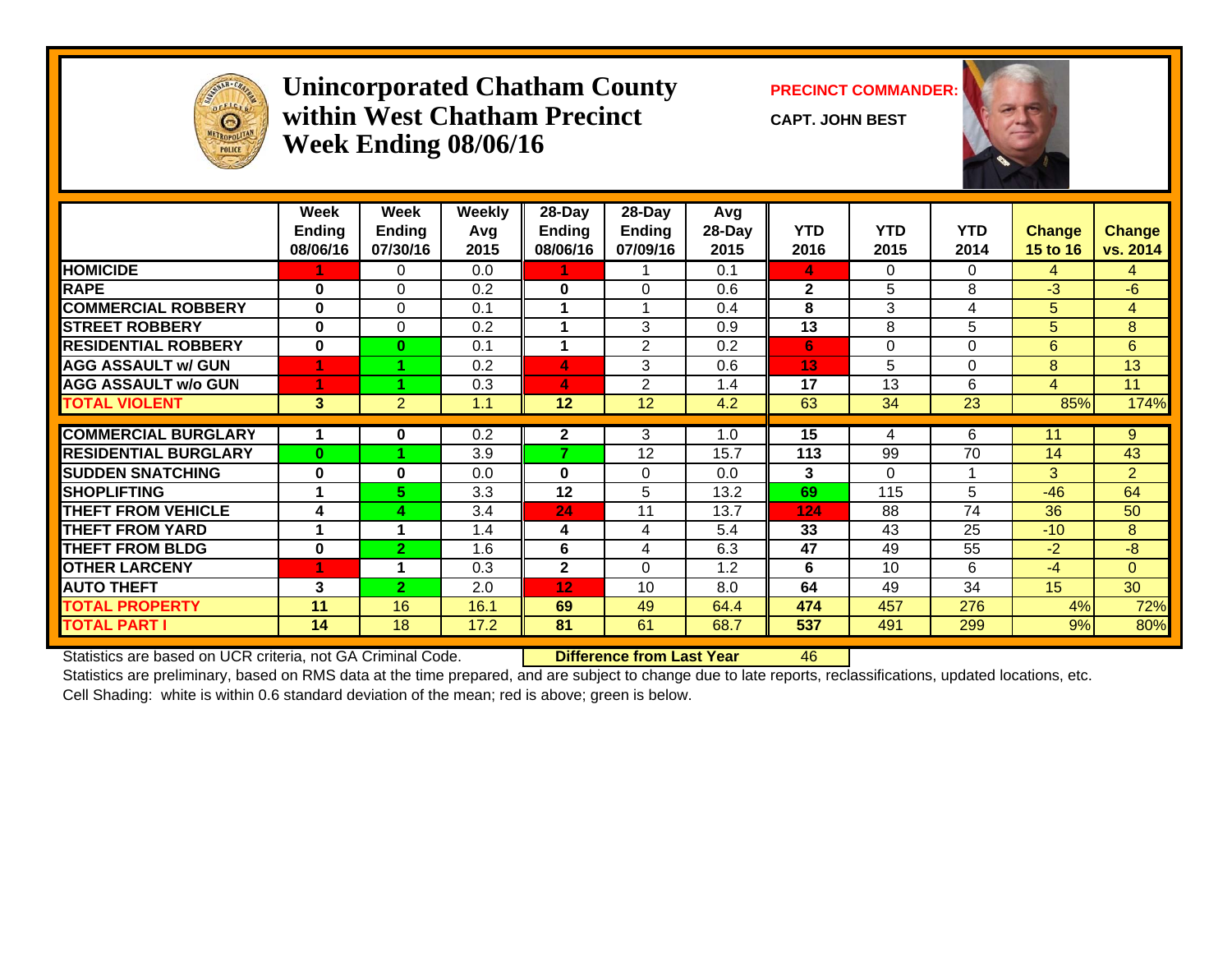# Unincorporated Chatham County within West Chatham Precinct Week Ending 08/06/16

**PRECINCT COMMANDER:**

**CAPT. JOHN BEST**

| | Week Ending 08/06/16 | Week Ending 07/30/16 | Weekly Avg 2015 | 28-Day Ending 08/06/16 | 28-Day Ending 07/09/16 | Avg 28-Day 2015 | YTD 2016 | YTD 2015 | YTD 2014 | Change 15 to 16 | Change vs. 2014 |
|---|---|---|---|---|---|---|---|---|---|---|---|
| HOMICIDE | 1 | 0 | 0.0 | 1 | 1 | 0.1 | 4 | 0 | 0 | 4 | 4 |
| RAPE | 0 | 0 | 0.2 | 0 | 0 | 0.6 | 2 | 5 | 8 | -3 | -6 |
| COMMERCIAL ROBBERY | 0 | 0 | 0.1 | 1 | 1 | 0.4 | 8 | 3 | 4 | 5 | 4 |
| STREET ROBBERY | 0 | 0 | 0.2 | 1 | 3 | 0.9 | 13 | 8 | 5 | 5 | 8 |
| RESIDENTIAL ROBBERY | 0 | 0 | 0.1 | 1 | 2 | 0.2 | 6 | 0 | 0 | 6 | 6 |
| AGG ASSAULT w/ GUN | 1 | 1 | 0.2 | 4 | 3 | 0.6 | 13 | 5 | 0 | 8 | 13 |
| AGG ASSAULT w/o GUN | 1 | 1 | 0.3 | 4 | 2 | 1.4 | 17 | 13 | 6 | 4 | 11 |
| TOTAL VIOLENT | 3 | 2 | 1.1 | 12 | 12 | 4.2 | 63 | 34 | 23 | 85% | 174% |
| COMMERCIAL BURGLARY | 1 | 0 | 0.2 | 2 | 3 | 1.0 | 15 | 4 | 6 | 11 | 9 |
| RESIDENTIAL BURGLARY | 0 | 1 | 3.9 | 7 | 12 | 15.7 | 113 | 99 | 70 | 14 | 43 |
| SUDDEN SNATCHING | 0 | 0 | 0.0 | 0 | 0 | 0.0 | 3 | 0 | 1 | 3 | 2 |
| SHOPLIFTING | 1 | 5 | 3.3 | 12 | 5 | 13.2 | 69 | 115 | 5 | -46 | 64 |
| THEFT FROM VEHICLE | 4 | 4 | 3.4 | 24 | 11 | 13.7 | 124 | 88 | 74 | 36 | 50 |
| THEFT FROM YARD | 1 | 1 | 1.4 | 4 | 4 | 5.4 | 33 | 43 | 25 | -10 | 8 |
| THEFT FROM BLDG | 0 | 2 | 1.6 | 6 | 4 | 6.3 | 47 | 49 | 55 | -2 | -8 |
| OTHER LARCENY | 1 | 1 | 0.3 | 2 | 0 | 1.2 | 6 | 10 | 6 | -4 | 0 |
| AUTO THEFT | 3 | 2 | 2.0 | 12 | 10 | 8.0 | 64 | 49 | 34 | 15 | 30 |
| TOTAL PROPERTY | 11 | 16 | 16.1 | 69 | 49 | 64.4 | 474 | 457 | 276 | 4% | 72% |
| TOTAL PART I | 14 | 18 | 17.2 | 81 | 61 | 68.7 | 537 | 491 | 299 | 9% | 80% |

Statistics are based on UCR criteria, not GA Criminal Code. **Difference from Last Year** 46

Statistics are preliminary, based on RMS data at the time prepared, and are subject to change due to late reports, reclassifications, updated locations, etc.

Cell Shading: white is within 0.6 standard deviation of the mean; red is above; green is below.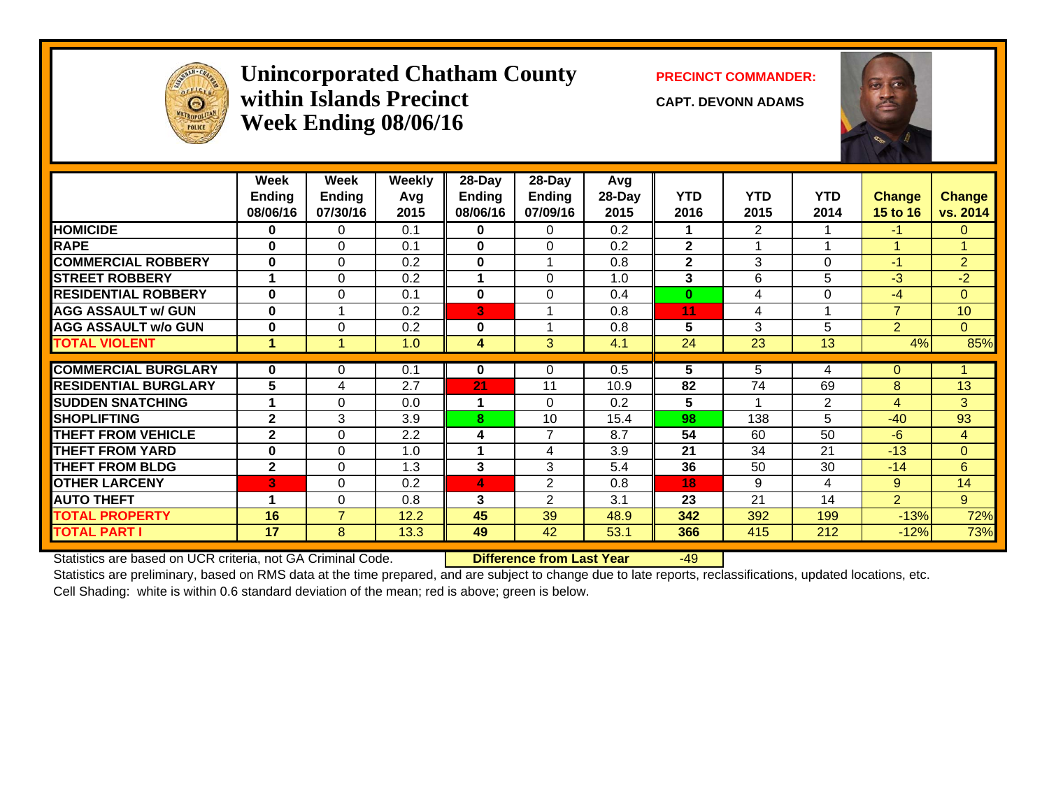# Unincorporated Chatham County within Islands Precinct Week Ending 08/06/16

**PRECINCT COMMANDER:**

**CAPT. DEVONN ADAMS**

| | Week Ending 08/06/16 | Week Ending 07/30/16 | Weekly Avg 2015 | 28-Day Ending 08/06/16 | 28-Day Ending 07/09/16 | Avg 28-Day 2015 | YTD 2016 | YTD 2015 | YTD 2014 | Change 15 to 16 | Change vs. 2014 |
|---|---|---|---|---|---|---|---|---|---|---|---|
| HOMICIDE | 0 | 0 | 0.1 | 0 | 0 | 0.2 | 1 | 2 | 1 | -1 | 0 |
| RAPE | 0 | 0 | 0.1 | 0 | 0 | 0.2 | 2 | 1 | 1 | 1 | 1 |
| COMMERCIAL ROBBERY | 0 | 0 | 0.2 | 0 | 1 | 0.8 | 2 | 3 | 0 | -1 | 2 |
| STREET ROBBERY | 1 | 0 | 0.2 | 1 | 0 | 1.0 | 3 | 6 | 5 | -3 | -2 |
| RESIDENTIAL ROBBERY | 0 | 0 | 0.1 | 0 | 0 | 0.4 | 0 | 4 | 0 | -4 | 0 |
| AGG ASSAULT w/ GUN | 0 | 1 | 0.2 | 3 | 1 | 0.8 | 11 | 4 | 1 | 7 | 10 |
| AGG ASSAULT w/o GUN | 0 | 0 | 0.2 | 0 | 1 | 0.8 | 5 | 3 | 5 | 2 | 0 |
| TOTAL VIOLENT | 1 | 1 | 1.0 | 4 | 3 | 4.1 | 24 | 23 | 13 | 4% | 85% |
| COMMERCIAL BURGLARY | 0 | 0 | 0.1 | 0 | 0 | 0.5 | 5 | 5 | 4 | 0 | 1 |
| RESIDENTIAL BURGLARY | 5 | 4 | 2.7 | 21 | 11 | 10.9 | 82 | 74 | 69 | 8 | 13 |
| SUDDEN SNATCHING | 1 | 0 | 0.0 | 1 | 0 | 0.2 | 5 | 1 | 2 | 4 | 3 |
| SHOPLIFTING | 2 | 3 | 3.9 | 8 | 10 | 15.4 | 98 | 138 | 5 | -40 | 93 |
| THEFT FROM VEHICLE | 2 | 0 | 2.2 | 4 | 7 | 8.7 | 54 | 60 | 50 | -6 | 4 |
| THEFT FROM YARD | 0 | 0 | 1.0 | 1 | 4 | 3.9 | 21 | 34 | 21 | -13 | 0 |
| THEFT FROM BLDG | 2 | 0 | 1.3 | 3 | 3 | 5.4 | 36 | 50 | 30 | -14 | 6 |
| OTHER LARCENY | 3 | 0 | 0.2 | 4 | 2 | 0.8 | 18 | 9 | 4 | 9 | 14 |
| AUTO THEFT | 1 | 0 | 0.8 | 3 | 2 | 3.1 | 23 | 21 | 14 | 2 | 9 |
| TOTAL PROPERTY | 16 | 7 | 12.2 | 45 | 39 | 48.9 | 342 | 392 | 199 | -13% | 72% |
| TOTAL PART I | 17 | 8 | 13.3 | 49 | 42 | 53.1 | 366 | 415 | 212 | -12% | 73% |

Statistics are based on UCR criteria, not GA Criminal Code. **Difference from Last Year** -49

Statistics are preliminary, based on RMS data at the time prepared, and are subject to change due to late reports, reclassifications, updated locations, etc.

Cell Shading: white is within 0.6 standard deviation of the mean; red is above; green is below.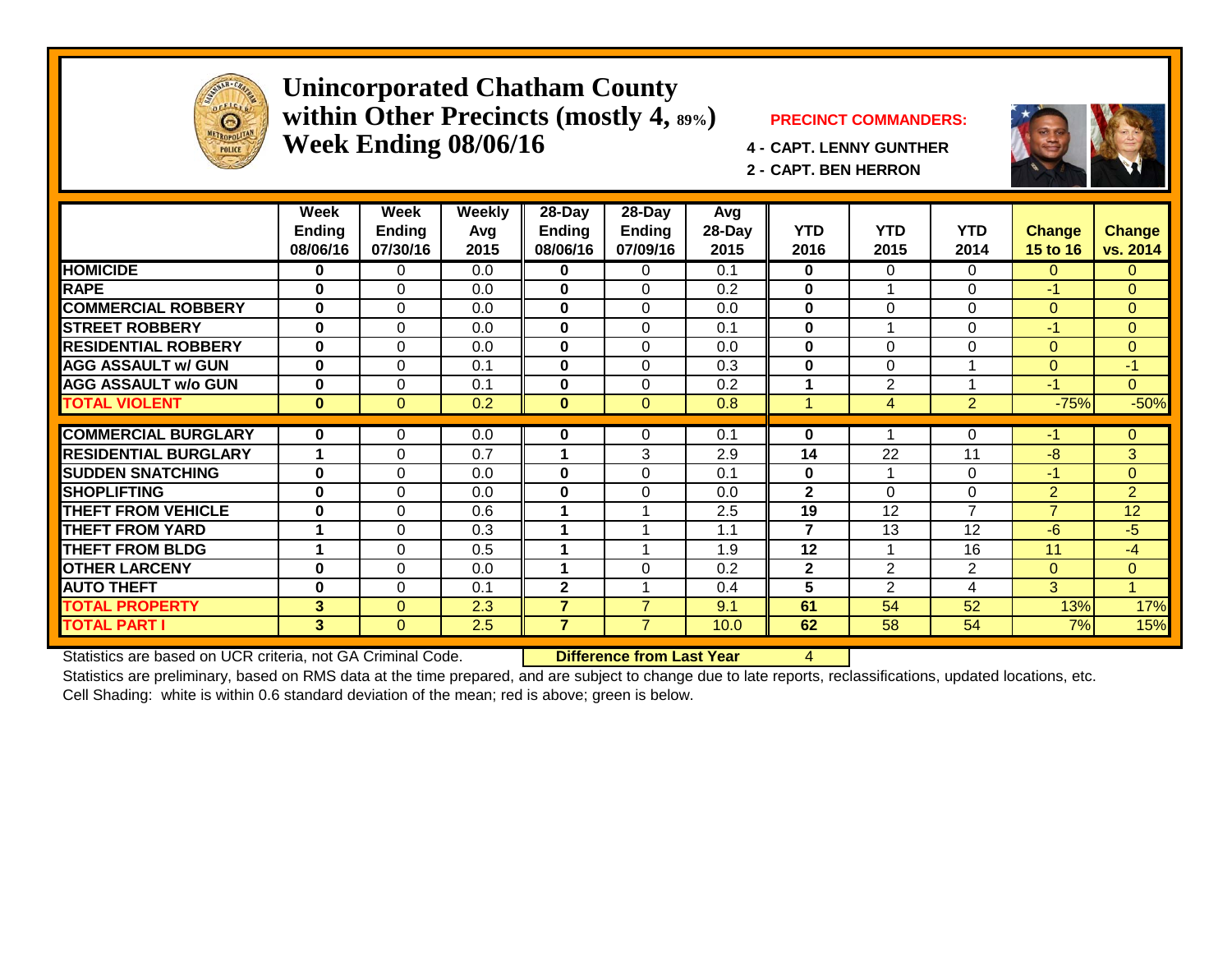# Unincorporated Chatham County within Other Precincts (mostly 4, 89%) Week Ending 08/06/16

**PRECINCT COMMANDERS:**

**4 - CAPT. LENNY GUNTHER**

**2 - CAPT. BEN HERRON**

| | Week Ending 08/06/16 | Week Ending 07/30/16 | Weekly Avg 2015 | 28-Day Ending 08/06/16 | 28-Day Ending 07/09/16 | Avg 28-Day 2015 | YTD 2016 | YTD 2015 | YTD 2014 | Change 15 to 16 | Change vs. 2014 |
|---|---|---|---|---|---|---|---|---|---|---|---|
| **HOMICIDE** | 0 | 0 | 0.0 | 0 | 0 | 0.1 | 0 | 0 | 0 | 0 | 0 |
| **RAPE** | 0 | 0 | 0.0 | 0 | 0 | 0.2 | 0 | 1 | 0 | -1 | 0 |
| **COMMERCIAL ROBBERY** | 0 | 0 | 0.0 | 0 | 0 | 0.0 | 0 | 0 | 0 | 0 | 0 |
| **STREET ROBBERY** | 0 | 0 | 0.0 | 0 | 0 | 0.1 | 0 | 1 | 0 | -1 | 0 |
| **RESIDENTIAL ROBBERY** | 0 | 0 | 0.0 | 0 | 0 | 0.0 | 0 | 0 | 0 | 0 | 0 |
| **AGG ASSAULT w/ GUN** | 0 | 0 | 0.1 | 0 | 0 | 0.3 | 0 | 0 | 1 | 0 | -1 |
| **AGG ASSAULT w/o GUN** | 0 | 0 | 0.1 | 0 | 0 | 0.2 | 1 | 2 | 1 | -1 | 0 |
| **TOTAL VIOLENT** | 0 | 0 | 0.2 | 0 | 0 | 0.8 | 1 | 4 | 2 | -75% | -50% |
| **COMMERCIAL BURGLARY** | 0 | 0 | 0.0 | 0 | 0 | 0.1 | 0 | 1 | 0 | -1 | 0 |
| **RESIDENTIAL BURGLARY** | 1 | 0 | 0.7 | 1 | 3 | 2.9 | 14 | 22 | 11 | -8 | 3 |
| **SUDDEN SNATCHING** | 0 | 0 | 0.0 | 0 | 0 | 0.1 | 0 | 1 | 0 | -1 | 0 |
| **SHOPLIFTING** | 0 | 0 | 0.0 | 0 | 0 | 0.0 | 2 | 0 | 0 | 2 | 2 |
| **THEFT FROM VEHICLE** | 0 | 0 | 0.6 | 1 | 1 | 2.5 | 19 | 12 | 7 | 7 | 12 |
| **THEFT FROM YARD** | 1 | 0 | 0.3 | 1 | 1 | 1.1 | 7 | 13 | 12 | -6 | -5 |
| **THEFT FROM BLDG** | 1 | 0 | 0.5 | 1 | 1 | 1.9 | 12 | 1 | 16 | 11 | -4 |
| **OTHER LARCENY** | 0 | 0 | 0.0 | 1 | 0 | 0.2 | 2 | 2 | 2 | 0 | 0 |
| **AUTO THEFT** | 0 | 0 | 0.1 | 2 | 1 | 0.4 | 5 | 2 | 4 | 3 | 1 |
| **TOTAL PROPERTY** | 3 | 0 | 2.3 | 7 | 7 | 9.1 | 61 | 54 | 52 | 13% | 17% |
| **TOTAL PART I** | 3 | 0 | 2.5 | 7 | 7 | 10.0 | 62 | 58 | 54 | 7% | 15% |

Statistics are based on UCR criteria, not GA Criminal Code. **Difference from Last Year** 4

Statistics are preliminary, based on RMS data at the time prepared, and are subject to change due to late reports, reclassifications, updated locations, etc.

Cell Shading: white is within 0.6 standard deviation of the mean; red is above; green is below.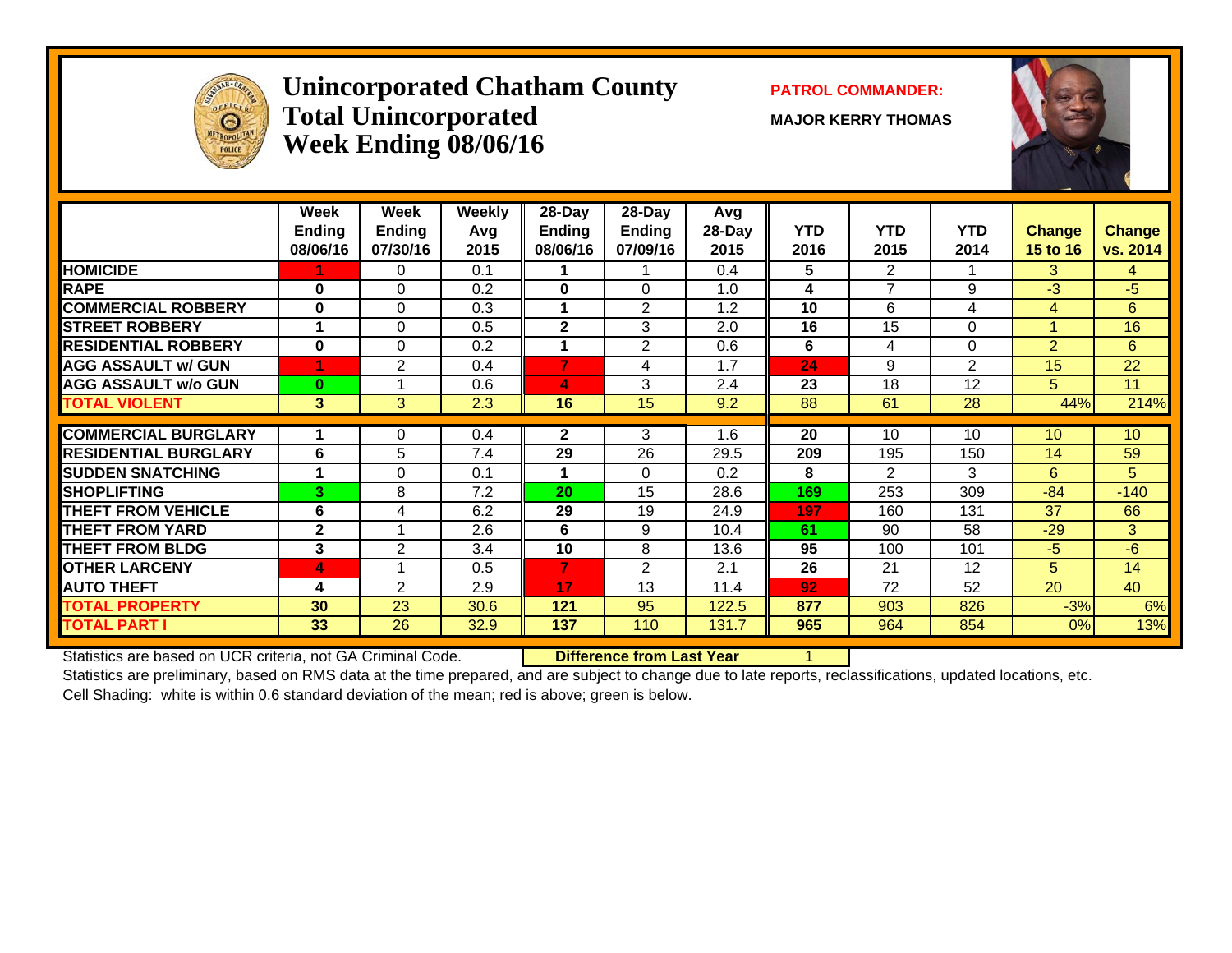# Unincorporated Chatham County
# Total Unincorporated
# Week Ending 08/06/16

**PATROL COMMANDER:**

**MAJOR KERRY THOMAS**

| | Week Ending 08/06/16 | Week Ending 07/30/16 | Weekly Avg 2015 | 28-Day Ending 08/06/16 | 28-Day Ending 07/09/16 | Avg 28-Day 2015 | YTD 2016 | YTD 2015 | YTD 2014 | Change 15 to 16 | Change vs. 2014 |
|---|---|---|---|---|---|---|---|---|---|---|---|
| HOMICIDE | 1 | 0 | 0.1 | 1 | 1 | 0.4 | 5 | 2 | 1 | 3 | 4 |
| RAPE | 0 | 0 | 0.2 | 0 | 0 | 1.0 | 4 | 7 | 9 | -3 | -5 |
| COMMERCIAL ROBBERY | 0 | 0 | 0.3 | 1 | 2 | 1.2 | 10 | 6 | 4 | 4 | 6 |
| STREET ROBBERY | 1 | 0 | 0.5 | 2 | 3 | 2.0 | 16 | 15 | 0 | 1 | 16 |
| RESIDENTIAL ROBBERY | 0 | 0 | 0.2 | 1 | 2 | 0.6 | 6 | 4 | 0 | 2 | 6 |
| AGG ASSAULT w/ GUN | 1 | 2 | 0.4 | 7 | 4 | 1.7 | 24 | 9 | 2 | 15 | 22 |
| AGG ASSAULT w/o GUN | 0 | 1 | 0.6 | 4 | 3 | 2.4 | 23 | 18 | 12 | 5 | 11 |
| TOTAL VIOLENT | 3 | 3 | 2.3 | 16 | 15 | 9.2 | 88 | 61 | 28 | 44% | 214% |
| COMMERCIAL BURGLARY | 1 | 0 | 0.4 | 2 | 3 | 1.6 | 20 | 10 | 10 | 10 | 10 |
| RESIDENTIAL BURGLARY | 6 | 5 | 7.4 | 29 | 26 | 29.5 | 209 | 195 | 150 | 14 | 59 |
| SUDDEN SNATCHING | 1 | 0 | 0.1 | 1 | 0 | 0.2 | 8 | 2 | 3 | 6 | 5 |
| SHOPLIFTING | 3 | 8 | 7.2 | 20 | 15 | 28.6 | 169 | 253 | 309 | -84 | -140 |
| THEFT FROM VEHICLE | 6 | 4 | 6.2 | 29 | 19 | 24.9 | 197 | 160 | 131 | 37 | 66 |
| THEFT FROM YARD | 2 | 1 | 2.6 | 6 | 9 | 10.4 | 61 | 90 | 58 | -29 | 3 |
| THEFT FROM BLDG | 3 | 2 | 3.4 | 10 | 8 | 13.6 | 95 | 100 | 101 | -5 | -6 |
| OTHER LARCENY | 4 | 1 | 0.5 | 7 | 2 | 2.1 | 26 | 21 | 12 | 5 | 14 |
| AUTO THEFT | 4 | 2 | 2.9 | 17 | 13 | 11.4 | 92 | 72 | 52 | 20 | 40 |
| TOTAL PROPERTY | 30 | 23 | 30.6 | 121 | 95 | 122.5 | 877 | 903 | 826 | -3% | 6% |
| TOTAL PART I | 33 | 26 | 32.9 | 137 | 110 | 131.7 | 965 | 964 | 854 | 0% | 13% |

Statistics are based on UCR criteria, not GA Criminal Code. **Difference from Last Year** 1

Statistics are preliminary, based on RMS data at the time prepared, and are subject to change due to late reports, reclassifications, updated locations, etc.

Cell Shading: white is within 0.6 standard deviation of the mean; red is above; green is below.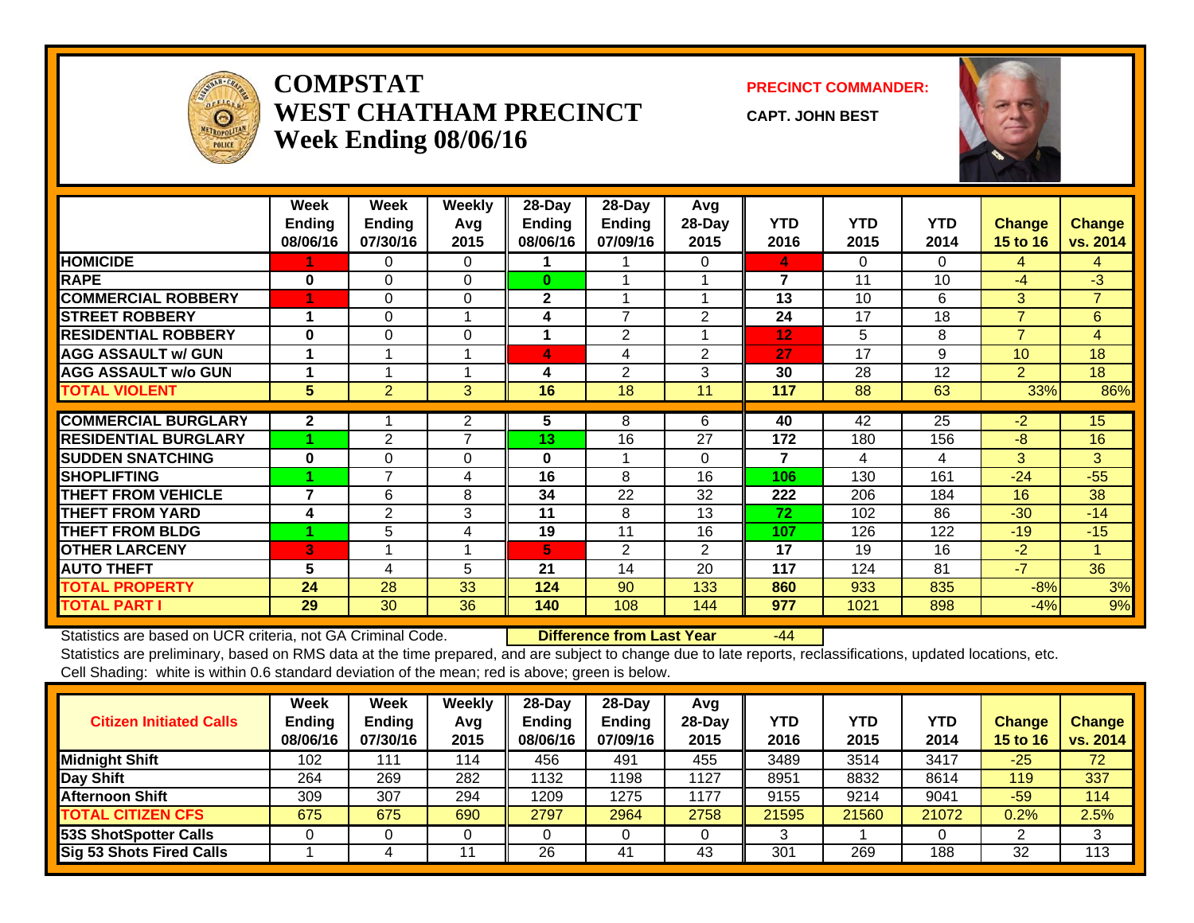# COMPSTAT
# WEST CHATHAM PRECINCT
## Week Ending 08/06/16

**PRECINCT COMMANDER:**

**CAPT. JOHN BEST**

| | Week Ending 08/06/16 | Week Ending 07/30/16 | Weekly Avg 2015 | 28-Day Ending 08/06/16 | 28-Day Ending 07/09/16 | Avg 28-Day 2015 | YTD 2016 | YTD 2015 | YTD 2014 | Change 15 to 16 | Change vs. 2014 |
|---|---|---|---|---|---|---|---|---|---|---|---|
| HOMICIDE | 1 | 0 | 0 | 1 | 1 | 0 | 4 | 0 | 0 | 4 | 4 |
| RAPE | 0 | 0 | 0 | 0 | 1 | 1 | 7 | 11 | 10 | -4 | -3 |
| COMMERCIAL ROBBERY | 1 | 0 | 0 | 2 | 1 | 1 | 13 | 10 | 6 | 3 | 7 |
| STREET ROBBERY | 1 | 0 | 1 | 4 | 7 | 2 | 24 | 17 | 18 | 7 | 6 |
| RESIDENTIAL ROBBERY | 0 | 0 | 0 | 1 | 2 | 1 | 12 | 5 | 8 | 7 | 4 |
| AGG ASSAULT w/ GUN | 1 | 1 | 1 | 4 | 4 | 2 | 27 | 17 | 9 | 10 | 18 |
| AGG ASSAULT w/o GUN | 1 | 1 | 1 | 4 | 2 | 3 | 30 | 28 | 12 | 2 | 18 |
| TOTAL VIOLENT | 5 | 2 | 3 | 16 | 18 | 11 | 117 | 88 | 63 | 33% | 86% |
| COMMERCIAL BURGLARY | 2 | 1 | 2 | 5 | 8 | 6 | 40 | 42 | 25 | -2 | 15 |
| RESIDENTIAL BURGLARY | 1 | 2 | 7 | 13 | 16 | 27 | 172 | 180 | 156 | -8 | 16 |
| SUDDEN SNATCHING | 0 | 0 | 0 | 0 | 1 | 0 | 7 | 4 | 4 | 3 | 3 |
| SHOPLIFTING | 1 | 7 | 4 | 16 | 8 | 16 | 106 | 130 | 161 | -24 | -55 |
| THEFT FROM VEHICLE | 7 | 6 | 8 | 34 | 22 | 32 | 222 | 206 | 184 | 16 | 38 |
| THEFT FROM YARD | 4 | 2 | 3 | 11 | 8 | 13 | 72 | 102 | 86 | -30 | -14 |
| THEFT FROM BLDG | 1 | 5 | 4 | 19 | 11 | 16 | 107 | 126 | 122 | -19 | -15 |
| OTHER LARCENY | 3 | 1 | 1 | 5 | 2 | 2 | 17 | 19 | 16 | -2 | 1 |
| AUTO THEFT | 5 | 4 | 5 | 21 | 14 | 20 | 117 | 124 | 81 | -7 | 36 |
| TOTAL PROPERTY | 24 | 28 | 33 | 124 | 90 | 133 | 860 | 933 | 835 | -8% | 3% |
| TOTAL PART I | 29 | 30 | 36 | 140 | 108 | 144 | 977 | 1021 | 898 | -4% | 9% |

Statistics are based on UCR criteria, not GA Criminal Code. **Difference from Last Year** -44

Statistics are preliminary, based on RMS data at the time prepared, and are subject to change due to late reports, reclassifications, updated locations, etc.

Cell Shading: white is within 0.6 standard deviation of the mean; red is above; green is below.

| Citizen Initiated Calls | Week Ending 08/06/16 | Week Ending 07/30/16 | Weekly Avg 2015 | 28-Day Ending 08/06/16 | 28-Day Ending 07/09/16 | Avg 28-Day 2015 | YTD 2016 | YTD 2015 | YTD 2014 | Change 15 to 16 | Change vs. 2014 |
|---|---|---|---|---|---|---|---|---|---|---|---|
| Midnight Shift | 102 | 111 | 114 | 456 | 491 | 455 | 3489 | 3514 | 3417 | -25 | 72 |
| Day Shift | 264 | 269 | 282 | 1132 | 1198 | 1127 | 8951 | 8832 | 8614 | 119 | 337 |
| Afternoon Shift | 309 | 307 | 294 | 1209 | 1275 | 1177 | 9155 | 9214 | 9041 | -59 | 114 |
| TOTAL CITIZEN CFS | 675 | 675 | 690 | 2797 | 2964 | 2758 | 21595 | 21560 | 21072 | 0.2% | 2.5% |
| 53S ShotSpotter Calls | 0 | 0 | 0 | 0 | 0 | 0 | 3 | 1 | 0 | 2 | 3 |
| Sig 53 Shots Fired Calls | 1 | 4 | 11 | 26 | 41 | 43 | 301 | 269 | 188 | 32 | 113 |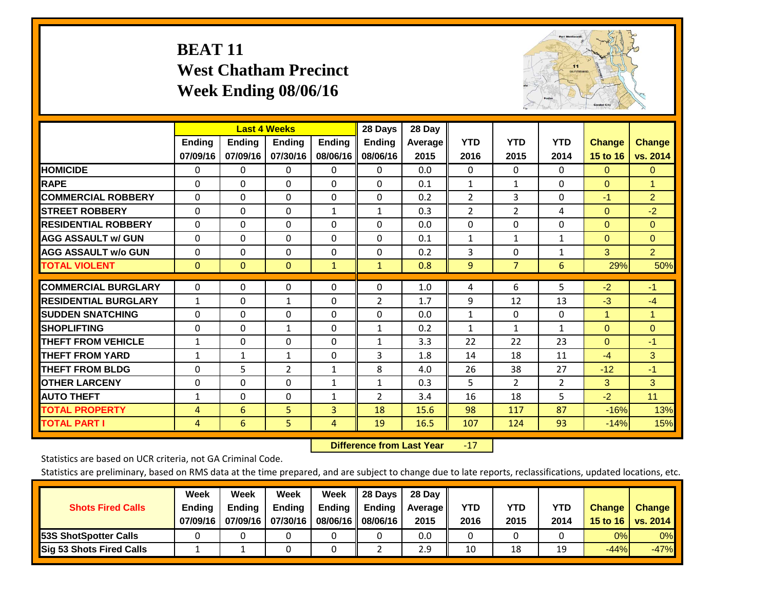# BEAT 11
## West Chatham Precinct
## Week Ending 08/06/16

| | Last 4 Weeks | | | | 28 Days | 28 Day | | | | | |
|---|---|---|---|---|---|---|---|---|---|---|---|
| | Ending 07/09/16 | Ending 07/09/16 | Ending 07/30/16 | Ending 08/06/16 | Ending 08/06/16 | Average 2015 | YTD 2016 | YTD 2015 | YTD 2014 | Change 15 to 16 | Change vs. 2014 |
| HOMICIDE | 0 | 0 | 0 | 0 | 0 | 0.0 | 0 | 0 | 0 | 0 | 0 |
| RAPE | 0 | 0 | 0 | 0 | 0 | 0.1 | 1 | 1 | 0 | 0 | 1 |
| COMMERCIAL ROBBERY | 0 | 0 | 0 | 0 | 0 | 0.2 | 2 | 3 | 0 | -1 | 2 |
| STREET ROBBERY | 0 | 0 | 0 | 1 | 1 | 0.3 | 2 | 2 | 4 | 0 | -2 |
| RESIDENTIAL ROBBERY | 0 | 0 | 0 | 0 | 0 | 0.0 | 0 | 0 | 0 | 0 | 0 |
| AGG ASSAULT w/ GUN | 0 | 0 | 0 | 0 | 0 | 0.1 | 1 | 1 | 1 | 0 | 0 |
| AGG ASSAULT w/o GUN | 0 | 0 | 0 | 0 | 0 | 0.2 | 3 | 0 | 1 | 3 | 2 |
| TOTAL VIOLENT | 0 | 0 | 0 | 1 | 1 | 0.8 | 9 | 7 | 6 | 29% | 50% |
| COMMERCIAL BURGLARY | 0 | 0 | 0 | 0 | 0 | 1.0 | 4 | 6 | 5 | -2 | -1 |
| RESIDENTIAL BURGLARY | 1 | 0 | 1 | 0 | 2 | 1.7 | 9 | 12 | 13 | -3 | -4 |
| SUDDEN SNATCHING | 0 | 0 | 0 | 0 | 0 | 0.0 | 1 | 0 | 0 | 1 | 1 |
| SHOPLIFTING | 0 | 0 | 1 | 0 | 1 | 0.2 | 1 | 1 | 1 | 0 | 0 |
| THEFT FROM VEHICLE | 1 | 0 | 0 | 0 | 1 | 3.3 | 22 | 22 | 23 | 0 | -1 |
| THEFT FROM YARD | 1 | 1 | 1 | 0 | 3 | 1.8 | 14 | 18 | 11 | -4 | 3 |
| THEFT FROM BLDG | 0 | 5 | 2 | 1 | 8 | 4.0 | 26 | 38 | 27 | -12 | -1 |
| OTHER LARCENY | 0 | 0 | 0 | 1 | 1 | 0.3 | 5 | 2 | 2 | 3 | 3 |
| AUTO THEFT | 1 | 0 | 0 | 1 | 2 | 3.4 | 16 | 18 | 5 | -2 | 11 |
| TOTAL PROPERTY | 4 | 6 | 5 | 3 | 18 | 15.6 | 98 | 117 | 87 | -16% | 13% |
| TOTAL PART I | 4 | 6 | 5 | 4 | 19 | 16.5 | 107 | 124 | 93 | -14% | 15% |

**Difference from Last Year** -17

Statistics are based on UCR criteria, not GA Criminal Code.

Statistics are preliminary, based on RMS data at the time prepared, and are subject to change due to late reports, reclassifications, updated locations, etc.

| Shots Fired Calls | Week Ending 07/09/16 | Week Ending 07/09/16 | Week Ending 07/30/16 | Week Ending 08/06/16 | 28 Days Ending 08/06/16 | 28 Day Average 2015 | YTD 2016 | YTD 2015 | YTD 2014 | Change 15 to 16 | Change vs. 2014 |
|---|---|---|---|---|---|---|---|---|---|---|---|
| 53S ShotSpotter Calls | 0 | 0 | 0 | 0 | 0 | 0.0 | 0 | 0 | 0 | 0% | 0% |
| Sig 53 Shots Fired Calls | 1 | 1 | 0 | 0 | 2 | 2.9 | 10 | 18 | 19 | -44% | -47% |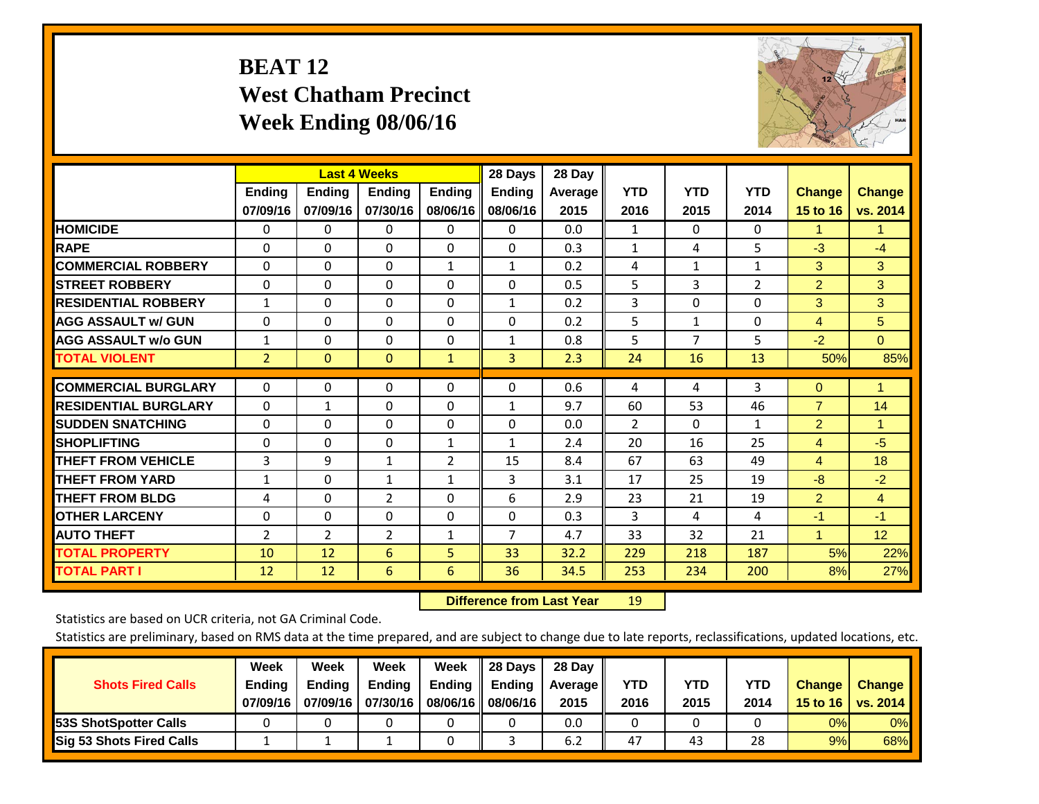# BEAT 12
## West Chatham Precinct
## Week Ending 08/06/16

| | Last 4 Weeks | | | | 28 Days | 28 Day | | | | | |
|---|---|---|---|---|---|---|---|---|---|---|---|
| | Ending 07/09/16 | Ending 07/09/16 | Ending 07/30/16 | Ending 08/06/16 | Ending 08/06/16 | Average 2015 | YTD 2016 | YTD 2015 | YTD 2014 | Change 15 to 16 | Change vs. 2014 |
| HOMICIDE | 0 | 0 | 0 | 0 | 0 | 0.0 | 1 | 0 | 0 | 1 | 1 |
| RAPE | 0 | 0 | 0 | 0 | 0 | 0.3 | 1 | 4 | 5 | -3 | -4 |
| COMMERCIAL ROBBERY | 0 | 0 | 0 | 1 | 1 | 0.2 | 4 | 1 | 1 | 3 | 3 |
| STREET ROBBERY | 0 | 0 | 0 | 0 | 0 | 0.5 | 5 | 3 | 2 | 2 | 3 |
| RESIDENTIAL ROBBERY | 1 | 0 | 0 | 0 | 1 | 0.2 | 3 | 0 | 0 | 3 | 3 |
| AGG ASSAULT w/ GUN | 0 | 0 | 0 | 0 | 0 | 0.2 | 5 | 1 | 0 | 4 | 5 |
| AGG ASSAULT w/o GUN | 1 | 0 | 0 | 0 | 1 | 0.8 | 5 | 7 | 5 | -2 | 0 |
| TOTAL VIOLENT | 2 | 0 | 0 | 1 | 3 | 2.3 | 24 | 16 | 13 | 50% | 85% |
| COMMERCIAL BURGLARY | 0 | 0 | 0 | 0 | 0 | 0.6 | 4 | 4 | 3 | 0 | 1 |
| RESIDENTIAL BURGLARY | 0 | 1 | 0 | 0 | 1 | 9.7 | 60 | 53 | 46 | 7 | 14 |
| SUDDEN SNATCHING | 0 | 0 | 0 | 0 | 0 | 0.0 | 2 | 0 | 1 | 2 | 1 |
| SHOPLIFTING | 0 | 0 | 0 | 1 | 1 | 2.4 | 20 | 16 | 25 | 4 | -5 |
| THEFT FROM VEHICLE | 3 | 9 | 1 | 2 | 15 | 8.4 | 67 | 63 | 49 | 4 | 18 |
| THEFT FROM YARD | 1 | 0 | 1 | 1 | 3 | 3.1 | 17 | 25 | 19 | -8 | -2 |
| THEFT FROM BLDG | 4 | 0 | 2 | 0 | 6 | 2.9 | 23 | 21 | 19 | 2 | 4 |
| OTHER LARCENY | 0 | 0 | 0 | 0 | 0 | 0.3 | 3 | 4 | 4 | -1 | -1 |
| AUTO THEFT | 2 | 2 | 2 | 1 | 7 | 4.7 | 33 | 32 | 21 | 1 | 12 |
| TOTAL PROPERTY | 10 | 12 | 6 | 5 | 33 | 32.2 | 229 | 218 | 187 | 5% | 22% |
| TOTAL PART I | 12 | 12 | 6 | 6 | 36 | 34.5 | 253 | 234 | 200 | 8% | 27% |

**Difference from Last Year** 19

Statistics are based on UCR criteria, not GA Criminal Code.

Statistics are preliminary, based on RMS data at the time prepared, and are subject to change due to late reports, reclassifications, updated locations, etc.

| Shots Fired Calls | Week Ending 07/09/16 | Week Ending 07/09/16 | Week Ending 07/30/16 | Week Ending 08/06/16 | 28 Days Ending 08/06/16 | 28 Day Average 2015 | YTD 2016 | YTD 2015 | YTD 2014 | Change 15 to 16 | Change vs. 2014 |
|---|---|---|---|---|---|---|---|---|---|---|---|
| 53S ShotSpotter Calls | 0 | 0 | 0 | 0 | 0 | 0.0 | 0 | 0 | 0 | 0% | 0% |
| Sig 53 Shots Fired Calls | 1 | 1 | 1 | 0 | 3 | 6.2 | 47 | 43 | 28 | 9% | 68% |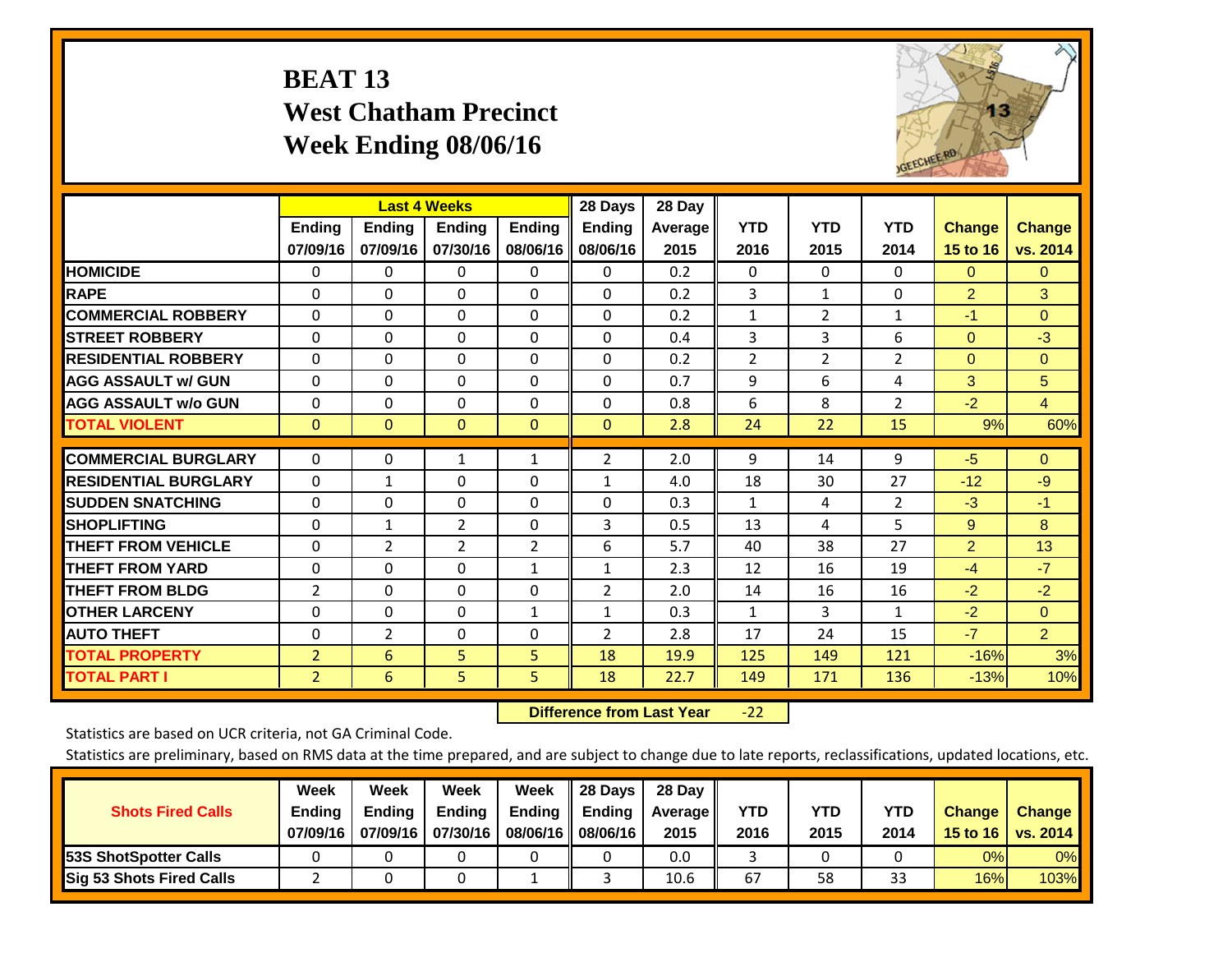# BEAT 13
## West Chatham Precinct
## Week Ending 08/06/16

| | Last 4 Weeks | | | | 28 Days | 28 Day | | | | | |
|---|---|---|---|---|---|---|---|---|---|---|---|
| | Ending 07/09/16 | Ending 07/09/16 | Ending 07/30/16 | Ending 08/06/16 | Ending 08/06/16 | Average 2015 | YTD 2016 | YTD 2015 | YTD 2014 | Change 15 to 16 | Change vs. 2014 |
| **HOMICIDE** | 0 | 0 | 0 | 0 | 0 | 0.2 | 0 | 0 | 0 | 0 | 0 |
| **RAPE** | 0 | 0 | 0 | 0 | 0 | 0.2 | 3 | 1 | 0 | 2 | 3 |
| **COMMERCIAL ROBBERY** | 0 | 0 | 0 | 0 | 0 | 0.2 | 1 | 2 | 1 | -1 | 0 |
| **STREET ROBBERY** | 0 | 0 | 0 | 0 | 0 | 0.4 | 3 | 3 | 6 | 0 | -3 |
| **RESIDENTIAL ROBBERY** | 0 | 0 | 0 | 0 | 0 | 0.2 | 2 | 2 | 2 | 0 | 0 |
| **AGG ASSAULT w/ GUN** | 0 | 0 | 0 | 0 | 0 | 0.7 | 9 | 6 | 4 | 3 | 5 |
| **AGG ASSAULT w/o GUN** | 0 | 0 | 0 | 0 | 0 | 0.8 | 6 | 8 | 2 | -2 | 4 |
| **TOTAL VIOLENT** | 0 | 0 | 0 | 0 | 0 | 2.8 | 24 | 22 | 15 | 9% | 60% |
| **COMMERCIAL BURGLARY** | 0 | 0 | 1 | 1 | 2 | 2.0 | 9 | 14 | 9 | -5 | 0 |
| **RESIDENTIAL BURGLARY** | 0 | 1 | 0 | 0 | 1 | 4.0 | 18 | 30 | 27 | -12 | -9 |
| **SUDDEN SNATCHING** | 0 | 0 | 0 | 0 | 0 | 0.3 | 1 | 4 | 2 | -3 | -1 |
| **SHOPLIFTING** | 0 | 1 | 2 | 0 | 3 | 0.5 | 13 | 4 | 5 | 9 | 8 |
| **THEFT FROM VEHICLE** | 0 | 2 | 2 | 2 | 6 | 5.7 | 40 | 38 | 27 | 2 | 13 |
| **THEFT FROM YARD** | 0 | 0 | 0 | 1 | 1 | 2.3 | 12 | 16 | 19 | -4 | -7 |
| **THEFT FROM BLDG** | 2 | 0 | 0 | 0 | 2 | 2.0 | 14 | 16 | 16 | -2 | -2 |
| **OTHER LARCENY** | 0 | 0 | 0 | 1 | 1 | 0.3 | 1 | 3 | 1 | -2 | 0 |
| **AUTO THEFT** | 0 | 2 | 0 | 0 | 2 | 2.8 | 17 | 24 | 15 | -7 | 2 |
| **TOTAL PROPERTY** | 2 | 6 | 5 | 5 | 18 | 19.9 | 125 | 149 | 121 | -16% | 3% |
| **TOTAL PART I** | 2 | 6 | 5 | 5 | 18 | 22.7 | 149 | 171 | 136 | -13% | 10% |

**Difference from Last Year** -22

Statistics are based on UCR criteria, not GA Criminal Code.

Statistics are preliminary, based on RMS data at the time prepared, and are subject to change due to late reports, reclassifications, updated locations, etc.

| Shots Fired Calls | Week Ending 07/09/16 | Week Ending 07/09/16 | Week Ending 07/30/16 | Week Ending 08/06/16 | 28 Days Ending 08/06/16 | 28 Day Average 2015 | YTD 2016 | YTD 2015 | YTD 2014 | Change 15 to 16 | Change vs. 2014 |
|---|---|---|---|---|---|---|---|---|---|---|---|
| **53S ShotSpotter Calls** | 0 | 0 | 0 | 0 | 0 | 0.0 | 3 | 0 | 0 | 0% | 0% |
| **Sig 53 Shots Fired Calls** | 2 | 0 | 0 | 1 | 3 | 10.6 | 67 | 58 | 33 | 16% | 103% |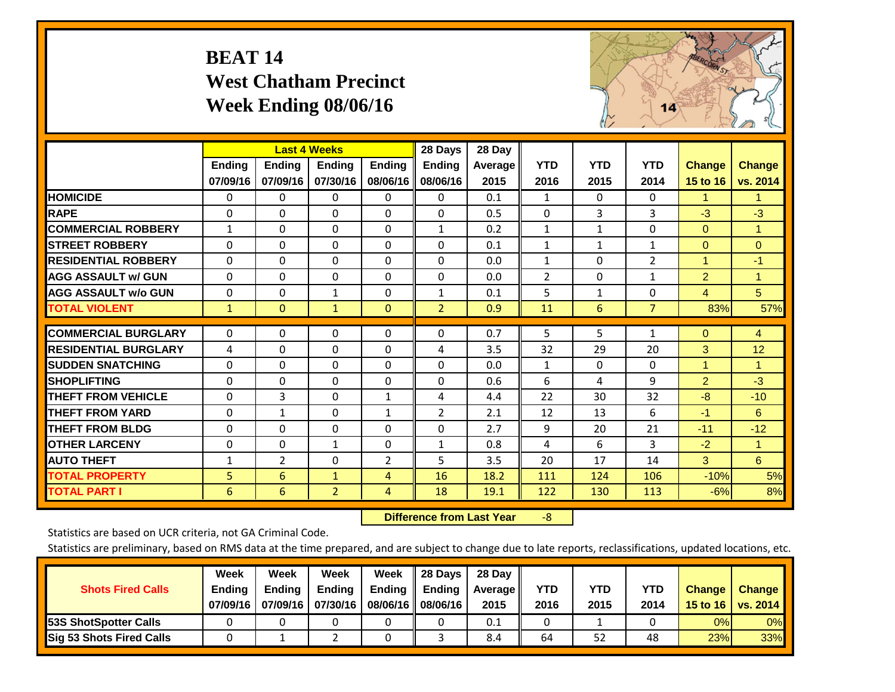# BEAT 14
## West Chatham Precinct
## Week Ending 08/06/16

| | Last 4 Weeks | | | | 28 Days | 28 Day | | | | | |
|---|---|---|---|---|---|---|---|---|---|---|---|
| | Ending 07/09/16 | Ending 07/09/16 | Ending 07/30/16 | Ending 08/06/16 | Ending 08/06/16 | Average 2015 | YTD 2016 | YTD 2015 | YTD 2014 | Change 15 to 16 | Change vs. 2014 |
| HOMICIDE | 0 | 0 | 0 | 0 | 0 | 0.1 | 1 | 0 | 0 | 1 | 1 |
| RAPE | 0 | 0 | 0 | 0 | 0 | 0.5 | 0 | 3 | 3 | -3 | -3 |
| COMMERCIAL ROBBERY | 1 | 0 | 0 | 0 | 1 | 0.2 | 1 | 1 | 0 | 0 | 1 |
| STREET ROBBERY | 0 | 0 | 0 | 0 | 0 | 0.1 | 1 | 1 | 1 | 0 | 0 |
| RESIDENTIAL ROBBERY | 0 | 0 | 0 | 0 | 0 | 0.0 | 1 | 0 | 2 | 1 | -1 |
| AGG ASSAULT w/ GUN | 0 | 0 | 0 | 0 | 0 | 0.0 | 2 | 0 | 1 | 2 | 1 |
| AGG ASSAULT w/o GUN | 0 | 0 | 1 | 0 | 1 | 0.1 | 5 | 1 | 0 | 4 | 5 |
| TOTAL VIOLENT | 1 | 0 | 1 | 0 | 2 | 0.9 | 11 | 6 | 7 | 83% | 57% |
| COMMERCIAL BURGLARY | 0 | 0 | 0 | 0 | 0 | 0.7 | 5 | 5 | 1 | 0 | 4 |
| RESIDENTIAL BURGLARY | 4 | 0 | 0 | 0 | 4 | 3.5 | 32 | 29 | 20 | 3 | 12 |
| SUDDEN SNATCHING | 0 | 0 | 0 | 0 | 0 | 0.0 | 1 | 0 | 0 | 1 | 1 |
| SHOPLIFTING | 0 | 0 | 0 | 0 | 0 | 0.6 | 6 | 4 | 9 | 2 | -3 |
| THEFT FROM VEHICLE | 0 | 3 | 0 | 1 | 4 | 4.4 | 22 | 30 | 32 | -8 | -10 |
| THEFT FROM YARD | 0 | 1 | 0 | 1 | 2 | 2.1 | 12 | 13 | 6 | -1 | 6 |
| THEFT FROM BLDG | 0 | 0 | 0 | 0 | 0 | 2.7 | 9 | 20 | 21 | -11 | -12 |
| OTHER LARCENY | 0 | 0 | 1 | 0 | 1 | 0.8 | 4 | 6 | 3 | -2 | 1 |
| AUTO THEFT | 1 | 2 | 0 | 2 | 5 | 3.5 | 20 | 17 | 14 | 3 | 6 |
| TOTAL PROPERTY | 5 | 6 | 1 | 4 | 16 | 18.2 | 111 | 124 | 106 | -10% | 5% |
| TOTAL PART I | 6 | 6 | 2 | 4 | 18 | 19.1 | 122 | 130 | 113 | -6% | 8% |

**Difference from Last Year** -8

Statistics are based on UCR criteria, not GA Criminal Code.

Statistics are preliminary, based on RMS data at the time prepared, and are subject to change due to late reports, reclassifications, updated locations, etc.

| Shots Fired Calls | Week Ending 07/09/16 | Week Ending 07/09/16 | Week Ending 07/30/16 | Week Ending 08/06/16 | 28 Days Ending 08/06/16 | 28 Day Average 2015 | YTD 2016 | YTD 2015 | YTD 2014 | Change 15 to 16 | Change vs. 2014 |
|---|---|---|---|---|---|---|---|---|---|---|---|
| 53S ShotSpotter Calls | 0 | 0 | 0 | 0 | 0 | 0.1 | 0 | 1 | 0 | 0% | 0% |
| Sig 53 Shots Fired Calls | 0 | 1 | 2 | 0 | 3 | 8.4 | 64 | 52 | 48 | 23% | 33% |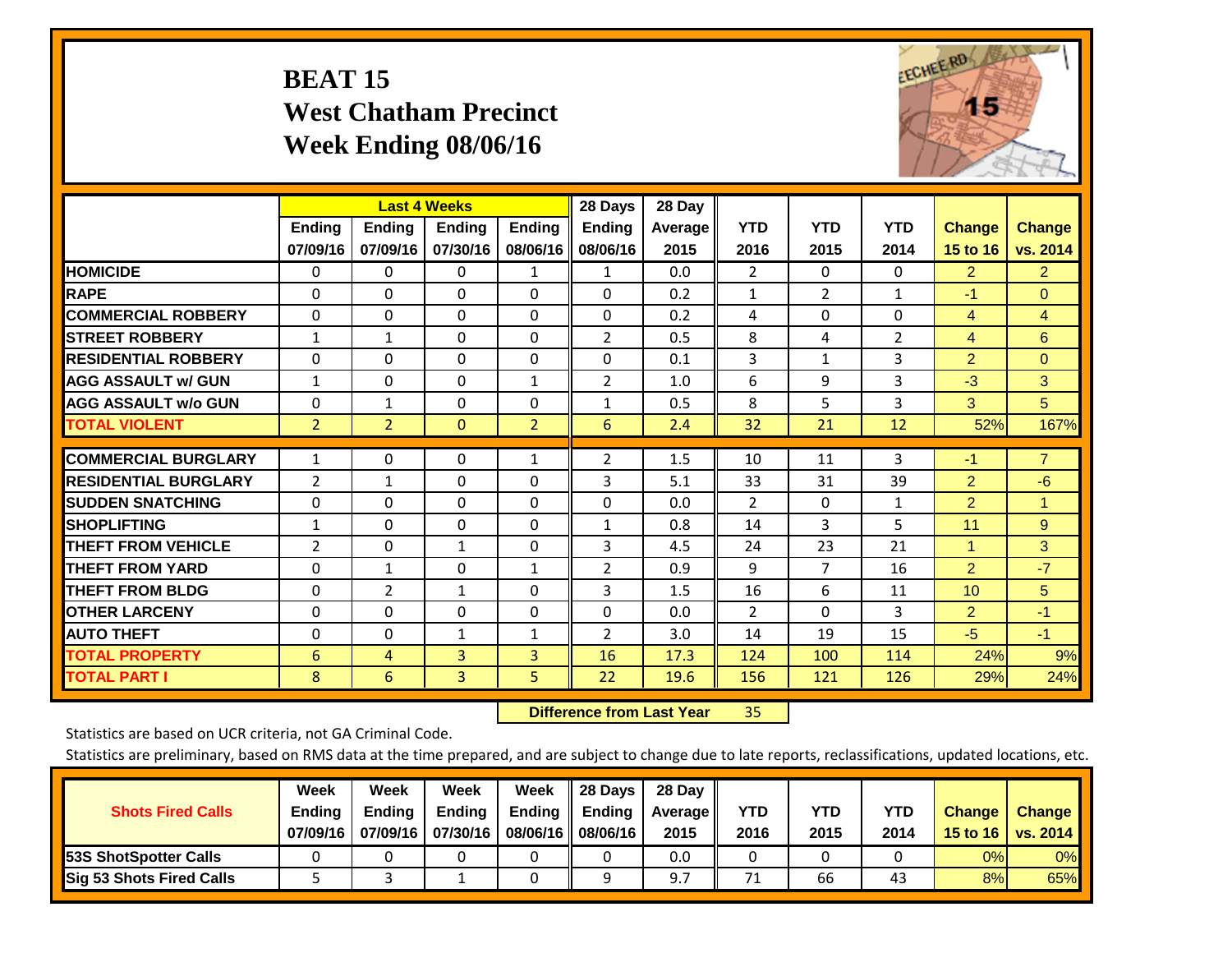# BEAT 15
## West Chatham Precinct
## Week Ending 08/06/16

| | Last 4 Weeks | | | | 28 Days | 28 Day | | | | | |
|---|---|---|---|---|---|---|---|---|---|---|---|
| | Ending 07/09/16 | Ending 07/09/16 | Ending 07/30/16 | Ending 08/06/16 | Ending 08/06/16 | Average 2015 | YTD 2016 | YTD 2015 | YTD 2014 | Change 15 to 16 | Change vs. 2014 |
| HOMICIDE | 0 | 0 | 0 | 1 | 1 | 0.0 | 2 | 0 | 0 | 2 | 2 |
| RAPE | 0 | 0 | 0 | 0 | 0 | 0.2 | 1 | 2 | 1 | -1 | 0 |
| COMMERCIAL ROBBERY | 0 | 0 | 0 | 0 | 0 | 0.2 | 4 | 0 | 0 | 4 | 4 |
| STREET ROBBERY | 1 | 1 | 0 | 0 | 2 | 0.5 | 8 | 4 | 2 | 4 | 6 |
| RESIDENTIAL ROBBERY | 0 | 0 | 0 | 0 | 0 | 0.1 | 3 | 1 | 3 | 2 | 0 |
| AGG ASSAULT w/ GUN | 1 | 0 | 0 | 1 | 2 | 1.0 | 6 | 9 | 3 | -3 | 3 |
| AGG ASSAULT w/o GUN | 0 | 1 | 0 | 0 | 1 | 0.5 | 8 | 5 | 3 | 3 | 5 |
| TOTAL VIOLENT | 2 | 2 | 0 | 2 | 6 | 2.4 | 32 | 21 | 12 | 52% | 167% |
| COMMERCIAL BURGLARY | 1 | 0 | 0 | 1 | 2 | 1.5 | 10 | 11 | 3 | -1 | 7 |
| RESIDENTIAL BURGLARY | 2 | 1 | 0 | 0 | 3 | 5.1 | 33 | 31 | 39 | 2 | -6 |
| SUDDEN SNATCHING | 0 | 0 | 0 | 0 | 0 | 0.0 | 2 | 0 | 1 | 2 | 1 |
| SHOPLIFTING | 1 | 0 | 0 | 0 | 1 | 0.8 | 14 | 3 | 5 | 11 | 9 |
| THEFT FROM VEHICLE | 2 | 0 | 1 | 0 | 3 | 4.5 | 24 | 23 | 21 | 1 | 3 |
| THEFT FROM YARD | 0 | 1 | 0 | 1 | 2 | 0.9 | 9 | 7 | 16 | 2 | -7 |
| THEFT FROM BLDG | 0 | 2 | 1 | 0 | 3 | 1.5 | 16 | 6 | 11 | 10 | 5 |
| OTHER LARCENY | 0 | 0 | 0 | 0 | 0 | 0.0 | 2 | 0 | 3 | 2 | -1 |
| AUTO THEFT | 0 | 0 | 1 | 1 | 2 | 3.0 | 14 | 19 | 15 | -5 | -1 |
| TOTAL PROPERTY | 6 | 4 | 3 | 3 | 16 | 17.3 | 124 | 100 | 114 | 24% | 9% |
| TOTAL PART I | 8 | 6 | 3 | 5 | 22 | 19.6 | 156 | 121 | 126 | 29% | 24% |

**Difference from Last Year** 35

Statistics are based on UCR criteria, not GA Criminal Code.

Statistics are preliminary, based on RMS data at the time prepared, and are subject to change due to late reports, reclassifications, updated locations, etc.

| Shots Fired Calls | Week Ending 07/09/16 | Week Ending 07/09/16 | Week Ending 07/30/16 | Week Ending 08/06/16 | 28 Days Ending 08/06/16 | 28 Day Average 2015 | YTD 2016 | YTD 2015 | YTD 2014 | Change 15 to 16 | Change vs. 2014 |
|---|---|---|---|---|---|---|---|---|---|---|---|
| 53S ShotSpotter Calls | 0 | 0 | 0 | 0 | 0 | 0.0 | 0 | 0 | 0 | 0% | 0% |
| Sig 53 Shots Fired Calls | 5 | 3 | 1 | 0 | 9 | 9.7 | 71 | 66 | 43 | 8% | 65% |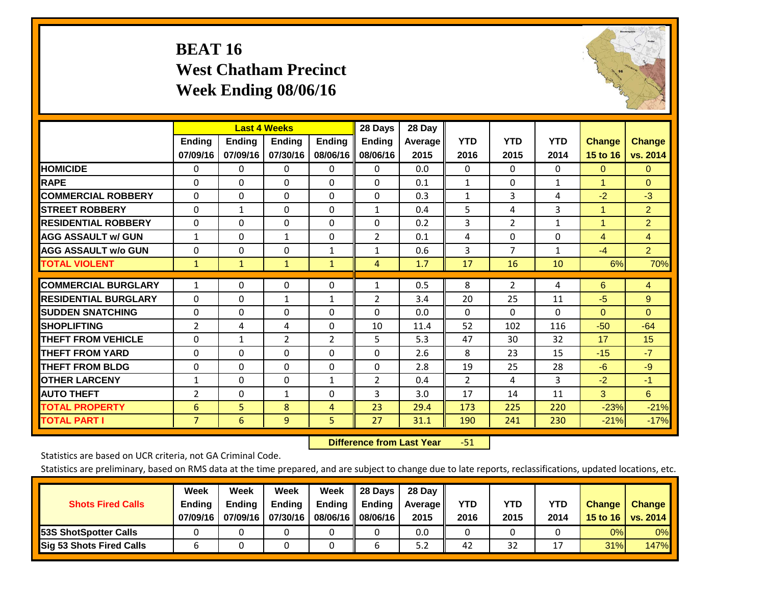# BEAT 16
## West Chatham Precinct
## Week Ending 08/06/16

| | Last 4 Weeks | | | | 28 Days | 28 Day | | | | | |
|---|---|---|---|---|---|---|---|---|---|---|---|
| | Ending 07/09/16 | Ending 07/09/16 | Ending 07/30/16 | Ending 08/06/16 | Ending 08/06/16 | Average 2015 | YTD 2016 | YTD 2015 | YTD 2014 | Change 15 to 16 | Change vs. 2014 |
| HOMICIDE | 0 | 0 | 0 | 0 | 0 | 0.0 | 0 | 0 | 0 | 0 | 0 |
| RAPE | 0 | 0 | 0 | 0 | 0 | 0.1 | 1 | 0 | 1 | 1 | 0 |
| COMMERCIAL ROBBERY | 0 | 0 | 0 | 0 | 0 | 0.3 | 1 | 3 | 4 | -2 | -3 |
| STREET ROBBERY | 0 | 1 | 0 | 0 | 1 | 0.4 | 5 | 4 | 3 | 1 | 2 |
| RESIDENTIAL ROBBERY | 0 | 0 | 0 | 0 | 0 | 0.2 | 3 | 2 | 1 | 1 | 2 |
| AGG ASSAULT w/ GUN | 1 | 0 | 1 | 0 | 2 | 0.1 | 4 | 0 | 0 | 4 | 4 |
| AGG ASSAULT w/o GUN | 0 | 0 | 0 | 1 | 1 | 0.6 | 3 | 7 | 1 | -4 | 2 |
| TOTAL VIOLENT | 1 | 1 | 1 | 1 | 4 | 1.7 | 17 | 16 | 10 | 6% | 70% |
| COMMERCIAL BURGLARY | 1 | 0 | 0 | 0 | 1 | 0.5 | 8 | 2 | 4 | 6 | 4 |
| RESIDENTIAL BURGLARY | 0 | 0 | 1 | 1 | 2 | 3.4 | 20 | 25 | 11 | -5 | 9 |
| SUDDEN SNATCHING | 0 | 0 | 0 | 0 | 0 | 0.0 | 0 | 0 | 0 | 0 | 0 |
| SHOPLIFTING | 2 | 4 | 4 | 0 | 10 | 11.4 | 52 | 102 | 116 | -50 | -64 |
| THEFT FROM VEHICLE | 0 | 1 | 2 | 2 | 5 | 5.3 | 47 | 30 | 32 | 17 | 15 |
| THEFT FROM YARD | 0 | 0 | 0 | 0 | 0 | 2.6 | 8 | 23 | 15 | -15 | -7 |
| THEFT FROM BLDG | 0 | 0 | 0 | 0 | 0 | 2.8 | 19 | 25 | 28 | -6 | -9 |
| OTHER LARCENY | 1 | 0 | 0 | 1 | 2 | 0.4 | 2 | 4 | 3 | -2 | -1 |
| AUTO THEFT | 2 | 0 | 1 | 0 | 3 | 3.0 | 17 | 14 | 11 | 3 | 6 |
| TOTAL PROPERTY | 6 | 5 | 8 | 4 | 23 | 29.4 | 173 | 225 | 220 | -23% | -21% |
| TOTAL PART I | 7 | 6 | 9 | 5 | 27 | 31.1 | 190 | 241 | 230 | -21% | -17% |

**Difference from Last Year** -51

Statistics are based on UCR criteria, not GA Criminal Code.

Statistics are preliminary, based on RMS data at the time prepared, and are subject to change due to late reports, reclassifications, updated locations, etc.

| Shots Fired Calls | Week Ending 07/09/16 | Week Ending 07/09/16 | Week Ending 07/30/16 | Week Ending 08/06/16 | 28 Days Ending 08/06/16 | 28 Day Average 2015 | YTD 2016 | YTD 2015 | YTD 2014 | Change 15 to 16 | Change vs. 2014 |
|---|---|---|---|---|---|---|---|---|---|---|---|
| 53S ShotSpotter Calls | 0 | 0 | 0 | 0 | 0 | 0.0 | 0 | 0 | 0 | 0% | 0% |
| Sig 53 Shots Fired Calls | 6 | 0 | 0 | 0 | 6 | 5.2 | 42 | 32 | 17 | 31% | 147% |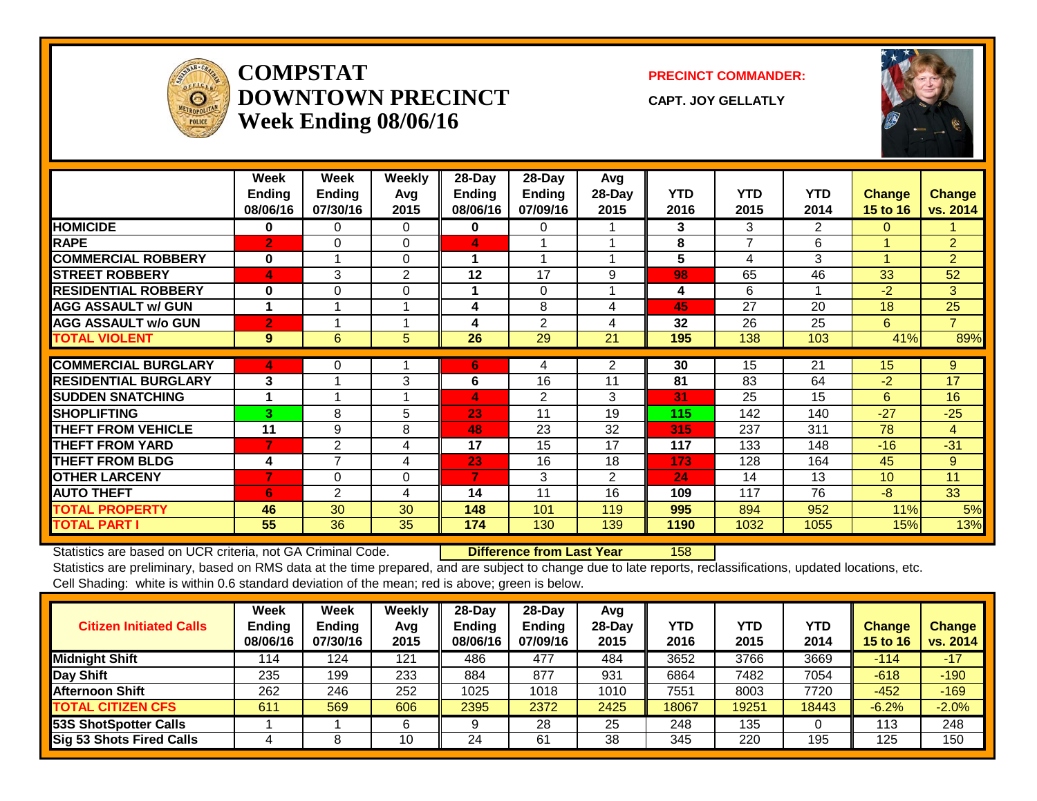# COMPSTAT
# DOWNTOWN PRECINCT
# Week Ending 08/06/16

**PRECINCT COMMANDER:**

**CAPT. JOY GELLATLY**

| | Week Ending 08/06/16 | Week Ending 07/30/16 | Weekly Avg 2015 | 28-Day Ending 08/06/16 | 28-Day Ending 07/09/16 | Avg 28-Day 2015 | YTD 2016 | YTD 2015 | YTD 2014 | Change 15 to 16 | Change vs. 2014 |
|---|---|---|---|---|---|---|---|---|---|---|---|
| **HOMICIDE** | 0 | 0 | 0 | 0 | 0 | 1 | 3 | 3 | 2 | 0 | 1 |
| **RAPE** | 2 | 0 | 0 | 4 | 1 | 1 | 8 | 7 | 6 | 1 | 2 |
| **COMMERCIAL ROBBERY** | 0 | 1 | 0 | 1 | 1 | 1 | 5 | 4 | 3 | 1 | 2 |
| **STREET ROBBERY** | 4 | 3 | 2 | 12 | 17 | 9 | 98 | 65 | 46 | 33 | 52 |
| **RESIDENTIAL ROBBERY** | 0 | 0 | 0 | 1 | 0 | 1 | 4 | 6 | 1 | -2 | 3 |
| **AGG ASSAULT w/ GUN** | 1 | 1 | 1 | 4 | 8 | 4 | 45 | 27 | 20 | 18 | 25 |
| **AGG ASSAULT w/o GUN** | 2 | 1 | 1 | 4 | 2 | 4 | 32 | 26 | 25 | 6 | 7 |
| **TOTAL VIOLENT** | 9 | 6 | 5 | 26 | 29 | 21 | 195 | 138 | 103 | 41% | 89% |
| **COMMERCIAL BURGLARY** | 4 | 0 | 1 | 6 | 4 | 2 | 30 | 15 | 21 | 15 | 9 |
| **RESIDENTIAL BURGLARY** | 3 | 1 | 3 | 6 | 16 | 11 | 81 | 83 | 64 | -2 | 17 |
| **SUDDEN SNATCHING** | 1 | 1 | 1 | 4 | 2 | 3 | 31 | 25 | 15 | 6 | 16 |
| **SHOPLIFTING** | 3 | 8 | 5 | 23 | 11 | 19 | 115 | 142 | 140 | -27 | -25 |
| **THEFT FROM VEHICLE** | 11 | 9 | 8 | 48 | 23 | 32 | 315 | 237 | 311 | 78 | 4 |
| **THEFT FROM YARD** | 7 | 2 | 4 | 17 | 15 | 17 | 117 | 133 | 148 | -16 | -31 |
| **THEFT FROM BLDG** | 4 | 7 | 4 | 23 | 16 | 18 | 173 | 128 | 164 | 45 | 9 |
| **OTHER LARCENY** | 7 | 0 | 0 | 7 | 3 | 2 | 24 | 14 | 13 | 10 | 11 |
| **AUTO THEFT** | 6 | 2 | 4 | 14 | 11 | 16 | 109 | 117 | 76 | -8 | 33 |
| **TOTAL PROPERTY** | 46 | 30 | 30 | 148 | 101 | 119 | 995 | 894 | 952 | 11% | 5% |
| **TOTAL PART I** | 55 | 36 | 35 | 174 | 130 | 139 | 1190 | 1032 | 1055 | 15% | 13% |

Statistics are based on UCR criteria, not GA Criminal Code. **Difference from Last Year** 158

Statistics are preliminary, based on RMS data at the time prepared, and are subject to change due to late reports, reclassifications, updated locations, etc.

Cell Shading: white is within 0.6 standard deviation of the mean; red is above; green is below.

| Citizen Initiated Calls | Week Ending 08/06/16 | Week Ending 07/30/16 | Weekly Avg 2015 | 28-Day Ending 08/06/16 | 28-Day Ending 07/09/16 | Avg 28-Day 2015 | YTD 2016 | YTD 2015 | YTD 2014 | Change 15 to 16 | Change vs. 2014 |
|---|---|---|---|---|---|---|---|---|---|---|---|
| **Midnight Shift** | 114 | 124 | 121 | 486 | 477 | 484 | 3652 | 3766 | 3669 | -114 | -17 |
| **Day Shift** | 235 | 199 | 233 | 884 | 877 | 931 | 6864 | 7482 | 7054 | -618 | -190 |
| **Afternoon Shift** | 262 | 246 | 252 | 1025 | 1018 | 1010 | 7551 | 8003 | 7720 | -452 | -169 |
| **TOTAL CITIZEN CFS** | 611 | 569 | 606 | 2395 | 2372 | 2425 | 18067 | 19251 | 18443 | -6.2% | -2.0% |
| **53S ShotSpotter Calls** | 1 | 1 | 6 | 9 | 28 | 25 | 248 | 135 | 0 | 113 | 248 |
| **Sig 53 Shots Fired Calls** | 4 | 8 | 10 | 24 | 61 | 38 | 345 | 220 | 195 | 125 | 150 |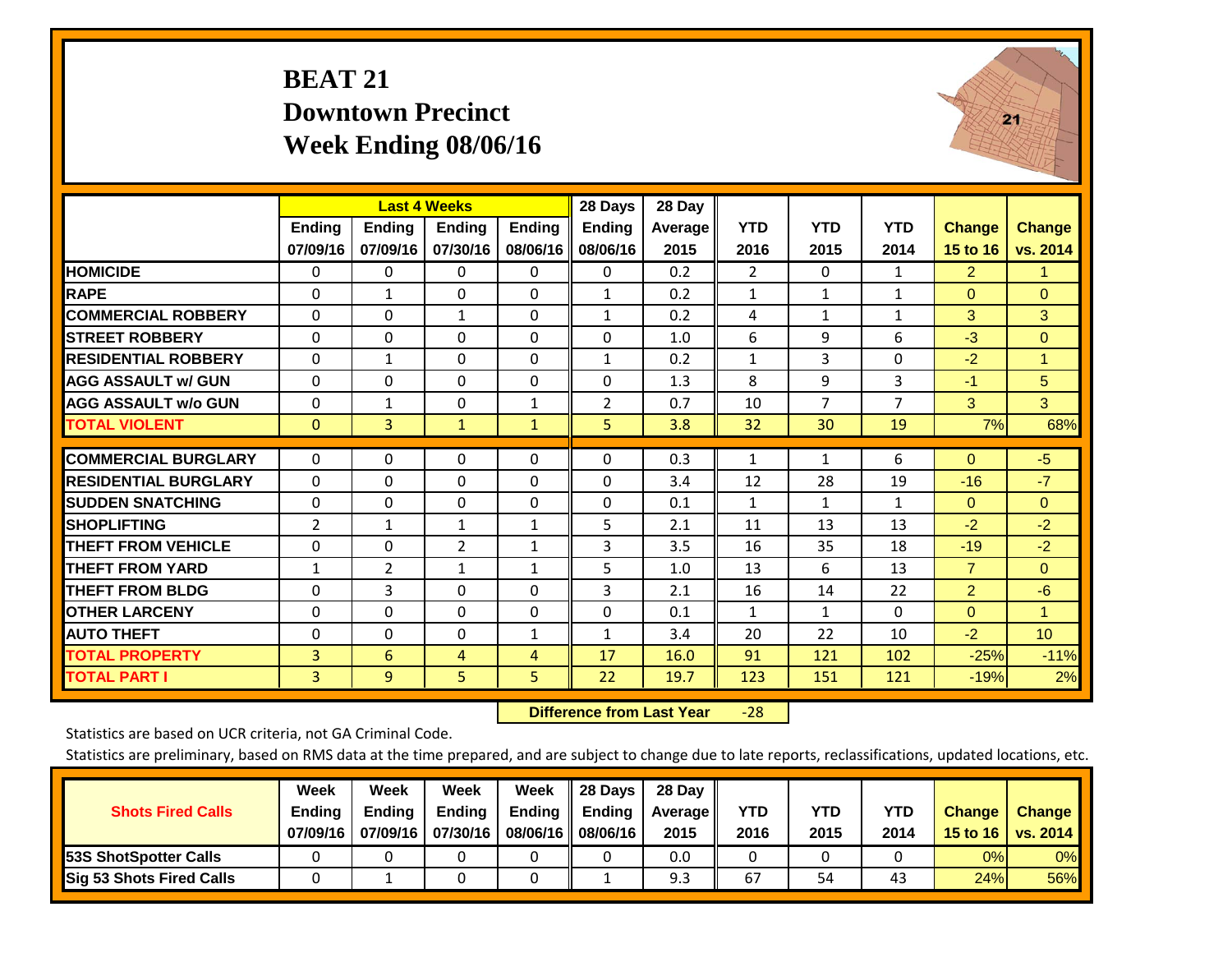# BEAT 21
## Downtown Precinct
## Week Ending 08/06/16

| | Last 4 Weeks | | | | 28 Days | 28 Day | | | | | |
|---|---|---|---|---|---|---|---|---|---|---|---|
| | Ending 07/09/16 | Ending 07/09/16 | Ending 07/30/16 | Ending 08/06/16 | Ending 08/06/16 | Average 2015 | YTD 2016 | YTD 2015 | YTD 2014 | Change 15 to 16 | Change vs. 2014 |
| HOMICIDE | 0 | 0 | 0 | 0 | 0 | 0.2 | 2 | 0 | 1 | 2 | 1 |
| RAPE | 0 | 1 | 0 | 0 | 1 | 0.2 | 1 | 1 | 1 | 0 | 0 |
| COMMERCIAL ROBBERY | 0 | 0 | 1 | 0 | 1 | 0.2 | 4 | 1 | 1 | 3 | 3 |
| STREET ROBBERY | 0 | 0 | 0 | 0 | 0 | 1.0 | 6 | 9 | 6 | -3 | 0 |
| RESIDENTIAL ROBBERY | 0 | 1 | 0 | 0 | 1 | 0.2 | 1 | 3 | 0 | -2 | 1 |
| AGG ASSAULT w/ GUN | 0 | 0 | 0 | 0 | 0 | 1.3 | 8 | 9 | 3 | -1 | 5 |
| AGG ASSAULT w/o GUN | 0 | 1 | 0 | 1 | 2 | 0.7 | 10 | 7 | 7 | 3 | 3 |
| TOTAL VIOLENT | 0 | 3 | 1 | 1 | 5 | 3.8 | 32 | 30 | 19 | 7% | 68% |
| COMMERCIAL BURGLARY | 0 | 0 | 0 | 0 | 0 | 0.3 | 1 | 1 | 6 | 0 | -5 |
| RESIDENTIAL BURGLARY | 0 | 0 | 0 | 0 | 0 | 3.4 | 12 | 28 | 19 | -16 | -7 |
| SUDDEN SNATCHING | 0 | 0 | 0 | 0 | 0 | 0.1 | 1 | 1 | 1 | 0 | 0 |
| SHOPLIFTING | 2 | 1 | 1 | 1 | 5 | 2.1 | 11 | 13 | 13 | -2 | -2 |
| THEFT FROM VEHICLE | 0 | 0 | 2 | 1 | 3 | 3.5 | 16 | 35 | 18 | -19 | -2 |
| THEFT FROM YARD | 1 | 2 | 1 | 1 | 5 | 1.0 | 13 | 6 | 13 | 7 | 0 |
| THEFT FROM BLDG | 0 | 3 | 0 | 0 | 3 | 2.1 | 16 | 14 | 22 | 2 | -6 |
| OTHER LARCENY | 0 | 0 | 0 | 0 | 0 | 0.1 | 1 | 1 | 0 | 0 | 1 |
| AUTO THEFT | 0 | 0 | 0 | 1 | 1 | 3.4 | 20 | 22 | 10 | -2 | 10 |
| TOTAL PROPERTY | 3 | 6 | 4 | 4 | 17 | 16.0 | 91 | 121 | 102 | -25% | -11% |
| TOTAL PART I | 3 | 9 | 5 | 5 | 22 | 19.7 | 123 | 151 | 121 | -19% | 2% |

**Difference from Last Year** -28

Statistics are based on UCR criteria, not GA Criminal Code.

Statistics are preliminary, based on RMS data at the time prepared, and are subject to change due to late reports, reclassifications, updated locations, etc.

| Shots Fired Calls | Week Ending 07/09/16 | Week Ending 07/09/16 | Week Ending 07/30/16 | Week Ending 08/06/16 | 28 Days Ending 08/06/16 | 28 Day Average 2015 | YTD 2016 | YTD 2015 | YTD 2014 | Change 15 to 16 | Change vs. 2014 |
|---|---|---|---|---|---|---|---|---|---|---|---|
| 53S ShotSpotter Calls | 0 | 0 | 0 | 0 | 0 | 0.0 | 0 | 0 | 0 | 0% | 0% |
| Sig 53 Shots Fired Calls | 0 | 1 | 0 | 0 | 1 | 9.3 | 67 | 54 | 43 | 24% | 56% |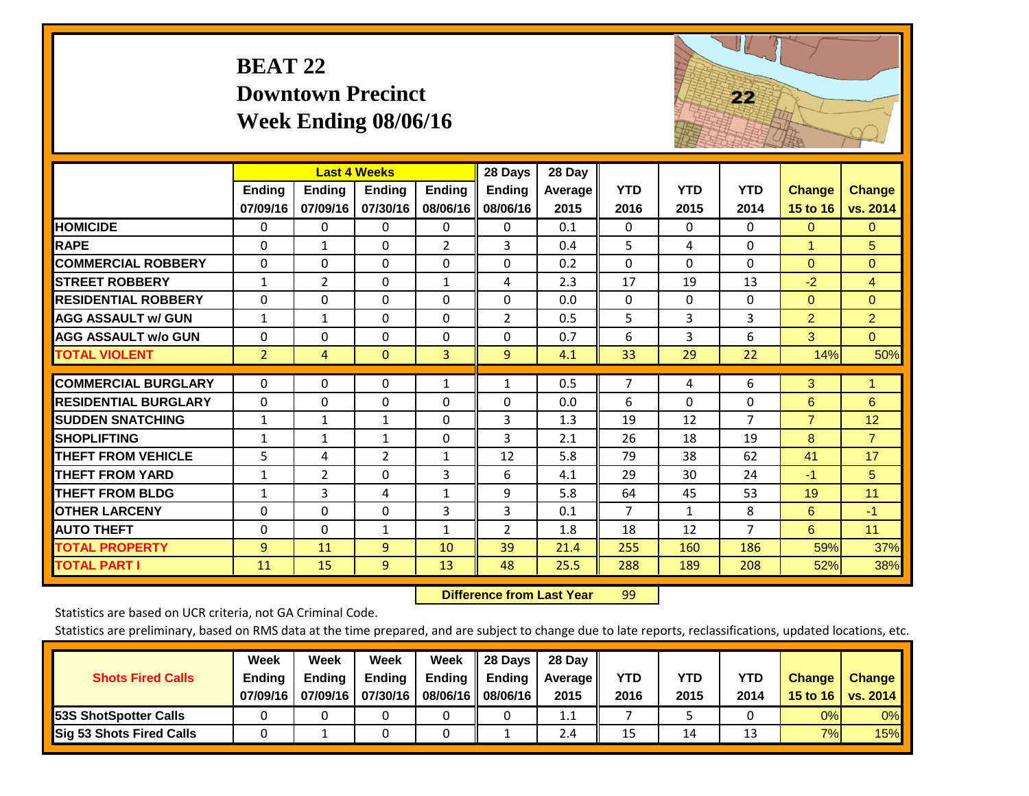# BEAT 22
## Downtown Precinct
## Week Ending 08/06/16

| | Last 4 Weeks | | | | 28 Days | 28 Day | | | | | |
|---|---|---|---|---|---|---|---|---|---|---|---|
| | Ending 07/09/16 | Ending 07/09/16 | Ending 07/30/16 | Ending 08/06/16 | Ending 08/06/16 | Average 2015 | YTD 2016 | YTD 2015 | YTD 2014 | Change 15 to 16 | Change vs. 2014 |
| HOMICIDE | 0 | 0 | 0 | 0 | 0 | 0.1 | 0 | 0 | 0 | 0 | 0 |
| RAPE | 0 | 1 | 0 | 2 | 3 | 0.4 | 5 | 4 | 0 | 1 | 5 |
| COMMERCIAL ROBBERY | 0 | 0 | 0 | 0 | 0 | 0.2 | 0 | 0 | 0 | 0 | 0 |
| STREET ROBBERY | 1 | 2 | 0 | 1 | 4 | 2.3 | 17 | 19 | 13 | -2 | 4 |
| RESIDENTIAL ROBBERY | 0 | 0 | 0 | 0 | 0 | 0.0 | 0 | 0 | 0 | 0 | 0 |
| AGG ASSAULT w/ GUN | 1 | 1 | 0 | 0 | 2 | 0.5 | 5 | 3 | 3 | 2 | 2 |
| AGG ASSAULT w/o GUN | 0 | 0 | 0 | 0 | 0 | 0.7 | 6 | 3 | 6 | 3 | 0 |
| TOTAL VIOLENT | 2 | 4 | 0 | 3 | 9 | 4.1 | 33 | 29 | 22 | 14% | 50% |
| COMMERCIAL BURGLARY | 0 | 0 | 0 | 1 | 1 | 0.5 | 7 | 4 | 6 | 3 | 1 |
| RESIDENTIAL BURGLARY | 0 | 0 | 0 | 0 | 0 | 0.0 | 6 | 0 | 0 | 6 | 6 |
| SUDDEN SNATCHING | 1 | 1 | 1 | 0 | 3 | 1.3 | 19 | 12 | 7 | 7 | 12 |
| SHOPLIFTING | 1 | 1 | 1 | 0 | 3 | 2.1 | 26 | 18 | 19 | 8 | 7 |
| THEFT FROM VEHICLE | 5 | 4 | 2 | 1 | 12 | 5.8 | 79 | 38 | 62 | 41 | 17 |
| THEFT FROM YARD | 1 | 2 | 0 | 3 | 6 | 4.1 | 29 | 30 | 24 | -1 | 5 |
| THEFT FROM BLDG | 1 | 3 | 4 | 1 | 9 | 5.8 | 64 | 45 | 53 | 19 | 11 |
| OTHER LARCENY | 0 | 0 | 0 | 3 | 3 | 0.1 | 7 | 1 | 8 | 6 | -1 |
| AUTO THEFT | 0 | 0 | 1 | 1 | 2 | 1.8 | 18 | 12 | 7 | 6 | 11 |
| TOTAL PROPERTY | 9 | 11 | 9 | 10 | 39 | 21.4 | 255 | 160 | 186 | 59% | 37% |
| TOTAL PART I | 11 | 15 | 9 | 13 | 48 | 25.5 | 288 | 189 | 208 | 52% | 38% |

**Difference from Last Year** 99

Statistics are based on UCR criteria, not GA Criminal Code.

Statistics are preliminary, based on RMS data at the time prepared, and are subject to change due to late reports, reclassifications, updated locations, etc.

| Shots Fired Calls | Week Ending 07/09/16 | Week Ending 07/09/16 | Week Ending 07/30/16 | Week Ending 08/06/16 | 28 Days Ending 08/06/16 | 28 Day Average 2015 | YTD 2016 | YTD 2015 | YTD 2014 | Change 15 to 16 | Change vs. 2014 |
|---|---|---|---|---|---|---|---|---|---|---|---|
| 53S ShotSpotter Calls | 0 | 0 | 0 | 0 | 0 | 1.1 | 7 | 5 | 0 | 0% | 0% |
| Sig 53 Shots Fired Calls | 0 | 1 | 0 | 0 | 1 | 2.4 | 15 | 14 | 13 | 7% | 15% |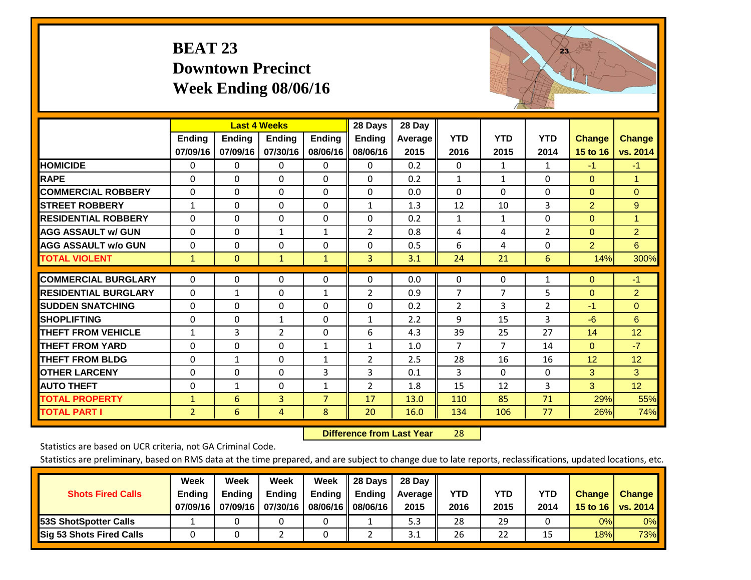# BEAT 23
## Downtown Precinct
## Week Ending 08/06/16

| | Last 4 Weeks | | | | 28 Days | 28 Day | | | | | |
|---|---|---|---|---|---|---|---|---|---|---|---|
| | Ending 07/09/16 | Ending 07/09/16 | Ending 07/30/16 | Ending 08/06/16 | Ending 08/06/16 | Average 2015 | YTD 2016 | YTD 2015 | YTD 2014 | Change 15 to 16 | Change vs. 2014 |
| **HOMICIDE** | 0 | 0 | 0 | 0 | 0 | 0.2 | 0 | 1 | 1 | -1 | -1 |
| **RAPE** | 0 | 0 | 0 | 0 | 0 | 0.2 | 1 | 1 | 0 | 0 | 1 |
| **COMMERCIAL ROBBERY** | 0 | 0 | 0 | 0 | 0 | 0.0 | 0 | 0 | 0 | 0 | 0 |
| **STREET ROBBERY** | 1 | 0 | 0 | 0 | 1 | 1.3 | 12 | 10 | 3 | 2 | 9 |
| **RESIDENTIAL ROBBERY** | 0 | 0 | 0 | 0 | 0 | 0.2 | 1 | 1 | 0 | 0 | 1 |
| **AGG ASSAULT w/ GUN** | 0 | 0 | 1 | 1 | 2 | 0.8 | 4 | 4 | 2 | 0 | 2 |
| **AGG ASSAULT w/o GUN** | 0 | 0 | 0 | 0 | 0 | 0.5 | 6 | 4 | 0 | 2 | 6 |
| **TOTAL VIOLENT** | 1 | 0 | 1 | 1 | 3 | 3.1 | 24 | 21 | 6 | 14% | 300% |
| **COMMERCIAL BURGLARY** | 0 | 0 | 0 | 0 | 0 | 0.0 | 0 | 0 | 1 | 0 | -1 |
| **RESIDENTIAL BURGLARY** | 0 | 1 | 0 | 1 | 2 | 0.9 | 7 | 7 | 5 | 0 | 2 |
| **SUDDEN SNATCHING** | 0 | 0 | 0 | 0 | 0 | 0.2 | 2 | 3 | 2 | -1 | 0 |
| **SHOPLIFTING** | 0 | 0 | 1 | 0 | 1 | 2.2 | 9 | 15 | 3 | -6 | 6 |
| **THEFT FROM VEHICLE** | 1 | 3 | 2 | 0 | 6 | 4.3 | 39 | 25 | 27 | 14 | 12 |
| **THEFT FROM YARD** | 0 | 0 | 0 | 1 | 1 | 1.0 | 7 | 7 | 14 | 0 | -7 |
| **THEFT FROM BLDG** | 0 | 1 | 0 | 1 | 2 | 2.5 | 28 | 16 | 16 | 12 | 12 |
| **OTHER LARCENY** | 0 | 0 | 0 | 3 | 3 | 0.1 | 3 | 0 | 0 | 3 | 3 |
| **AUTO THEFT** | 0 | 1 | 0 | 1 | 2 | 1.8 | 15 | 12 | 3 | 3 | 12 |
| **TOTAL PROPERTY** | 1 | 6 | 3 | 7 | 17 | 13.0 | 110 | 85 | 71 | 29% | 55% |
| **TOTAL PART I** | 2 | 6 | 4 | 8 | 20 | 16.0 | 134 | 106 | 77 | 26% | 74% |

**Difference from Last Year** 28

Statistics are based on UCR criteria, not GA Criminal Code.

Statistics are preliminary, based on RMS data at the time prepared, and are subject to change due to late reports, reclassifications, updated locations, etc.

| Shots Fired Calls | Week Ending 07/09/16 | Week Ending 07/09/16 | Week Ending 07/30/16 | Week Ending 08/06/16 | 28 Days Ending 08/06/16 | 28 Day Average 2015 | YTD 2016 | YTD 2015 | YTD 2014 | Change 15 to 16 | Change vs. 2014 |
|---|---|---|---|---|---|---|---|---|---|---|---|
| **53S ShotSpotter Calls** | 1 | 0 | 0 | 0 | 1 | 5.3 | 28 | 29 | 0 | 0% | 0% |
| **Sig 53 Shots Fired Calls** | 0 | 0 | 2 | 0 | 2 | 3.1 | 26 | 22 | 15 | 18% | 73% |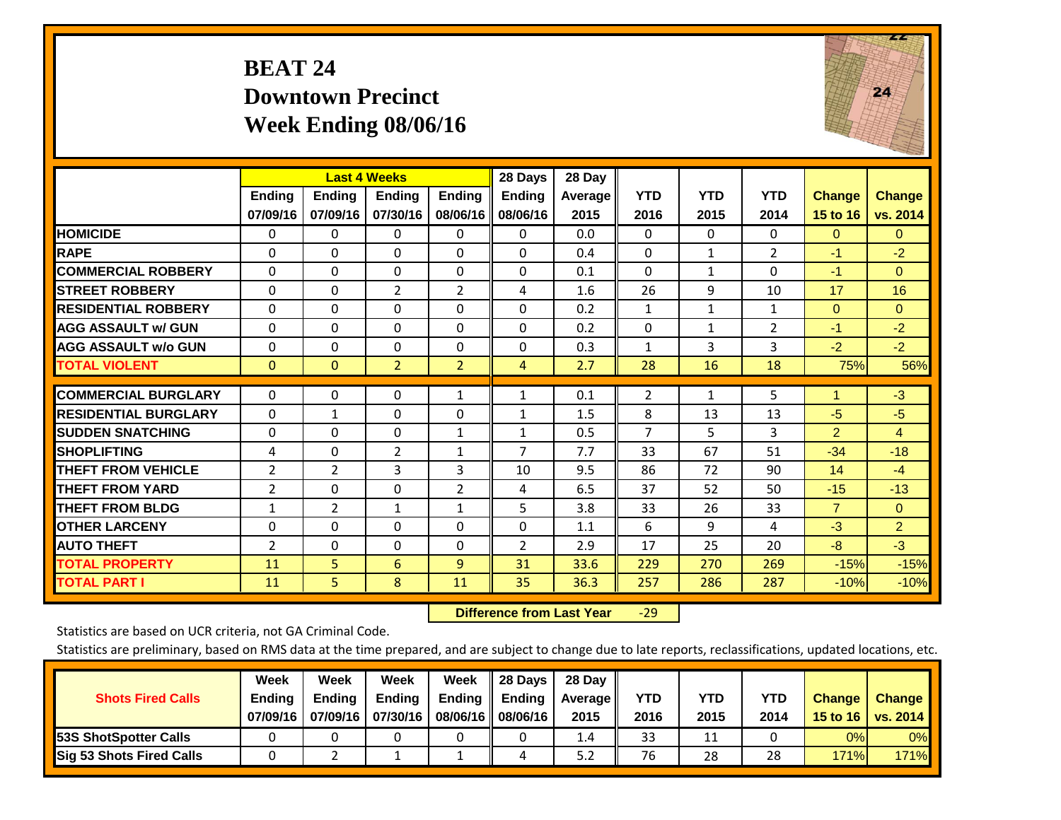# BEAT 24
## Downtown Precinct
## Week Ending 08/06/16

| | Last 4 Weeks | | | | 28 Days | 28 Day | | | | | |
|---|---|---|---|---|---|---|---|---|---|---|---|
| | Ending 07/09/16 | Ending 07/09/16 | Ending 07/30/16 | Ending 08/06/16 | Ending 08/06/16 | Average 2015 | YTD 2016 | YTD 2015 | YTD 2014 | Change 15 to 16 | Change vs. 2014 |
| HOMICIDE | 0 | 0 | 0 | 0 | 0 | 0.0 | 0 | 0 | 0 | 0 | 0 |
| RAPE | 0 | 0 | 0 | 0 | 0 | 0.4 | 0 | 1 | 2 | -1 | -2 |
| COMMERCIAL ROBBERY | 0 | 0 | 0 | 0 | 0 | 0.1 | 0 | 1 | 0 | -1 | 0 |
| STREET ROBBERY | 0 | 0 | 2 | 2 | 4 | 1.6 | 26 | 9 | 10 | 17 | 16 |
| RESIDENTIAL ROBBERY | 0 | 0 | 0 | 0 | 0 | 0.2 | 1 | 1 | 1 | 0 | 0 |
| AGG ASSAULT w/ GUN | 0 | 0 | 0 | 0 | 0 | 0.2 | 0 | 1 | 2 | -1 | -2 |
| AGG ASSAULT w/o GUN | 0 | 0 | 0 | 0 | 0 | 0.3 | 1 | 3 | 3 | -2 | -2 |
| TOTAL VIOLENT | 0 | 0 | 2 | 2 | 4 | 2.7 | 28 | 16 | 18 | 75% | 56% |
| COMMERCIAL BURGLARY | 0 | 0 | 0 | 1 | 1 | 0.1 | 2 | 1 | 5 | 1 | -3 |
| RESIDENTIAL BURGLARY | 0 | 1 | 0 | 0 | 1 | 1.5 | 8 | 13 | 13 | -5 | -5 |
| SUDDEN SNATCHING | 0 | 0 | 0 | 1 | 1 | 0.5 | 7 | 5 | 3 | 2 | 4 |
| SHOPLIFTING | 4 | 0 | 2 | 1 | 7 | 7.7 | 33 | 67 | 51 | -34 | -18 |
| THEFT FROM VEHICLE | 2 | 2 | 3 | 3 | 10 | 9.5 | 86 | 72 | 90 | 14 | -4 |
| THEFT FROM YARD | 2 | 0 | 0 | 2 | 4 | 6.5 | 37 | 52 | 50 | -15 | -13 |
| THEFT FROM BLDG | 1 | 2 | 1 | 1 | 5 | 3.8 | 33 | 26 | 33 | 7 | 0 |
| OTHER LARCENY | 0 | 0 | 0 | 0 | 0 | 1.1 | 6 | 9 | 4 | -3 | 2 |
| AUTO THEFT | 2 | 0 | 0 | 0 | 2 | 2.9 | 17 | 25 | 20 | -8 | -3 |
| TOTAL PROPERTY | 11 | 5 | 6 | 9 | 31 | 33.6 | 229 | 270 | 269 | -15% | -15% |
| TOTAL PART I | 11 | 5 | 8 | 11 | 35 | 36.3 | 257 | 286 | 287 | -10% | -10% |

**Difference from Last Year** -29

Statistics are based on UCR criteria, not GA Criminal Code.

Statistics are preliminary, based on RMS data at the time prepared, and are subject to change due to late reports, reclassifications, updated locations, etc.

| Shots Fired Calls | Week Ending 07/09/16 | Week Ending 07/09/16 | Week Ending 07/30/16 | Week Ending 08/06/16 | 28 Days Ending 08/06/16 | 28 Day Average 2015 | YTD 2016 | YTD 2015 | YTD 2014 | Change 15 to 16 | Change vs. 2014 |
|---|---|---|---|---|---|---|---|---|---|---|---|
| 53S ShotSpotter Calls | 0 | 0 | 0 | 0 | 0 | 1.4 | 33 | 11 | 0 | 0% | 0% |
| Sig 53 Shots Fired Calls | 0 | 2 | 1 | 1 | 4 | 5.2 | 76 | 28 | 28 | 171% | 171% |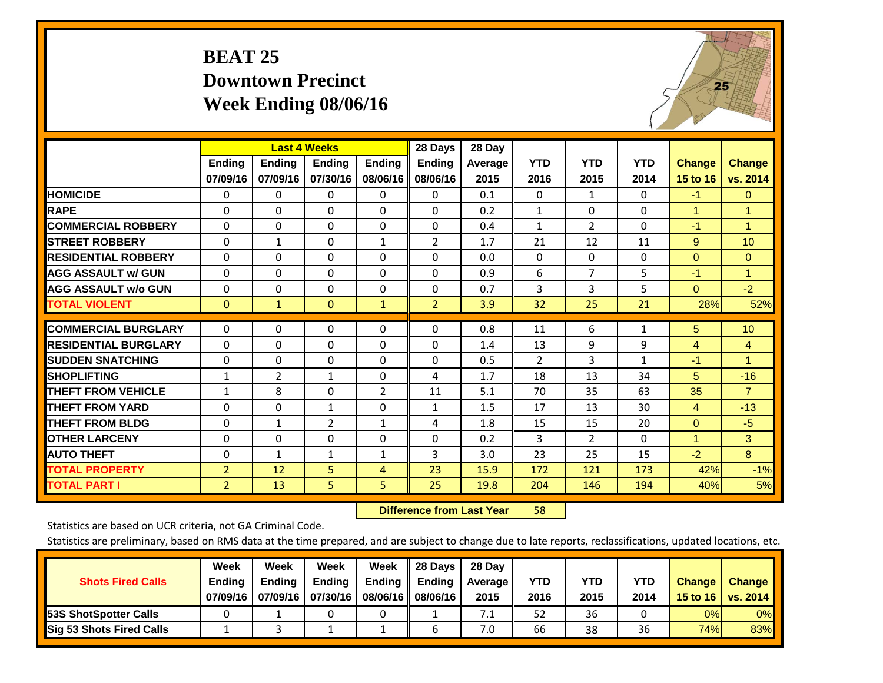# BEAT 25
## Downtown Precinct
## Week Ending 08/06/16

| | Last 4 Weeks | | | | 28 Days | 28 Day | | | | | |
|---|---|---|---|---|---|---|---|---|---|---|---|
| | Ending 07/09/16 | Ending 07/09/16 | Ending 07/30/16 | Ending 08/06/16 | Ending 08/06/16 | Average 2015 | YTD 2016 | YTD 2015 | YTD 2014 | Change 15 to 16 | Change vs. 2014 |
| HOMICIDE | 0 | 0 | 0 | 0 | 0 | 0.1 | 0 | 1 | 0 | -1 | 0 |
| RAPE | 0 | 0 | 0 | 0 | 0 | 0.2 | 1 | 0 | 0 | 1 | 1 |
| COMMERCIAL ROBBERY | 0 | 0 | 0 | 0 | 0 | 0.4 | 1 | 2 | 0 | -1 | 1 |
| STREET ROBBERY | 0 | 1 | 0 | 1 | 2 | 1.7 | 21 | 12 | 11 | 9 | 10 |
| RESIDENTIAL ROBBERY | 0 | 0 | 0 | 0 | 0 | 0.0 | 0 | 0 | 0 | 0 | 0 |
| AGG ASSAULT w/ GUN | 0 | 0 | 0 | 0 | 0 | 0.9 | 6 | 7 | 5 | -1 | 1 |
| AGG ASSAULT w/o GUN | 0 | 0 | 0 | 0 | 0 | 0.7 | 3 | 3 | 5 | 0 | -2 |
| TOTAL VIOLENT | 0 | 1 | 0 | 1 | 2 | 3.9 | 32 | 25 | 21 | 28% | 52% |
| COMMERCIAL BURGLARY | 0 | 0 | 0 | 0 | 0 | 0.8 | 11 | 6 | 1 | 5 | 10 |
| RESIDENTIAL BURGLARY | 0 | 0 | 0 | 0 | 0 | 1.4 | 13 | 9 | 9 | 4 | 4 |
| SUDDEN SNATCHING | 0 | 0 | 0 | 0 | 0 | 0.5 | 2 | 3 | 1 | -1 | 1 |
| SHOPLIFTING | 1 | 2 | 1 | 0 | 4 | 1.7 | 18 | 13 | 34 | 5 | -16 |
| THEFT FROM VEHICLE | 1 | 8 | 0 | 2 | 11 | 5.1 | 70 | 35 | 63 | 35 | 7 |
| THEFT FROM YARD | 0 | 0 | 1 | 0 | 1 | 1.5 | 17 | 13 | 30 | 4 | -13 |
| THEFT FROM BLDG | 0 | 1 | 2 | 1 | 4 | 1.8 | 15 | 15 | 20 | 0 | -5 |
| OTHER LARCENY | 0 | 0 | 0 | 0 | 0 | 0.2 | 3 | 2 | 0 | 1 | 3 |
| AUTO THEFT | 0 | 1 | 1 | 1 | 3 | 3.0 | 23 | 25 | 15 | -2 | 8 |
| TOTAL PROPERTY | 2 | 12 | 5 | 4 | 23 | 15.9 | 172 | 121 | 173 | 42% | -1% |
| TOTAL PART I | 2 | 13 | 5 | 5 | 25 | 19.8 | 204 | 146 | 194 | 40% | 5% |

**Difference from Last Year** 58

Statistics are based on UCR criteria, not GA Criminal Code.

Statistics are preliminary, based on RMS data at the time prepared, and are subject to change due to late reports, reclassifications, updated locations, etc.

| Shots Fired Calls | Week Ending 07/09/16 | Week Ending 07/09/16 | Week Ending 07/30/16 | Week Ending 08/06/16 | 28 Days Ending 08/06/16 | 28 Day Average 2015 | YTD 2016 | YTD 2015 | YTD 2014 | Change 15 to 16 | Change vs. 2014 |
|---|---|---|---|---|---|---|---|---|---|---|---|
| 53S ShotSpotter Calls | 0 | 1 | 0 | 0 | 1 | 7.1 | 52 | 36 | 0 | 0% | 0% |
| Sig 53 Shots Fired Calls | 1 | 3 | 1 | 1 | 6 | 7.0 | 66 | 38 | 36 | 74% | 83% |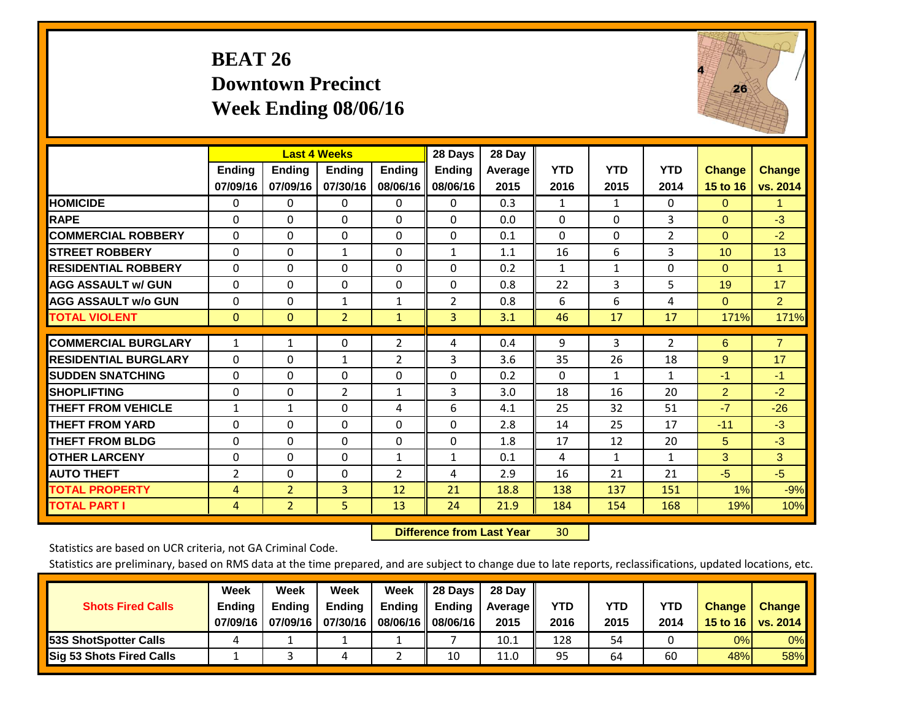# BEAT 26
## Downtown Precinct
## Week Ending 08/06/16

| | Last 4 Weeks | | | | 28 Days | 28 Day | | | | | |
|---|---|---|---|---|---|---|---|---|---|---|---|
| | Ending 07/09/16 | Ending 07/09/16 | Ending 07/30/16 | Ending 08/06/16 | Ending 08/06/16 | Average 2015 | YTD 2016 | YTD 2015 | YTD 2014 | Change 15 to 16 | Change vs. 2014 |
| HOMICIDE | 0 | 0 | 0 | 0 | 0 | 0.3 | 1 | 1 | 0 | 0 | 1 |
| RAPE | 0 | 0 | 0 | 0 | 0 | 0.0 | 0 | 0 | 3 | 0 | -3 |
| COMMERCIAL ROBBERY | 0 | 0 | 0 | 0 | 0 | 0.1 | 0 | 0 | 2 | 0 | -2 |
| STREET ROBBERY | 0 | 0 | 1 | 0 | 1 | 1.1 | 16 | 6 | 3 | 10 | 13 |
| RESIDENTIAL ROBBERY | 0 | 0 | 0 | 0 | 0 | 0.2 | 1 | 1 | 0 | 0 | 1 |
| AGG ASSAULT w/ GUN | 0 | 0 | 0 | 0 | 0 | 0.8 | 22 | 3 | 5 | 19 | 17 |
| AGG ASSAULT w/o GUN | 0 | 0 | 1 | 1 | 2 | 0.8 | 6 | 6 | 4 | 0 | 2 |
| TOTAL VIOLENT | 0 | 0 | 2 | 1 | 3 | 3.1 | 46 | 17 | 17 | 171% | 171% |
| COMMERCIAL BURGLARY | 1 | 1 | 0 | 2 | 4 | 0.4 | 9 | 3 | 2 | 6 | 7 |
| RESIDENTIAL BURGLARY | 0 | 0 | 1 | 2 | 3 | 3.6 | 35 | 26 | 18 | 9 | 17 |
| SUDDEN SNATCHING | 0 | 0 | 0 | 0 | 0 | 0.2 | 0 | 1 | 1 | -1 | -1 |
| SHOPLIFTING | 0 | 0 | 2 | 1 | 3 | 3.0 | 18 | 16 | 20 | 2 | -2 |
| THEFT FROM VEHICLE | 1 | 1 | 0 | 4 | 6 | 4.1 | 25 | 32 | 51 | -7 | -26 |
| THEFT FROM YARD | 0 | 0 | 0 | 0 | 0 | 2.8 | 14 | 25 | 17 | -11 | -3 |
| THEFT FROM BLDG | 0 | 0 | 0 | 0 | 0 | 1.8 | 17 | 12 | 20 | 5 | -3 |
| OTHER LARCENY | 0 | 0 | 0 | 1 | 1 | 0.1 | 4 | 1 | 1 | 3 | 3 |
| AUTO THEFT | 2 | 0 | 0 | 2 | 4 | 2.9 | 16 | 21 | 21 | -5 | -5 |
| TOTAL PROPERTY | 4 | 2 | 3 | 12 | 21 | 18.8 | 138 | 137 | 151 | 1% | -9% |
| TOTAL PART I | 4 | 2 | 5 | 13 | 24 | 21.9 | 184 | 154 | 168 | 19% | 10% |

**Difference from Last Year** 30

Statistics are based on UCR criteria, not GA Criminal Code.

Statistics are preliminary, based on RMS data at the time prepared, and are subject to change due to late reports, reclassifications, updated locations, etc.

| Shots Fired Calls | Week Ending 07/09/16 | Week Ending 07/09/16 | Week Ending 07/30/16 | Week Ending 08/06/16 | 28 Days Ending 08/06/16 | 28 Day Average 2015 | YTD 2016 | YTD 2015 | YTD 2014 | Change 15 to 16 | Change vs. 2014 |
|---|---|---|---|---|---|---|---|---|---|---|---|
| 53S ShotSpotter Calls | 4 | 1 | 1 | 1 | 7 | 10.1 | 128 | 54 | 0 | 0% | 0% |
| Sig 53 Shots Fired Calls | 1 | 3 | 4 | 2 | 10 | 11.0 | 95 | 64 | 60 | 48% | 58% |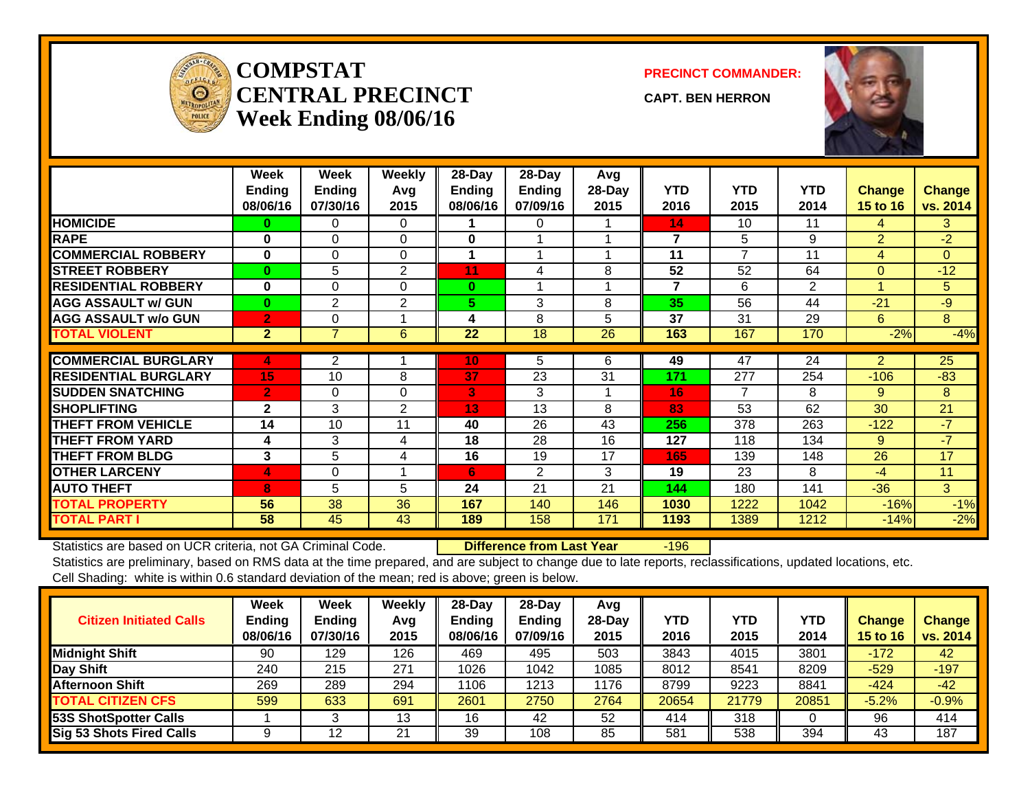# COMPSTAT CENTRAL PRECINCT Week Ending 08/06/16

**PRECINCT COMMANDER:**

**CAPT. BEN HERRON**

| | Week Ending 08/06/16 | Week Ending 07/30/16 | Weekly Avg 2015 | 28-Day Ending 08/06/16 | 28-Day Ending 07/09/16 | Avg 28-Day 2015 | YTD 2016 | YTD 2015 | YTD 2014 | Change 15 to 16 | Change vs. 2014 |
|---|---|---|---|---|---|---|---|---|---|---|---|
| **HOMICIDE** | 0 | 0 | 0 | 1 | 0 | 1 | 14 | 10 | 11 | 4 | 3 |
| **RAPE** | 0 | 0 | 0 | 0 | 1 | 1 | 7 | 5 | 9 | 2 | -2 |
| **COMMERCIAL ROBBERY** | 0 | 0 | 0 | 1 | 1 | 1 | 11 | 7 | 11 | 4 | 0 |
| **STREET ROBBERY** | 0 | 5 | 2 | 11 | 4 | 8 | 52 | 52 | 64 | 0 | -12 |
| **RESIDENTIAL ROBBERY** | 0 | 0 | 0 | 0 | 1 | 1 | 7 | 6 | 2 | 1 | 5 |
| **AGG ASSAULT w/ GUN** | 0 | 2 | 2 | 5 | 3 | 8 | 35 | 56 | 44 | -21 | -9 |
| **AGG ASSAULT w/o GUN** | 2 | 0 | 1 | 4 | 8 | 5 | 37 | 31 | 29 | 6 | 8 |
| **TOTAL VIOLENT** | 2 | 7 | 6 | 22 | 18 | 26 | 163 | 167 | 170 | -2% | -4% |
| **COMMERCIAL BURGLARY** | 4 | 2 | 1 | 10 | 5 | 6 | 49 | 47 | 24 | 2 | 25 |
| **RESIDENTIAL BURGLARY** | 15 | 10 | 8 | 37 | 23 | 31 | 171 | 277 | 254 | -106 | -83 |
| **SUDDEN SNATCHING** | 2 | 0 | 0 | 3 | 3 | 1 | 16 | 7 | 8 | 9 | 8 |
| **SHOPLIFTING** | 2 | 3 | 2 | 13 | 13 | 8 | 83 | 53 | 62 | 30 | 21 |
| **THEFT FROM VEHICLE** | 14 | 10 | 11 | 40 | 26 | 43 | 256 | 378 | 263 | -122 | -7 |
| **THEFT FROM YARD** | 4 | 3 | 4 | 18 | 28 | 16 | 127 | 118 | 134 | 9 | -7 |
| **THEFT FROM BLDG** | 3 | 5 | 4 | 16 | 19 | 17 | 165 | 139 | 148 | 26 | 17 |
| **OTHER LARCENY** | 4 | 0 | 1 | 6 | 2 | 3 | 19 | 23 | 8 | -4 | 11 |
| **AUTO THEFT** | 8 | 5 | 5 | 24 | 21 | 21 | 144 | 180 | 141 | -36 | 3 |
| **TOTAL PROPERTY** | 56 | 38 | 36 | 167 | 140 | 146 | 1030 | 1222 | 1042 | -16% | -1% |
| **TOTAL PART I** | 58 | 45 | 43 | 189 | 158 | 171 | 1193 | 1389 | 1212 | -14% | -2% |

Statistics are based on UCR criteria, not GA Criminal Code. **Difference from Last Year** -196

Statistics are preliminary, based on RMS data at the time prepared, and are subject to change due to late reports, reclassifications, updated locations, etc.
Cell Shading: white is within 0.6 standard deviation of the mean; red is above; green is below.

| Citizen Initiated Calls | Week Ending 08/06/16 | Week Ending 07/30/16 | Weekly Avg 2015 | 28-Day Ending 08/06/16 | 28-Day Ending 07/09/16 | Avg 28-Day 2015 | YTD 2016 | YTD 2015 | YTD 2014 | Change 15 to 16 | Change vs. 2014 |
|---|---|---|---|---|---|---|---|---|---|---|---|
| **Midnight Shift** | 90 | 129 | 126 | 469 | 495 | 503 | 3843 | 4015 | 3801 | -172 | 42 |
| **Day Shift** | 240 | 215 | 271 | 1026 | 1042 | 1085 | 8012 | 8541 | 8209 | -529 | -197 |
| **Afternoon Shift** | 269 | 289 | 294 | 1106 | 1213 | 1176 | 8799 | 9223 | 8841 | -424 | -42 |
| **TOTAL CITIZEN CFS** | 599 | 633 | 691 | 2601 | 2750 | 2764 | 20654 | 21779 | 20851 | -5.2% | -0.9% |
| **53S ShotSpotter Calls** | 1 | 3 | 13 | 16 | 42 | 52 | 414 | 318 | 0 | 96 | 414 |
| **Sig 53 Shots Fired Calls** | 9 | 12 | 21 | 39 | 108 | 85 | 581 | 538 | 394 | 43 | 187 |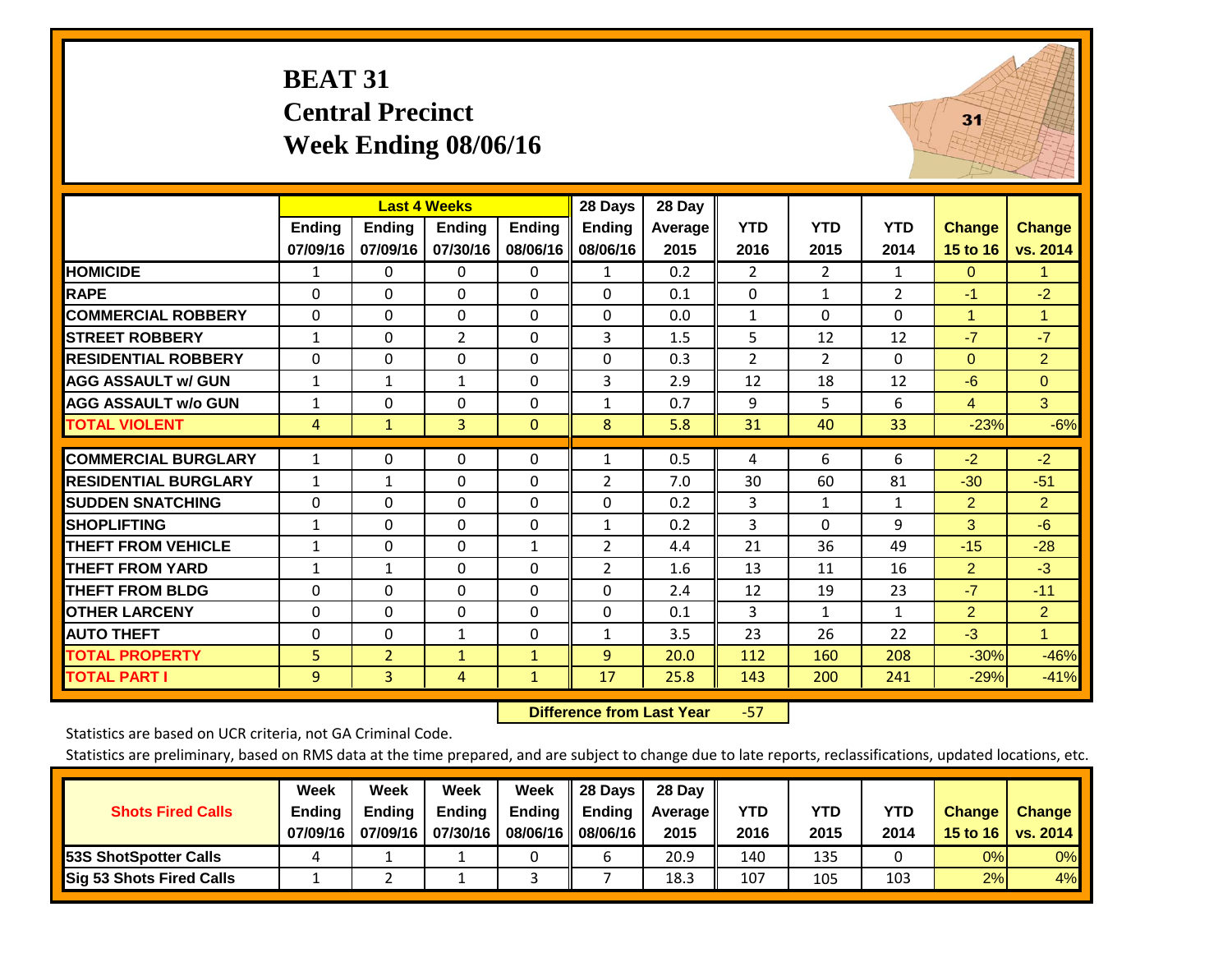# BEAT 31
## Central Precinct
## Week Ending 08/06/16

| | Last 4 Weeks | | | | 28 Days | 28 Day | | | | | |
|---|---|---|---|---|---|---|---|---|---|---|---|
| | Ending 07/09/16 | Ending 07/09/16 | Ending 07/30/16 | Ending 08/06/16 | Ending 08/06/16 | Average 2015 | YTD 2016 | YTD 2015 | YTD 2014 | Change 15 to 16 | Change vs. 2014 |
| HOMICIDE | 1 | 0 | 0 | 0 | 1 | 0.2 | 2 | 2 | 1 | 0 | 1 |
| RAPE | 0 | 0 | 0 | 0 | 0 | 0.1 | 0 | 1 | 2 | -1 | -2 |
| COMMERCIAL ROBBERY | 0 | 0 | 0 | 0 | 0 | 0.0 | 1 | 0 | 0 | 1 | 1 |
| STREET ROBBERY | 1 | 0 | 2 | 0 | 3 | 1.5 | 5 | 12 | 12 | -7 | -7 |
| RESIDENTIAL ROBBERY | 0 | 0 | 0 | 0 | 0 | 0.3 | 2 | 2 | 0 | 0 | 2 |
| AGG ASSAULT w/ GUN | 1 | 1 | 1 | 0 | 3 | 2.9 | 12 | 18 | 12 | -6 | 0 |
| AGG ASSAULT w/o GUN | 1 | 0 | 0 | 0 | 1 | 0.7 | 9 | 5 | 6 | 4 | 3 |
| TOTAL VIOLENT | 4 | 1 | 3 | 0 | 8 | 5.8 | 31 | 40 | 33 | -23% | -6% |
| COMMERCIAL BURGLARY | 1 | 0 | 0 | 0 | 1 | 0.5 | 4 | 6 | 6 | -2 | -2 |
| RESIDENTIAL BURGLARY | 1 | 1 | 0 | 0 | 2 | 7.0 | 30 | 60 | 81 | -30 | -51 |
| SUDDEN SNATCHING | 0 | 0 | 0 | 0 | 0 | 0.2 | 3 | 1 | 1 | 2 | 2 |
| SHOPLIFTING | 1 | 0 | 0 | 0 | 1 | 0.2 | 3 | 0 | 9 | 3 | -6 |
| THEFT FROM VEHICLE | 1 | 0 | 0 | 1 | 2 | 4.4 | 21 | 36 | 49 | -15 | -28 |
| THEFT FROM YARD | 1 | 1 | 0 | 0 | 2 | 1.6 | 13 | 11 | 16 | 2 | -3 |
| THEFT FROM BLDG | 0 | 0 | 0 | 0 | 0 | 2.4 | 12 | 19 | 23 | -7 | -11 |
| OTHER LARCENY | 0 | 0 | 0 | 0 | 0 | 0.1 | 3 | 1 | 1 | 2 | 2 |
| AUTO THEFT | 0 | 0 | 1 | 0 | 1 | 3.5 | 23 | 26 | 22 | -3 | 1 |
| TOTAL PROPERTY | 5 | 2 | 1 | 1 | 9 | 20.0 | 112 | 160 | 208 | -30% | -46% |
| TOTAL PART I | 9 | 3 | 4 | 1 | 17 | 25.8 | 143 | 200 | 241 | -29% | -41% |

**Difference from Last Year** -57

Statistics are based on UCR criteria, not GA Criminal Code.

Statistics are preliminary, based on RMS data at the time prepared, and are subject to change due to late reports, reclassifications, updated locations, etc.

| Shots Fired Calls | Week Ending 07/09/16 | Week Ending 07/09/16 | Week Ending 07/30/16 | Week Ending 08/06/16 | 28 Days Ending 08/06/16 | 28 Day Average 2015 | YTD 2016 | YTD 2015 | YTD 2014 | Change 15 to 16 | Change vs. 2014 |
|---|---|---|---|---|---|---|---|---|---|---|---|
| 53S ShotSpotter Calls | 4 | 1 | 1 | 0 | 6 | 20.9 | 140 | 135 | 0 | 0% | 0% |
| Sig 53 Shots Fired Calls | 1 | 2 | 1 | 3 | 7 | 18.3 | 107 | 105 | 103 | 2% | 4% |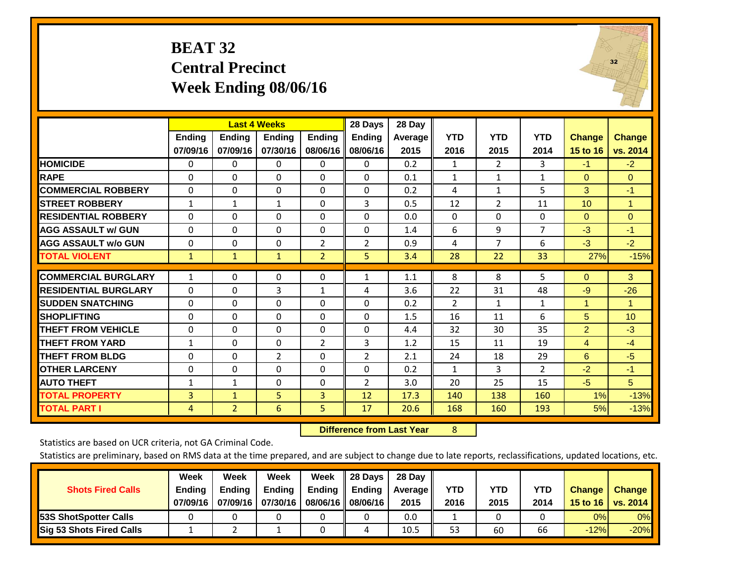# BEAT 32
## Central Precinct
## Week Ending 08/06/16

| | Last 4 Weeks | | | | 28 Days | 28 Day | | | | | |
|---|---|---|---|---|---|---|---|---|---|---|---|
| | Ending 07/09/16 | Ending 07/09/16 | Ending 07/30/16 | Ending 08/06/16 | Ending 08/06/16 | Average 2015 | YTD 2016 | YTD 2015 | YTD 2014 | Change 15 to 16 | Change vs. 2014 |
| HOMICIDE | 0 | 0 | 0 | 0 | 0 | 0.2 | 1 | 2 | 3 | -1 | -2 |
| RAPE | 0 | 0 | 0 | 0 | 0 | 0.1 | 1 | 1 | 1 | 0 | 0 |
| COMMERCIAL ROBBERY | 0 | 0 | 0 | 0 | 0 | 0.2 | 4 | 1 | 5 | 3 | -1 |
| STREET ROBBERY | 1 | 1 | 1 | 0 | 3 | 0.5 | 12 | 2 | 11 | 10 | 1 |
| RESIDENTIAL ROBBERY | 0 | 0 | 0 | 0 | 0 | 0.0 | 0 | 0 | 0 | 0 | 0 |
| AGG ASSAULT w/ GUN | 0 | 0 | 0 | 0 | 0 | 1.4 | 6 | 9 | 7 | -3 | -1 |
| AGG ASSAULT w/o GUN | 0 | 0 | 0 | 2 | 2 | 0.9 | 4 | 7 | 6 | -3 | -2 |
| TOTAL VIOLENT | 1 | 1 | 1 | 2 | 5 | 3.4 | 28 | 22 | 33 | 27% | -15% |
| COMMERCIAL BURGLARY | 1 | 0 | 0 | 0 | 1 | 1.1 | 8 | 8 | 5 | 0 | 3 |
| RESIDENTIAL BURGLARY | 0 | 0 | 3 | 1 | 4 | 3.6 | 22 | 31 | 48 | -9 | -26 |
| SUDDEN SNATCHING | 0 | 0 | 0 | 0 | 0 | 0.2 | 2 | 1 | 1 | 1 | 1 |
| SHOPLIFTING | 0 | 0 | 0 | 0 | 0 | 1.5 | 16 | 11 | 6 | 5 | 10 |
| THEFT FROM VEHICLE | 0 | 0 | 0 | 0 | 0 | 4.4 | 32 | 30 | 35 | 2 | -3 |
| THEFT FROM YARD | 1 | 0 | 0 | 2 | 3 | 1.2 | 15 | 11 | 19 | 4 | -4 |
| THEFT FROM BLDG | 0 | 0 | 2 | 0 | 2 | 2.1 | 24 | 18 | 29 | 6 | -5 |
| OTHER LARCENY | 0 | 0 | 0 | 0 | 0 | 0.2 | 1 | 3 | 2 | -2 | -1 |
| AUTO THEFT | 1 | 1 | 0 | 0 | 2 | 3.0 | 20 | 25 | 15 | -5 | 5 |
| TOTAL PROPERTY | 3 | 1 | 5 | 3 | 12 | 17.3 | 140 | 138 | 160 | 1% | -13% |
| TOTAL PART I | 4 | 2 | 6 | 5 | 17 | 20.6 | 168 | 160 | 193 | 5% | -13% |

**Difference from Last Year** 8

Statistics are based on UCR criteria, not GA Criminal Code.

Statistics are preliminary, based on RMS data at the time prepared, and are subject to change due to late reports, reclassifications, updated locations, etc.

| Shots Fired Calls | Week Ending 07/09/16 | Week Ending 07/09/16 | Week Ending 07/30/16 | Week Ending 08/06/16 | 28 Days Ending 08/06/16 | 28 Day Average 2015 | YTD 2016 | YTD 2015 | YTD 2014 | Change 15 to 16 | Change vs. 2014 |
|---|---|---|---|---|---|---|---|---|---|---|---|
| 53S ShotSpotter Calls | 0 | 0 | 0 | 0 | 0 | 0.0 | 1 | 0 | 0 | 0% | 0% |
| Sig 53 Shots Fired Calls | 1 | 2 | 1 | 0 | 4 | 10.5 | 53 | 60 | 66 | -12% | -20% |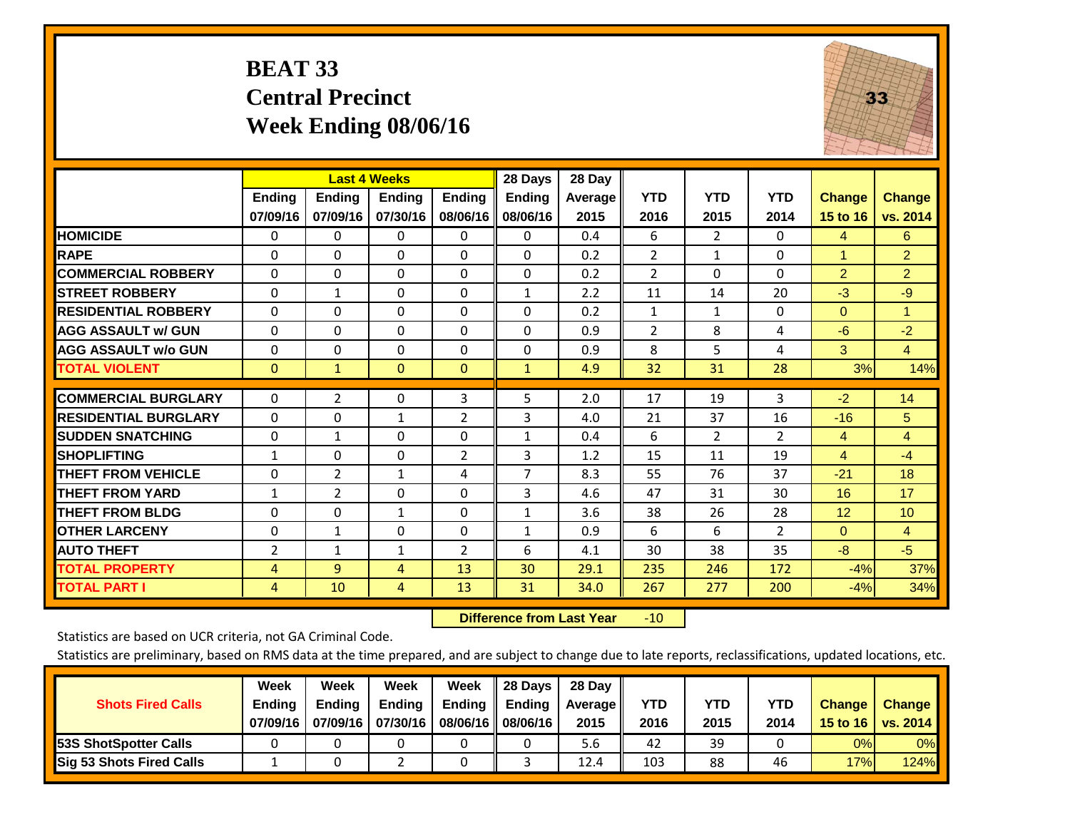# BEAT 33
## Central Precinct
## Week Ending 08/06/16

| | Last 4 Weeks | | | | 28 Days | 28 Day | | | | | |
|---|---|---|---|---|---|---|---|---|---|---|---|
| | Ending 07/09/16 | Ending 07/09/16 | Ending 07/30/16 | Ending 08/06/16 | Ending 08/06/16 | Average 2015 | YTD 2016 | YTD 2015 | YTD 2014 | Change 15 to 16 | Change vs. 2014 |
| HOMICIDE | 0 | 0 | 0 | 0 | 0 | 0.4 | 6 | 2 | 0 | 4 | 6 |
| RAPE | 0 | 0 | 0 | 0 | 0 | 0.2 | 2 | 1 | 0 | 1 | 2 |
| COMMERCIAL ROBBERY | 0 | 0 | 0 | 0 | 0 | 0.2 | 2 | 0 | 0 | 2 | 2 |
| STREET ROBBERY | 0 | 1 | 0 | 0 | 1 | 2.2 | 11 | 14 | 20 | -3 | -9 |
| RESIDENTIAL ROBBERY | 0 | 0 | 0 | 0 | 0 | 0.2 | 1 | 1 | 0 | 0 | 1 |
| AGG ASSAULT w/ GUN | 0 | 0 | 0 | 0 | 0 | 0.9 | 2 | 8 | 4 | -6 | -2 |
| AGG ASSAULT w/o GUN | 0 | 0 | 0 | 0 | 0 | 0.9 | 8 | 5 | 4 | 3 | 4 |
| TOTAL VIOLENT | 0 | 1 | 0 | 0 | 1 | 4.9 | 32 | 31 | 28 | 3% | 14% |
| COMMERCIAL BURGLARY | 0 | 2 | 0 | 3 | 5 | 2.0 | 17 | 19 | 3 | -2 | 14 |
| RESIDENTIAL BURGLARY | 0 | 0 | 1 | 2 | 3 | 4.0 | 21 | 37 | 16 | -16 | 5 |
| SUDDEN SNATCHING | 0 | 1 | 0 | 0 | 1 | 0.4 | 6 | 2 | 2 | 4 | 4 |
| SHOPLIFTING | 1 | 0 | 0 | 2 | 3 | 1.2 | 15 | 11 | 19 | 4 | -4 |
| THEFT FROM VEHICLE | 0 | 2 | 1 | 4 | 7 | 8.3 | 55 | 76 | 37 | -21 | 18 |
| THEFT FROM YARD | 1 | 2 | 0 | 0 | 3 | 4.6 | 47 | 31 | 30 | 16 | 17 |
| THEFT FROM BLDG | 0 | 0 | 1 | 0 | 1 | 3.6 | 38 | 26 | 28 | 12 | 10 |
| OTHER LARCENY | 0 | 1 | 0 | 0 | 1 | 0.9 | 6 | 6 | 2 | 0 | 4 |
| AUTO THEFT | 2 | 1 | 1 | 2 | 6 | 4.1 | 30 | 38 | 35 | -8 | -5 |
| TOTAL PROPERTY | 4 | 9 | 4 | 13 | 30 | 29.1 | 235 | 246 | 172 | -4% | 37% |
| TOTAL PART I | 4 | 10 | 4 | 13 | 31 | 34.0 | 267 | 277 | 200 | -4% | 34% |

**Difference from Last Year** -10

Statistics are based on UCR criteria, not GA Criminal Code.

Statistics are preliminary, based on RMS data at the time prepared, and are subject to change due to late reports, reclassifications, updated locations, etc.

| Shots Fired Calls | Week Ending 07/09/16 | Week Ending 07/09/16 | Week Ending 07/30/16 | Week Ending 08/06/16 | 28 Days Ending 08/06/16 | 28 Day Average 2015 | YTD 2016 | YTD 2015 | YTD 2014 | Change 15 to 16 | Change vs. 2014 |
|---|---|---|---|---|---|---|---|---|---|---|---|
| 53S ShotSpotter Calls | 0 | 0 | 0 | 0 | 0 | 5.6 | 42 | 39 | 0 | 0% | 0% |
| Sig 53 Shots Fired Calls | 1 | 0 | 2 | 0 | 3 | 12.4 | 103 | 88 | 46 | 17% | 124% |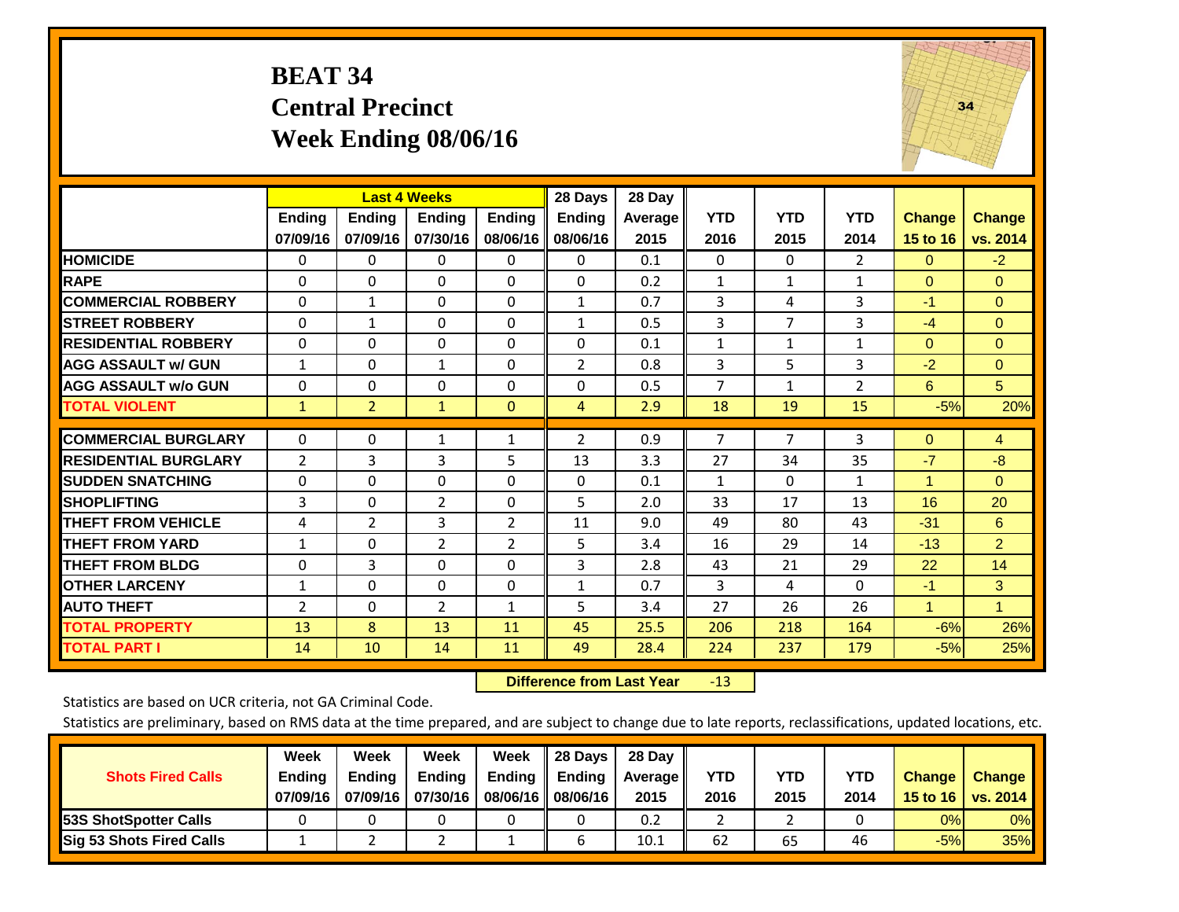# BEAT 34
## Central Precinct
## Week Ending 08/06/16

| | Last 4 Weeks | | | | 28 Days | 28 Day | | | | | |
|---|---|---|---|---|---|---|---|---|---|---|---|
| | Ending 07/09/16 | Ending 07/09/16 | Ending 07/30/16 | Ending 08/06/16 | Ending 08/06/16 | Average 2015 | YTD 2016 | YTD 2015 | YTD 2014 | Change 15 to 16 | Change vs. 2014 |
| HOMICIDE | 0 | 0 | 0 | 0 | 0 | 0.1 | 0 | 0 | 2 | 0 | -2 |
| RAPE | 0 | 0 | 0 | 0 | 0 | 0.2 | 1 | 1 | 1 | 0 | 0 |
| COMMERCIAL ROBBERY | 0 | 1 | 0 | 0 | 1 | 0.7 | 3 | 4 | 3 | -1 | 0 |
| STREET ROBBERY | 0 | 1 | 0 | 0 | 1 | 0.5 | 3 | 7 | 3 | -4 | 0 |
| RESIDENTIAL ROBBERY | 0 | 0 | 0 | 0 | 0 | 0.1 | 1 | 1 | 1 | 0 | 0 |
| AGG ASSAULT w/ GUN | 1 | 0 | 1 | 0 | 2 | 0.8 | 3 | 5 | 3 | -2 | 0 |
| AGG ASSAULT w/o GUN | 0 | 0 | 0 | 0 | 0 | 0.5 | 7 | 1 | 2 | 6 | 5 |
| TOTAL VIOLENT | 1 | 2 | 1 | 0 | 4 | 2.9 | 18 | 19 | 15 | -5% | 20% |
| COMMERCIAL BURGLARY | 0 | 0 | 1 | 1 | 2 | 0.9 | 7 | 7 | 3 | 0 | 4 |
| RESIDENTIAL BURGLARY | 2 | 3 | 3 | 5 | 13 | 3.3 | 27 | 34 | 35 | -7 | -8 |
| SUDDEN SNATCHING | 0 | 0 | 0 | 0 | 0 | 0.1 | 1 | 0 | 1 | 1 | 0 |
| SHOPLIFTING | 3 | 0 | 2 | 0 | 5 | 2.0 | 33 | 17 | 13 | 16 | 20 |
| THEFT FROM VEHICLE | 4 | 2 | 3 | 2 | 11 | 9.0 | 49 | 80 | 43 | -31 | 6 |
| THEFT FROM YARD | 1 | 0 | 2 | 2 | 5 | 3.4 | 16 | 29 | 14 | -13 | 2 |
| THEFT FROM BLDG | 0 | 3 | 0 | 0 | 3 | 2.8 | 43 | 21 | 29 | 22 | 14 |
| OTHER LARCENY | 1 | 0 | 0 | 0 | 1 | 0.7 | 3 | 4 | 0 | -1 | 3 |
| AUTO THEFT | 2 | 0 | 2 | 1 | 5 | 3.4 | 27 | 26 | 26 | 1 | 1 |
| TOTAL PROPERTY | 13 | 8 | 13 | 11 | 45 | 25.5 | 206 | 218 | 164 | -6% | 26% |
| TOTAL PART I | 14 | 10 | 14 | 11 | 49 | 28.4 | 224 | 237 | 179 | -5% | 25% |

**Difference from Last Year** -13

Statistics are based on UCR criteria, not GA Criminal Code.

Statistics are preliminary, based on RMS data at the time prepared, and are subject to change due to late reports, reclassifications, updated locations, etc.

| Shots Fired Calls | Week Ending 07/09/16 | Week Ending 07/09/16 | Week Ending 07/30/16 | Week Ending 08/06/16 | 28 Days Ending 08/06/16 | 28 Day Average 2015 | YTD 2016 | YTD 2015 | YTD 2014 | Change 15 to 16 | Change vs. 2014 |
|---|---|---|---|---|---|---|---|---|---|---|---|
| 53S ShotSpotter Calls | 0 | 0 | 0 | 0 | 0 | 0.2 | 2 | 2 | 0 | 0% | 0% |
| Sig 53 Shots Fired Calls | 1 | 2 | 2 | 1 | 6 | 10.1 | 62 | 65 | 46 | -5% | 35% |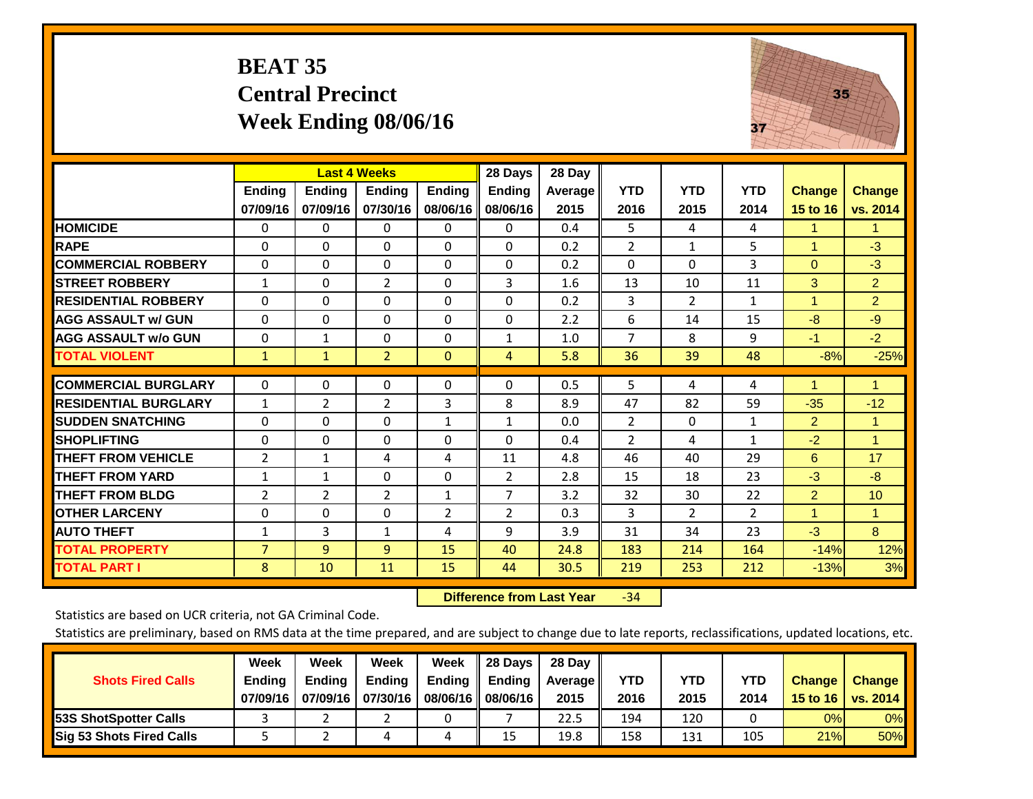# BEAT 35
## Central Precinct
## Week Ending 08/06/16

| | Last 4 Weeks | | | | 28 Days | 28 Day | | | | | |
|---|---|---|---|---|---|---|---|---|---|---|---|
| | Ending 07/09/16 | Ending 07/09/16 | Ending 07/30/16 | Ending 08/06/16 | Ending 08/06/16 | Average 2015 | YTD 2016 | YTD 2015 | YTD 2014 | Change 15 to 16 | Change vs. 2014 |
| **HOMICIDE** | 0 | 0 | 0 | 0 | 0 | 0.4 | 5 | 4 | 4 | 1 | 1 |
| **RAPE** | 0 | 0 | 0 | 0 | 0 | 0.2 | 2 | 1 | 5 | 1 | -3 |
| **COMMERCIAL ROBBERY** | 0 | 0 | 0 | 0 | 0 | 0.2 | 0 | 0 | 3 | 0 | -3 |
| **STREET ROBBERY** | 1 | 0 | 2 | 0 | 3 | 1.6 | 13 | 10 | 11 | 3 | 2 |
| **RESIDENTIAL ROBBERY** | 0 | 0 | 0 | 0 | 0 | 0.2 | 3 | 2 | 1 | 1 | 2 |
| **AGG ASSAULT w/ GUN** | 0 | 0 | 0 | 0 | 0 | 2.2 | 6 | 14 | 15 | -8 | -9 |
| **AGG ASSAULT w/o GUN** | 0 | 1 | 0 | 0 | 1 | 1.0 | 7 | 8 | 9 | -1 | -2 |
| **TOTAL VIOLENT** | 1 | 1 | 2 | 0 | 4 | 5.8 | 36 | 39 | 48 | -8% | -25% |
| **COMMERCIAL BURGLARY** | 0 | 0 | 0 | 0 | 0 | 0.5 | 5 | 4 | 4 | 1 | 1 |
| **RESIDENTIAL BURGLARY** | 1 | 2 | 2 | 3 | 8 | 8.9 | 47 | 82 | 59 | -35 | -12 |
| **SUDDEN SNATCHING** | 0 | 0 | 0 | 1 | 1 | 0.0 | 2 | 0 | 1 | 2 | 1 |
| **SHOPLIFTING** | 0 | 0 | 0 | 0 | 0 | 0.4 | 2 | 4 | 1 | -2 | 1 |
| **THEFT FROM VEHICLE** | 2 | 1 | 4 | 4 | 11 | 4.8 | 46 | 40 | 29 | 6 | 17 |
| **THEFT FROM YARD** | 1 | 1 | 0 | 0 | 2 | 2.8 | 15 | 18 | 23 | -3 | -8 |
| **THEFT FROM BLDG** | 2 | 2 | 2 | 1 | 7 | 3.2 | 32 | 30 | 22 | 2 | 10 |
| **OTHER LARCENY** | 0 | 0 | 0 | 2 | 2 | 0.3 | 3 | 2 | 2 | 1 | 1 |
| **AUTO THEFT** | 1 | 3 | 1 | 4 | 9 | 3.9 | 31 | 34 | 23 | -3 | 8 |
| **TOTAL PROPERTY** | 7 | 9 | 9 | 15 | 40 | 24.8 | 183 | 214 | 164 | -14% | 12% |
| **TOTAL PART I** | 8 | 10 | 11 | 15 | 44 | 30.5 | 219 | 253 | 212 | -13% | 3% |

**Difference from Last Year** -34

Statistics are based on UCR criteria, not GA Criminal Code.

Statistics are preliminary, based on RMS data at the time prepared, and are subject to change due to late reports, reclassifications, updated locations, etc.

| Shots Fired Calls | Week Ending 07/09/16 | Week Ending 07/09/16 | Week Ending 07/30/16 | Week Ending 08/06/16 | 28 Days Ending 08/06/16 | 28 Day Average 2015 | YTD 2016 | YTD 2015 | YTD 2014 | Change 15 to 16 | Change vs. 2014 |
|---|---|---|---|---|---|---|---|---|---|---|---|
| **53S ShotSpotter Calls** | 3 | 2 | 2 | 0 | 7 | 22.5 | 194 | 120 | 0 | 0% | 0% |
| **Sig 53 Shots Fired Calls** | 5 | 2 | 4 | 4 | 15 | 19.8 | 158 | 131 | 105 | 21% | 50% |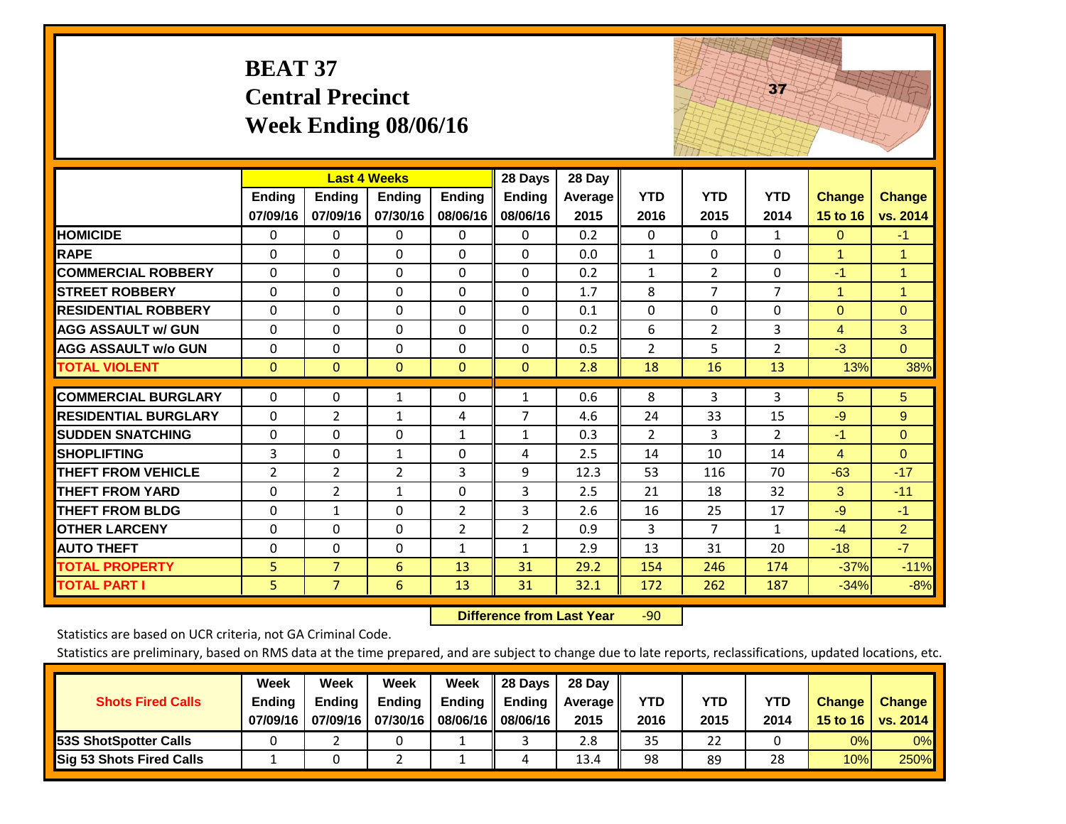# BEAT 37
## Central Precinct
## Week Ending 08/06/16

| | Last 4 Weeks | | | | 28 Days | 28 Day | | | | | |
|---|---|---|---|---|---|---|---|---|---|---|---|
| | Ending 07/09/16 | Ending 07/09/16 | Ending 07/30/16 | Ending 08/06/16 | Ending 08/06/16 | Average 2015 | YTD 2016 | YTD 2015 | YTD 2014 | Change 15 to 16 | Change vs. 2014 |
| HOMICIDE | 0 | 0 | 0 | 0 | 0 | 0.2 | 0 | 0 | 1 | 0 | -1 |
| RAPE | 0 | 0 | 0 | 0 | 0 | 0.0 | 1 | 0 | 0 | 1 | 1 |
| COMMERCIAL ROBBERY | 0 | 0 | 0 | 0 | 0 | 0.2 | 1 | 2 | 0 | -1 | 1 |
| STREET ROBBERY | 0 | 0 | 0 | 0 | 0 | 1.7 | 8 | 7 | 7 | 1 | 1 |
| RESIDENTIAL ROBBERY | 0 | 0 | 0 | 0 | 0 | 0.1 | 0 | 0 | 0 | 0 | 0 |
| AGG ASSAULT w/ GUN | 0 | 0 | 0 | 0 | 0 | 0.2 | 6 | 2 | 3 | 4 | 3 |
| AGG ASSAULT w/o GUN | 0 | 0 | 0 | 0 | 0 | 0.5 | 2 | 5 | 2 | -3 | 0 |
| TOTAL VIOLENT | 0 | 0 | 0 | 0 | 0 | 2.8 | 18 | 16 | 13 | 13% | 38% |
| COMMERCIAL BURGLARY | 0 | 0 | 1 | 0 | 1 | 0.6 | 8 | 3 | 3 | 5 | 5 |
| RESIDENTIAL BURGLARY | 0 | 2 | 1 | 4 | 7 | 4.6 | 24 | 33 | 15 | -9 | 9 |
| SUDDEN SNATCHING | 0 | 0 | 0 | 1 | 1 | 0.3 | 2 | 3 | 2 | -1 | 0 |
| SHOPLIFTING | 3 | 0 | 1 | 0 | 4 | 2.5 | 14 | 10 | 14 | 4 | 0 |
| THEFT FROM VEHICLE | 2 | 2 | 2 | 3 | 9 | 12.3 | 53 | 116 | 70 | -63 | -17 |
| THEFT FROM YARD | 0 | 2 | 1 | 0 | 3 | 2.5 | 21 | 18 | 32 | 3 | -11 |
| THEFT FROM BLDG | 0 | 1 | 0 | 2 | 3 | 2.6 | 16 | 25 | 17 | -9 | -1 |
| OTHER LARCENY | 0 | 0 | 0 | 2 | 2 | 0.9 | 3 | 7 | 1 | -4 | 2 |
| AUTO THEFT | 0 | 0 | 0 | 1 | 1 | 2.9 | 13 | 31 | 20 | -18 | -7 |
| TOTAL PROPERTY | 5 | 7 | 6 | 13 | 31 | 29.2 | 154 | 246 | 174 | -37% | -11% |
| TOTAL PART I | 5 | 7 | 6 | 13 | 31 | 32.1 | 172 | 262 | 187 | -34% | -8% |

**Difference from Last Year** -90

Statistics are based on UCR criteria, not GA Criminal Code.

Statistics are preliminary, based on RMS data at the time prepared, and are subject to change due to late reports, reclassifications, updated locations, etc.

| Shots Fired Calls | Week Ending 07/09/16 | Week Ending 07/09/16 | Week Ending 07/30/16 | Week Ending 08/06/16 | 28 Days Ending 08/06/16 | 28 Day Average 2015 | YTD 2016 | YTD 2015 | YTD 2014 | Change 15 to 16 | Change vs. 2014 |
|---|---|---|---|---|---|---|---|---|---|---|---|
| 53S ShotSpotter Calls | 0 | 2 | 0 | 1 | 3 | 2.8 | 35 | 22 | 0 | 0% | 0% |
| Sig 53 Shots Fired Calls | 1 | 0 | 2 | 1 | 4 | 13.4 | 98 | 89 | 28 | 10% | 250% |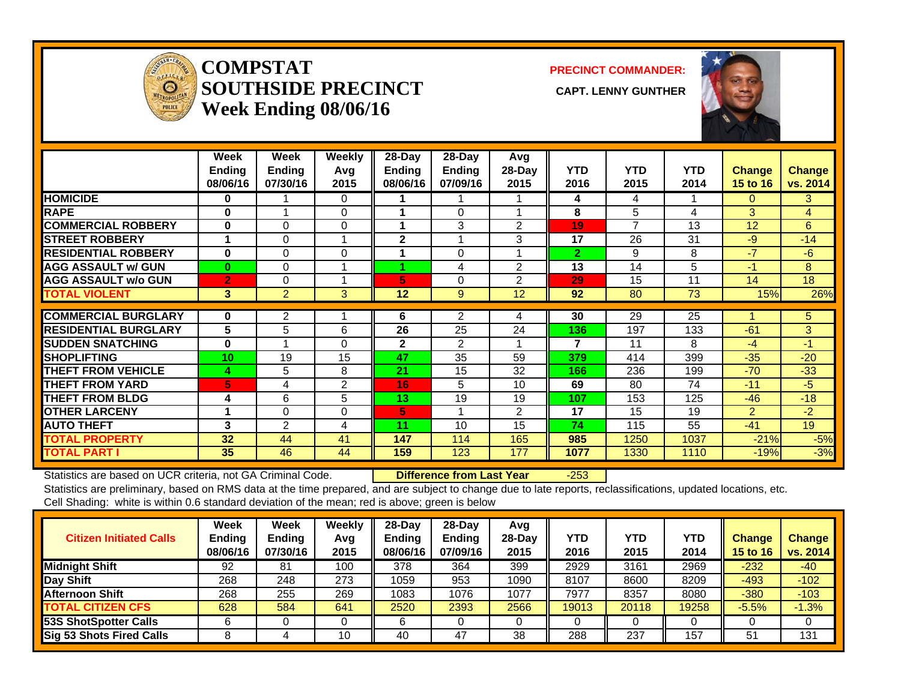# COMPSTAT SOUTHSIDE PRECINCT
## Week Ending 08/06/16

**PRECINCT COMMANDER:**

**CAPT. LENNY GUNTHER**

| | Week Ending 08/06/16 | Week Ending 07/30/16 | Weekly Avg 2015 | 28-Day Ending 08/06/16 | 28-Day Ending 07/09/16 | Avg 28-Day 2015 | YTD 2016 | YTD 2015 | YTD 2014 | Change 15 to 16 | Change vs. 2014 |
|---|---|---|---|---|---|---|---|---|---|---|---|
| HOMICIDE | 0 | 1 | 0 | 1 | 1 | 1 | 4 | 4 | 1 | 0 | 3 |
| RAPE | 0 | 1 | 0 | 1 | 0 | 1 | 8 | 5 | 4 | 3 | 4 |
| COMMERCIAL ROBBERY | 0 | 0 | 0 | 1 | 3 | 2 | 19 | 7 | 13 | 12 | 6 |
| STREET ROBBERY | 1 | 0 | 1 | 2 | 1 | 3 | 17 | 26 | 31 | -9 | -14 |
| RESIDENTIAL ROBBERY | 0 | 0 | 0 | 1 | 0 | 1 | 2 | 9 | 8 | -7 | -6 |
| AGG ASSAULT w/ GUN | 0 | 0 | 1 | 1 | 4 | 2 | 13 | 14 | 5 | -1 | 8 |
| AGG ASSAULT w/o GUN | 2 | 0 | 1 | 5 | 0 | 2 | 29 | 15 | 11 | 14 | 18 |
| TOTAL VIOLENT | 3 | 2 | 3 | 12 | 9 | 12 | 92 | 80 | 73 | 15% | 26% |
| COMMERCIAL BURGLARY | 0 | 2 | 1 | 6 | 2 | 4 | 30 | 29 | 25 | 1 | 5 |
| RESIDENTIAL BURGLARY | 5 | 5 | 6 | 26 | 25 | 24 | 136 | 197 | 133 | -61 | 3 |
| SUDDEN SNATCHING | 0 | 1 | 0 | 2 | 2 | 1 | 7 | 11 | 8 | -4 | -1 |
| SHOPLIFTING | 10 | 19 | 15 | 47 | 35 | 59 | 379 | 414 | 399 | -35 | -20 |
| THEFT FROM VEHICLE | 4 | 5 | 8 | 21 | 15 | 32 | 166 | 236 | 199 | -70 | -33 |
| THEFT FROM YARD | 5 | 4 | 2 | 16 | 5 | 10 | 69 | 80 | 74 | -11 | -5 |
| THEFT FROM BLDG | 4 | 6 | 5 | 13 | 19 | 19 | 107 | 153 | 125 | -46 | -18 |
| OTHER LARCENY | 1 | 0 | 0 | 5 | 1 | 2 | 17 | 15 | 19 | 2 | -2 |
| AUTO THEFT | 3 | 2 | 4 | 11 | 10 | 15 | 74 | 115 | 55 | -41 | 19 |
| TOTAL PROPERTY | 32 | 44 | 41 | 147 | 114 | 165 | 985 | 1250 | 1037 | -21% | -5% |
| TOTAL PART I | 35 | 46 | 44 | 159 | 123 | 177 | 1077 | 1330 | 1110 | -19% | -3% |

Statistics are based on UCR criteria, not GA Criminal Code. **Difference from Last Year** -253

Statistics are preliminary, based on RMS data at the time prepared, and are subject to change due to late reports, reclassifications, updated locations, etc.

Cell Shading: white is within 0.6 standard deviation of the mean; red is above; green is below

| Citizen Initiated Calls | Week Ending 08/06/16 | Week Ending 07/30/16 | Weekly Avg 2015 | 28-Day Ending 08/06/16 | 28-Day Ending 07/09/16 | Avg 28-Day 2015 | YTD 2016 | YTD 2015 | YTD 2014 | Change 15 to 16 | Change vs. 2014 |
|---|---|---|---|---|---|---|---|---|---|---|---|
| Midnight Shift | 92 | 81 | 100 | 378 | 364 | 399 | 2929 | 3161 | 2969 | -232 | -40 |
| Day Shift | 268 | 248 | 273 | 1059 | 953 | 1090 | 8107 | 8600 | 8209 | -493 | -102 |
| Afternoon Shift | 268 | 255 | 269 | 1083 | 1076 | 1077 | 7977 | 8357 | 8080 | -380 | -103 |
| TOTAL CITIZEN CFS | 628 | 584 | 641 | 2520 | 2393 | 2566 | 19013 | 20118 | 19258 | -5.5% | -1.3% |
| 53S ShotSpotter Calls | 6 | 0 | 0 | 6 | 0 | 0 | 0 | 0 | 0 | 0 | 0 |
| Sig 53 Shots Fired Calls | 8 | 4 | 10 | 40 | 47 | 38 | 288 | 237 | 157 | 51 | 131 |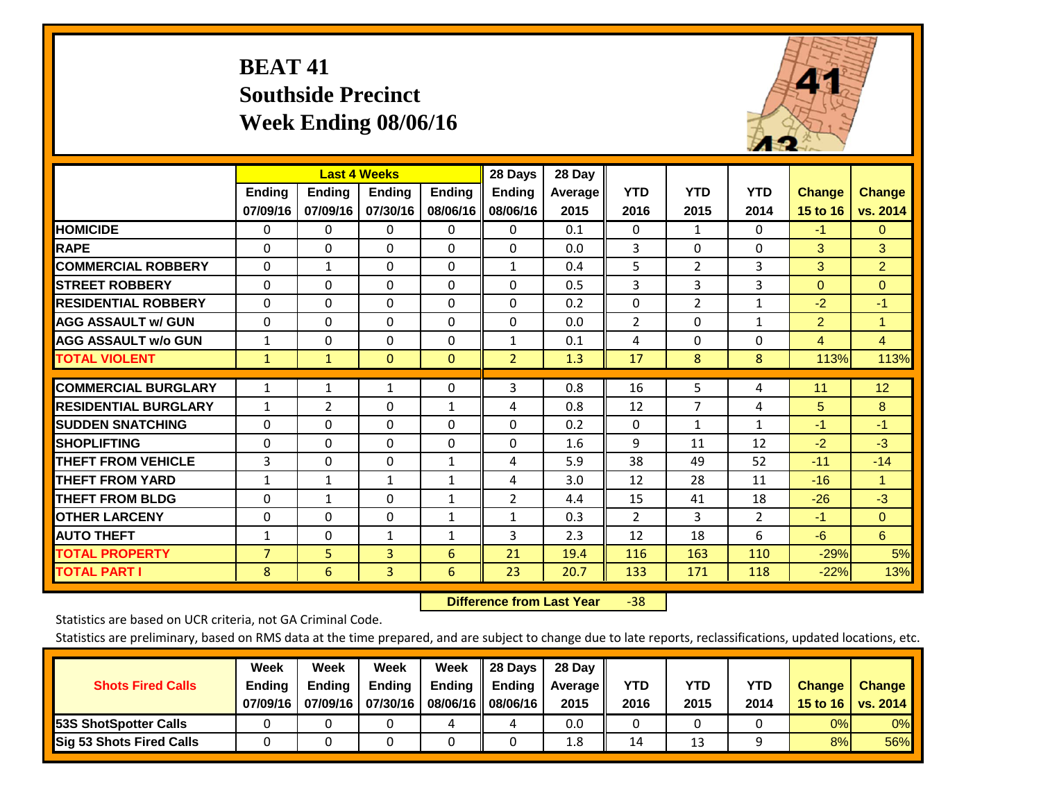# BEAT 41
## Southside Precinct
## Week Ending 08/06/16

| | Last 4 Weeks | | | | 28 Days | 28 Day | YTD | YTD | YTD | Change | Change |
|---|---|---|---|---|---|---|---|---|---|---|---|
| | Ending 07/09/16 | Ending 07/09/16 | Ending 07/30/16 | Ending 08/06/16 | Ending 08/06/16 | Average 2015 | 2016 | 2015 | 2014 | 15 to 16 | vs. 2014 |
| HOMICIDE | 0 | 0 | 0 | 0 | 0 | 0.1 | 0 | 1 | 0 | -1 | 0 |
| RAPE | 0 | 0 | 0 | 0 | 0 | 0.0 | 3 | 0 | 0 | 3 | 3 |
| COMMERCIAL ROBBERY | 0 | 1 | 0 | 0 | 1 | 0.4 | 5 | 2 | 3 | 3 | 2 |
| STREET ROBBERY | 0 | 0 | 0 | 0 | 0 | 0.5 | 3 | 3 | 3 | 0 | 0 |
| RESIDENTIAL ROBBERY | 0 | 0 | 0 | 0 | 0 | 0.2 | 0 | 2 | 1 | -2 | -1 |
| AGG ASSAULT w/ GUN | 0 | 0 | 0 | 0 | 0 | 0.0 | 2 | 0 | 1 | 2 | 1 |
| AGG ASSAULT w/o GUN | 1 | 0 | 0 | 0 | 1 | 0.1 | 4 | 0 | 0 | 4 | 4 |
| TOTAL VIOLENT | 1 | 1 | 0 | 0 | 2 | 1.3 | 17 | 8 | 8 | 113% | 113% |
| COMMERCIAL BURGLARY | 1 | 1 | 1 | 0 | 3 | 0.8 | 16 | 5 | 4 | 11 | 12 |
| RESIDENTIAL BURGLARY | 1 | 2 | 0 | 1 | 4 | 0.8 | 12 | 7 | 4 | 5 | 8 |
| SUDDEN SNATCHING | 0 | 0 | 0 | 0 | 0 | 0.2 | 0 | 1 | 1 | -1 | -1 |
| SHOPLIFTING | 0 | 0 | 0 | 0 | 0 | 1.6 | 9 | 11 | 12 | -2 | -3 |
| THEFT FROM VEHICLE | 3 | 0 | 0 | 1 | 4 | 5.9 | 38 | 49 | 52 | -11 | -14 |
| THEFT FROM YARD | 1 | 1 | 1 | 1 | 4 | 3.0 | 12 | 28 | 11 | -16 | 1 |
| THEFT FROM BLDG | 0 | 1 | 0 | 1 | 2 | 4.4 | 15 | 41 | 18 | -26 | -3 |
| OTHER LARCENY | 0 | 0 | 0 | 1 | 1 | 0.3 | 2 | 3 | 2 | -1 | 0 |
| AUTO THEFT | 1 | 0 | 1 | 1 | 3 | 2.3 | 12 | 18 | 6 | -6 | 6 |
| TOTAL PROPERTY | 7 | 5 | 3 | 6 | 21 | 19.4 | 116 | 163 | 110 | -29% | 5% |
| TOTAL PART I | 8 | 6 | 3 | 6 | 23 | 20.7 | 133 | 171 | 118 | -22% | 13% |

**Difference from Last Year** -38

Statistics are based on UCR criteria, not GA Criminal Code.

Statistics are preliminary, based on RMS data at the time prepared, and are subject to change due to late reports, reclassifications, updated locations, etc.

| Shots Fired Calls | Week Ending 07/09/16 | Week Ending 07/09/16 | Week Ending 07/30/16 | Week Ending 08/06/16 | 28 Days Ending 08/06/16 | 28 Day Average 2015 | YTD 2016 | YTD 2015 | YTD 2014 | Change 15 to 16 | Change vs. 2014 |
|---|---|---|---|---|---|---|---|---|---|---|---|
| 53S ShotSpotter Calls | 0 | 0 | 0 | 4 | 4 | 0.0 | 0 | 0 | 0 | 0% | 0% |
| Sig 53 Shots Fired Calls | 0 | 0 | 0 | 0 | 0 | 1.8 | 14 | 13 | 9 | 8% | 56% |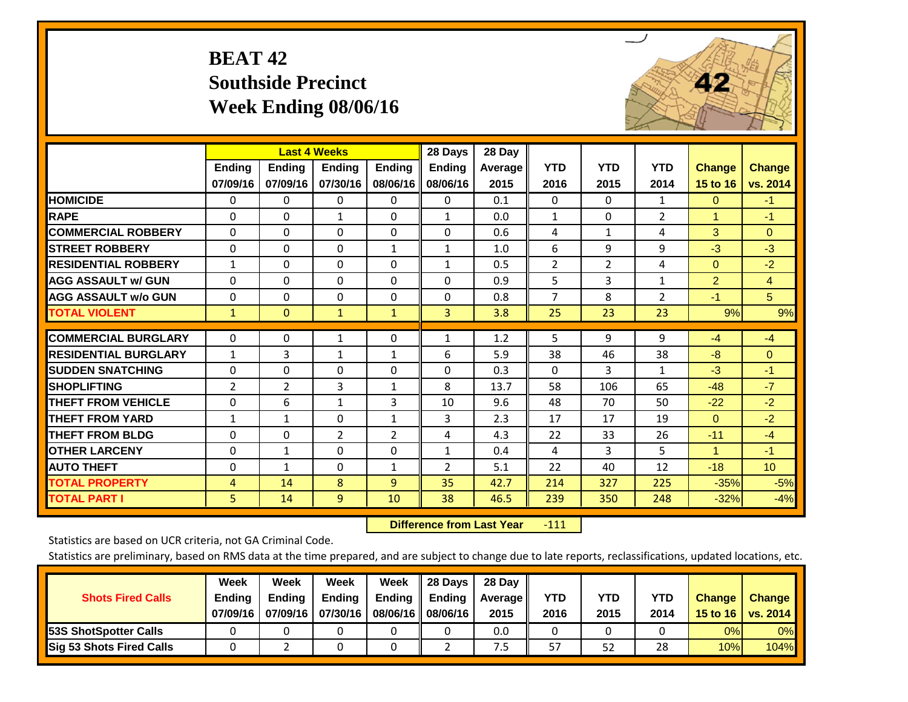# BEAT 42
## Southside Precinct
## Week Ending 08/06/16

| | Last 4 Weeks | | | | 28 Days | 28 Day | | | | | |
|---|---|---|---|---|---|---|---|---|---|---|---|
| | Ending 07/09/16 | Ending 07/09/16 | Ending 07/30/16 | Ending 08/06/16 | Ending 08/06/16 | Average 2015 | YTD 2016 | YTD 2015 | YTD 2014 | Change 15 to 16 | Change vs. 2014 |
| HOMICIDE | 0 | 0 | 0 | 0 | 0 | 0.1 | 0 | 0 | 1 | 0 | -1 |
| RAPE | 0 | 0 | 1 | 0 | 1 | 0.0 | 1 | 0 | 2 | 1 | -1 |
| COMMERCIAL ROBBERY | 0 | 0 | 0 | 0 | 0 | 0.6 | 4 | 1 | 4 | 3 | 0 |
| STREET ROBBERY | 0 | 0 | 0 | 1 | 1 | 1.0 | 6 | 9 | 9 | -3 | -3 |
| RESIDENTIAL ROBBERY | 1 | 0 | 0 | 0 | 1 | 0.5 | 2 | 2 | 4 | 0 | -2 |
| AGG ASSAULT w/ GUN | 0 | 0 | 0 | 0 | 0 | 0.9 | 5 | 3 | 1 | 2 | 4 |
| AGG ASSAULT w/o GUN | 0 | 0 | 0 | 0 | 0 | 0.8 | 7 | 8 | 2 | -1 | 5 |
| TOTAL VIOLENT | 1 | 0 | 1 | 1 | 3 | 3.8 | 25 | 23 | 23 | 9% | 9% |
| COMMERCIAL BURGLARY | 0 | 0 | 1 | 0 | 1 | 1.2 | 5 | 9 | 9 | -4 | -4 |
| RESIDENTIAL BURGLARY | 1 | 3 | 1 | 1 | 6 | 5.9 | 38 | 46 | 38 | -8 | 0 |
| SUDDEN SNATCHING | 0 | 0 | 0 | 0 | 0 | 0.3 | 0 | 3 | 1 | -3 | -1 |
| SHOPLIFTING | 2 | 2 | 3 | 1 | 8 | 13.7 | 58 | 106 | 65 | -48 | -7 |
| THEFT FROM VEHICLE | 0 | 6 | 1 | 3 | 10 | 9.6 | 48 | 70 | 50 | -22 | -2 |
| THEFT FROM YARD | 1 | 1 | 0 | 1 | 3 | 2.3 | 17 | 17 | 19 | 0 | -2 |
| THEFT FROM BLDG | 0 | 0 | 2 | 2 | 4 | 4.3 | 22 | 33 | 26 | -11 | -4 |
| OTHER LARCENY | 0 | 1 | 0 | 0 | 1 | 0.4 | 4 | 3 | 5 | 1 | -1 |
| AUTO THEFT | 0 | 1 | 0 | 1 | 2 | 5.1 | 22 | 40 | 12 | -18 | 10 |
| TOTAL PROPERTY | 4 | 14 | 8 | 9 | 35 | 42.7 | 214 | 327 | 225 | -35% | -5% |
| TOTAL PART I | 5 | 14 | 9 | 10 | 38 | 46.5 | 239 | 350 | 248 | -32% | -4% |

**Difference from Last Year** -111

Statistics are based on UCR criteria, not GA Criminal Code.

Statistics are preliminary, based on RMS data at the time prepared, and are subject to change due to late reports, reclassifications, updated locations, etc.

| Shots Fired Calls | Week Ending 07/09/16 | Week Ending 07/09/16 | Week Ending 07/30/16 | Week Ending 08/06/16 | 28 Days Ending 08/06/16 | 28 Day Average 2015 | YTD 2016 | YTD 2015 | YTD 2014 | Change 15 to 16 | Change vs. 2014 |
|---|---|---|---|---|---|---|---|---|---|---|---|
| 53S ShotSpotter Calls | 0 | 0 | 0 | 0 | 0 | 0.0 | 0 | 0 | 0 | 0% | 0% |
| Sig 53 Shots Fired Calls | 0 | 2 | 0 | 0 | 2 | 7.5 | 57 | 52 | 28 | 10% | 104% |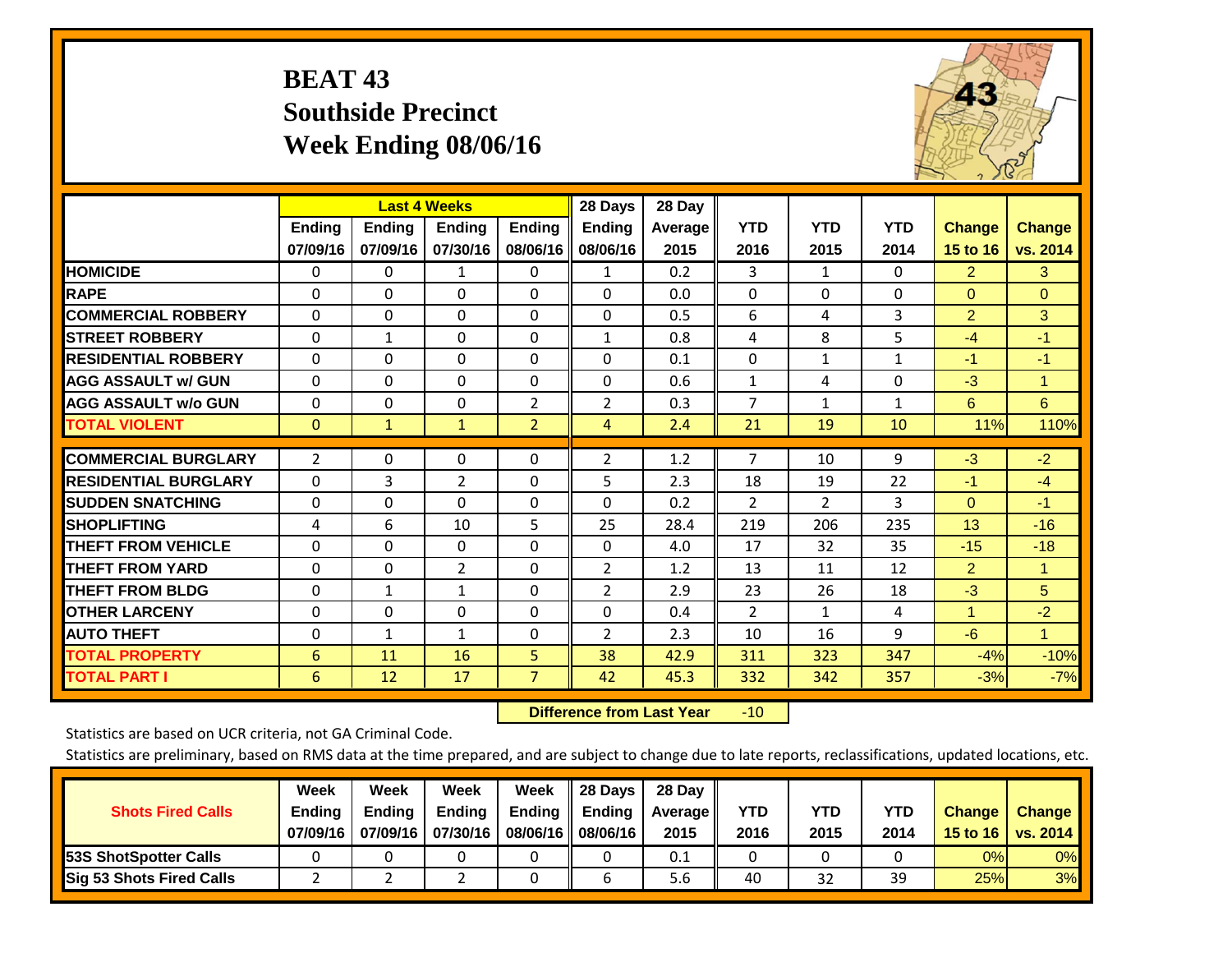# BEAT 43
## Southside Precinct
## Week Ending 08/06/16

| | Last 4 Weeks | | | | 28 Days | 28 Day | | | | | |
|---|---|---|---|---|---|---|---|---|---|---|---|
| | Ending 07/09/16 | Ending 07/09/16 | Ending 07/30/16 | Ending 08/06/16 | Ending 08/06/16 | Average 2015 | YTD 2016 | YTD 2015 | YTD 2014 | Change 15 to 16 | Change vs. 2014 |
| HOMICIDE | 0 | 0 | 1 | 0 | 1 | 0.2 | 3 | 1 | 0 | 2 | 3 |
| RAPE | 0 | 0 | 0 | 0 | 0 | 0.0 | 0 | 0 | 0 | 0 | 0 |
| COMMERCIAL ROBBERY | 0 | 0 | 0 | 0 | 0 | 0.5 | 6 | 4 | 3 | 2 | 3 |
| STREET ROBBERY | 0 | 1 | 0 | 0 | 1 | 0.8 | 4 | 8 | 5 | -4 | -1 |
| RESIDENTIAL ROBBERY | 0 | 0 | 0 | 0 | 0 | 0.1 | 0 | 1 | 1 | -1 | -1 |
| AGG ASSAULT w/ GUN | 0 | 0 | 0 | 0 | 0 | 0.6 | 1 | 4 | 0 | -3 | 1 |
| AGG ASSAULT w/o GUN | 0 | 0 | 0 | 2 | 2 | 0.3 | 7 | 1 | 1 | 6 | 6 |
| TOTAL VIOLENT | 0 | 1 | 1 | 2 | 4 | 2.4 | 21 | 19 | 10 | 11% | 110% |
| COMMERCIAL BURGLARY | 2 | 0 | 0 | 0 | 2 | 1.2 | 7 | 10 | 9 | -3 | -2 |
| RESIDENTIAL BURGLARY | 0 | 3 | 2 | 0 | 5 | 2.3 | 18 | 19 | 22 | -1 | -4 |
| SUDDEN SNATCHING | 0 | 0 | 0 | 0 | 0 | 0.2 | 2 | 2 | 3 | 0 | -1 |
| SHOPLIFTING | 4 | 6 | 10 | 5 | 25 | 28.4 | 219 | 206 | 235 | 13 | -16 |
| THEFT FROM VEHICLE | 0 | 0 | 0 | 0 | 0 | 4.0 | 17 | 32 | 35 | -15 | -18 |
| THEFT FROM YARD | 0 | 0 | 2 | 0 | 2 | 1.2 | 13 | 11 | 12 | 2 | 1 |
| THEFT FROM BLDG | 0 | 1 | 1 | 0 | 2 | 2.9 | 23 | 26 | 18 | -3 | 5 |
| OTHER LARCENY | 0 | 0 | 0 | 0 | 0 | 0.4 | 2 | 1 | 4 | 1 | -2 |
| AUTO THEFT | 0 | 1 | 1 | 0 | 2 | 2.3 | 10 | 16 | 9 | -6 | 1 |
| TOTAL PROPERTY | 6 | 11 | 16 | 5 | 38 | 42.9 | 311 | 323 | 347 | -4% | -10% |
| TOTAL PART I | 6 | 12 | 17 | 7 | 42 | 45.3 | 332 | 342 | 357 | -3% | -7% |

**Difference from Last Year** -10

Statistics are based on UCR criteria, not GA Criminal Code.

Statistics are preliminary, based on RMS data at the time prepared, and are subject to change due to late reports, reclassifications, updated locations, etc.

| Shots Fired Calls | Week Ending 07/09/16 | Week Ending 07/09/16 | Week Ending 07/30/16 | Week Ending 08/06/16 | 28 Days Ending 08/06/16 | 28 Day Average 2015 | YTD 2016 | YTD 2015 | YTD 2014 | Change 15 to 16 | Change vs. 2014 |
|---|---|---|---|---|---|---|---|---|---|---|---|
| 53S ShotSpotter Calls | 0 | 0 | 0 | 0 | 0 | 0.1 | 0 | 0 | 0 | 0% | 0% |
| Sig 53 Shots Fired Calls | 2 | 2 | 2 | 0 | 6 | 5.6 | 40 | 32 | 39 | 25% | 3% |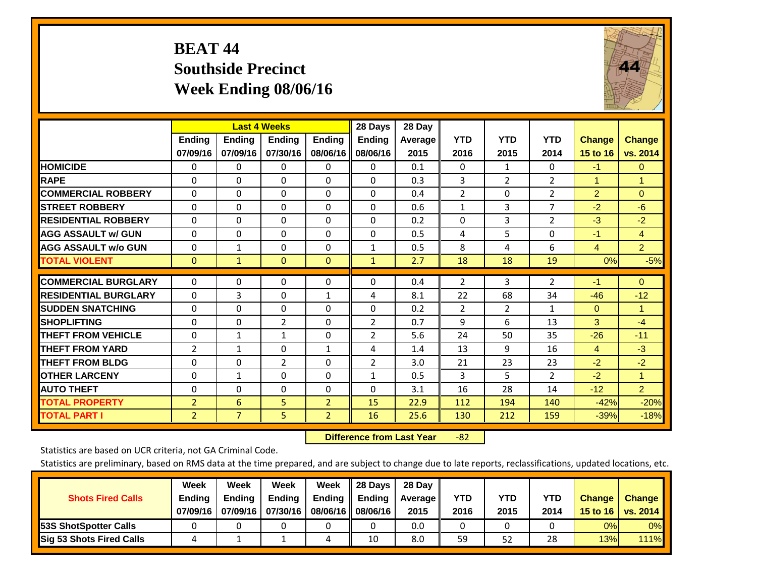# BEAT 44
## Southside Precinct
## Week Ending 08/06/16

| | Last 4 Weeks | | | | 28 Days | 28 Day | | | | | |
|---|---|---|---|---|---|---|---|---|---|---|---|
| | Ending 07/09/16 | Ending 07/09/16 | Ending 07/30/16 | Ending 08/06/16 | Ending 08/06/16 | Average 2015 | YTD 2016 | YTD 2015 | YTD 2014 | Change 15 to 16 | Change vs. 2014 |
| HOMICIDE | 0 | 0 | 0 | 0 | 0 | 0.1 | 0 | 1 | 0 | -1 | 0 |
| RAPE | 0 | 0 | 0 | 0 | 0 | 0.3 | 3 | 2 | 2 | 1 | 1 |
| COMMERCIAL ROBBERY | 0 | 0 | 0 | 0 | 0 | 0.4 | 2 | 0 | 2 | 2 | 0 |
| STREET ROBBERY | 0 | 0 | 0 | 0 | 0 | 0.6 | 1 | 3 | 7 | -2 | -6 |
| RESIDENTIAL ROBBERY | 0 | 0 | 0 | 0 | 0 | 0.2 | 0 | 3 | 2 | -3 | -2 |
| AGG ASSAULT w/ GUN | 0 | 0 | 0 | 0 | 0 | 0.5 | 4 | 5 | 0 | -1 | 4 |
| AGG ASSAULT w/o GUN | 0 | 1 | 0 | 0 | 1 | 0.5 | 8 | 4 | 6 | 4 | 2 |
| TOTAL VIOLENT | 0 | 1 | 0 | 0 | 1 | 2.7 | 18 | 18 | 19 | 0% | -5% |
| COMMERCIAL BURGLARY | 0 | 0 | 0 | 0 | 0 | 0.4 | 2 | 3 | 2 | -1 | 0 |
| RESIDENTIAL BURGLARY | 0 | 3 | 0 | 1 | 4 | 8.1 | 22 | 68 | 34 | -46 | -12 |
| SUDDEN SNATCHING | 0 | 0 | 0 | 0 | 0 | 0.2 | 2 | 2 | 1 | 0 | 1 |
| SHOPLIFTING | 0 | 0 | 2 | 0 | 2 | 0.7 | 9 | 6 | 13 | 3 | -4 |
| THEFT FROM VEHICLE | 0 | 1 | 1 | 0 | 2 | 5.6 | 24 | 50 | 35 | -26 | -11 |
| THEFT FROM YARD | 2 | 1 | 0 | 1 | 4 | 1.4 | 13 | 9 | 16 | 4 | -3 |
| THEFT FROM BLDG | 0 | 0 | 2 | 0 | 2 | 3.0 | 21 | 23 | 23 | -2 | -2 |
| OTHER LARCENY | 0 | 1 | 0 | 0 | 1 | 0.5 | 3 | 5 | 2 | -2 | 1 |
| AUTO THEFT | 0 | 0 | 0 | 0 | 0 | 3.1 | 16 | 28 | 14 | -12 | 2 |
| TOTAL PROPERTY | 2 | 6 | 5 | 2 | 15 | 22.9 | 112 | 194 | 140 | -42% | -20% |
| TOTAL PART I | 2 | 7 | 5 | 2 | 16 | 25.6 | 130 | 212 | 159 | -39% | -18% |

**Difference from Last Year** -82

Statistics are based on UCR criteria, not GA Criminal Code.

Statistics are preliminary, based on RMS data at the time prepared, and are subject to change due to late reports, reclassifications, updated locations, etc.

| Shots Fired Calls | Week Ending 07/09/16 | Week Ending 07/09/16 | Week Ending 07/30/16 | Week Ending 08/06/16 | 28 Days Ending 08/06/16 | 28 Day Average 2015 | YTD 2016 | YTD 2015 | YTD 2014 | Change 15 to 16 | Change vs. 2014 |
|---|---|---|---|---|---|---|---|---|---|---|---|
| 53S ShotSpotter Calls | 0 | 0 | 0 | 0 | 0 | 0.0 | 0 | 0 | 0 | 0% | 0% |
| Sig 53 Shots Fired Calls | 4 | 1 | 1 | 4 | 10 | 8.0 | 59 | 52 | 28 | 13% | 111% |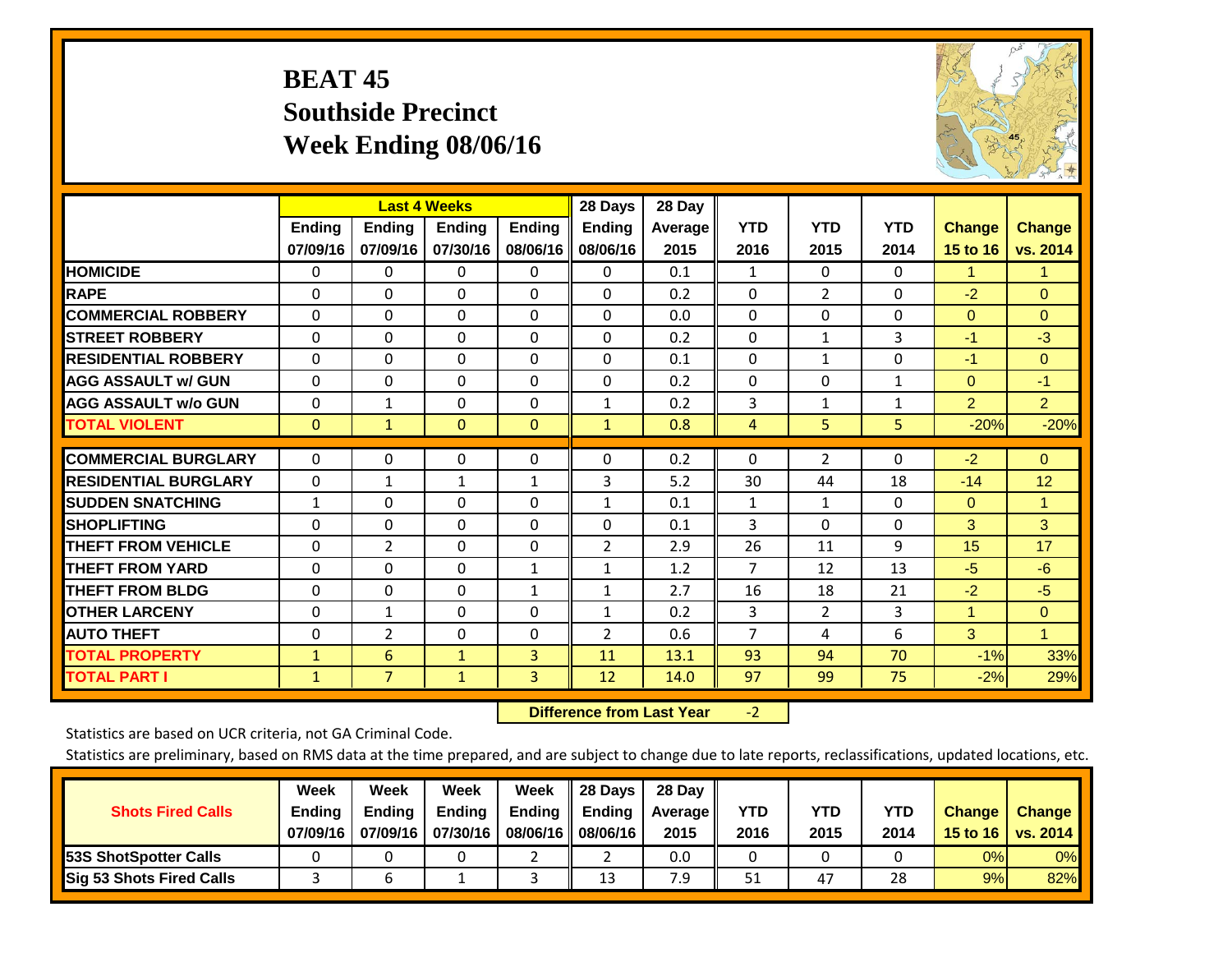# BEAT 45
## Southside Precinct
## Week Ending 08/06/16

| | Last 4 Weeks | | | | 28 Days | 28 Day | | | | | |
|---|---|---|---|---|---|---|---|---|---|---|---|
| | Ending 07/09/16 | Ending 07/09/16 | Ending 07/30/16 | Ending 08/06/16 | Ending 08/06/16 | Average 2015 | YTD 2016 | YTD 2015 | YTD 2014 | Change 15 to 16 | Change vs. 2014 |
| HOMICIDE | 0 | 0 | 0 | 0 | 0 | 0.1 | 1 | 0 | 0 | 1 | 1 |
| RAPE | 0 | 0 | 0 | 0 | 0 | 0.2 | 0 | 2 | 0 | -2 | 0 |
| COMMERCIAL ROBBERY | 0 | 0 | 0 | 0 | 0 | 0.0 | 0 | 0 | 0 | 0 | 0 |
| STREET ROBBERY | 0 | 0 | 0 | 0 | 0 | 0.2 | 0 | 1 | 3 | -1 | -3 |
| RESIDENTIAL ROBBERY | 0 | 0 | 0 | 0 | 0 | 0.1 | 0 | 1 | 0 | -1 | 0 |
| AGG ASSAULT w/ GUN | 0 | 0 | 0 | 0 | 0 | 0.2 | 0 | 0 | 1 | 0 | -1 |
| AGG ASSAULT w/o GUN | 0 | 1 | 0 | 0 | 1 | 0.2 | 3 | 1 | 1 | 2 | 2 |
| TOTAL VIOLENT | 0 | 1 | 0 | 0 | 1 | 0.8 | 4 | 5 | 5 | -20% | -20% |
| COMMERCIAL BURGLARY | 0 | 0 | 0 | 0 | 0 | 0.2 | 0 | 2 | 0 | -2 | 0 |
| RESIDENTIAL BURGLARY | 0 | 1 | 1 | 1 | 3 | 5.2 | 30 | 44 | 18 | -14 | 12 |
| SUDDEN SNATCHING | 1 | 0 | 0 | 0 | 1 | 0.1 | 1 | 1 | 0 | 0 | 1 |
| SHOPLIFTING | 0 | 0 | 0 | 0 | 0 | 0.1 | 3 | 0 | 0 | 3 | 3 |
| THEFT FROM VEHICLE | 0 | 2 | 0 | 0 | 2 | 2.9 | 26 | 11 | 9 | 15 | 17 |
| THEFT FROM YARD | 0 | 0 | 0 | 1 | 1 | 1.2 | 7 | 12 | 13 | -5 | -6 |
| THEFT FROM BLDG | 0 | 0 | 0 | 1 | 1 | 2.7 | 16 | 18 | 21 | -2 | -5 |
| OTHER LARCENY | 0 | 1 | 0 | 0 | 1 | 0.2 | 3 | 2 | 3 | 1 | 0 |
| AUTO THEFT | 0 | 2 | 0 | 0 | 2 | 0.6 | 7 | 4 | 6 | 3 | 1 |
| TOTAL PROPERTY | 1 | 6 | 1 | 3 | 11 | 13.1 | 93 | 94 | 70 | -1% | 33% |
| TOTAL PART I | 1 | 7 | 1 | 3 | 12 | 14.0 | 97 | 99 | 75 | -2% | 29% |

**Difference from Last Year** -2

Statistics are based on UCR criteria, not GA Criminal Code.

Statistics are preliminary, based on RMS data at the time prepared, and are subject to change due to late reports, reclassifications, updated locations, etc.

| Shots Fired Calls | Week Ending 07/09/16 | Week Ending 07/09/16 | Week Ending 07/30/16 | Week Ending 08/06/16 | 28 Days Ending 08/06/16 | 28 Day Average 2015 | YTD 2016 | YTD 2015 | YTD 2014 | Change 15 to 16 | Change vs. 2014 |
|---|---|---|---|---|---|---|---|---|---|---|---|
| 53S ShotSpotter Calls | 0 | 0 | 0 | 2 | 2 | 0.0 | 0 | 0 | 0 | 0% | 0% |
| Sig 53 Shots Fired Calls | 3 | 6 | 1 | 3 | 13 | 7.9 | 51 | 47 | 28 | 9% | 82% |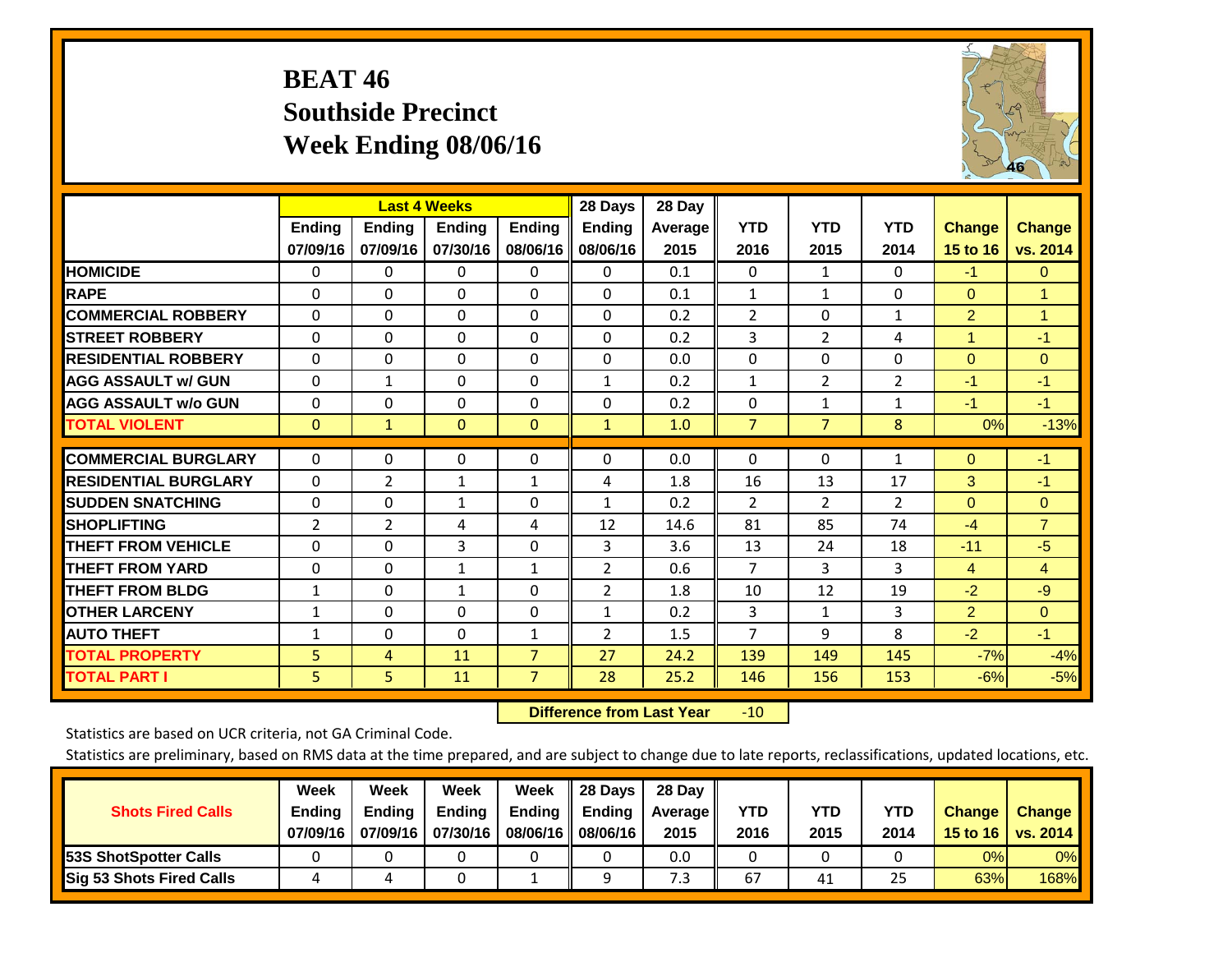# BEAT 46
## Southside Precinct
## Week Ending 08/06/16

| | Last 4 Weeks | | | | 28 Days | 28 Day | | | | | |
|---|---|---|---|---|---|---|---|---|---|---|---|
| | Ending 07/09/16 | Ending 07/09/16 | Ending 07/30/16 | Ending 08/06/16 | Ending 08/06/16 | Average 2015 | YTD 2016 | YTD 2015 | YTD 2014 | Change 15 to 16 | Change vs. 2014 |
| HOMICIDE | 0 | 0 | 0 | 0 | 0 | 0.1 | 0 | 1 | 0 | -1 | 0 |
| RAPE | 0 | 0 | 0 | 0 | 0 | 0.1 | 1 | 1 | 0 | 0 | 1 |
| COMMERCIAL ROBBERY | 0 | 0 | 0 | 0 | 0 | 0.2 | 2 | 0 | 1 | 2 | 1 |
| STREET ROBBERY | 0 | 0 | 0 | 0 | 0 | 0.2 | 3 | 2 | 4 | 1 | -1 |
| RESIDENTIAL ROBBERY | 0 | 0 | 0 | 0 | 0 | 0.0 | 0 | 0 | 0 | 0 | 0 |
| AGG ASSAULT w/ GUN | 0 | 1 | 0 | 0 | 1 | 0.2 | 1 | 2 | 2 | -1 | -1 |
| AGG ASSAULT w/o GUN | 0 | 0 | 0 | 0 | 0 | 0.2 | 0 | 1 | 1 | -1 | -1 |
| TOTAL VIOLENT | 0 | 1 | 0 | 0 | 1 | 1.0 | 7 | 7 | 8 | 0% | -13% |
| COMMERCIAL BURGLARY | 0 | 0 | 0 | 0 | 0 | 0.0 | 0 | 0 | 1 | 0 | -1 |
| RESIDENTIAL BURGLARY | 0 | 2 | 1 | 1 | 4 | 1.8 | 16 | 13 | 17 | 3 | -1 |
| SUDDEN SNATCHING | 0 | 0 | 1 | 0 | 1 | 0.2 | 2 | 2 | 2 | 0 | 0 |
| SHOPLIFTING | 2 | 2 | 4 | 4 | 12 | 14.6 | 81 | 85 | 74 | -4 | 7 |
| THEFT FROM VEHICLE | 0 | 0 | 3 | 0 | 3 | 3.6 | 13 | 24 | 18 | -11 | -5 |
| THEFT FROM YARD | 0 | 0 | 1 | 1 | 2 | 0.6 | 7 | 3 | 3 | 4 | 4 |
| THEFT FROM BLDG | 1 | 0 | 1 | 0 | 2 | 1.8 | 10 | 12 | 19 | -2 | -9 |
| OTHER LARCENY | 1 | 0 | 0 | 0 | 1 | 0.2 | 3 | 1 | 3 | 2 | 0 |
| AUTO THEFT | 1 | 0 | 0 | 1 | 2 | 1.5 | 7 | 9 | 8 | -2 | -1 |
| TOTAL PROPERTY | 5 | 4 | 11 | 7 | 27 | 24.2 | 139 | 149 | 145 | -7% | -4% |
| TOTAL PART I | 5 | 5 | 11 | 7 | 28 | 25.2 | 146 | 156 | 153 | -6% | -5% |

**Difference from Last Year** -10

Statistics are based on UCR criteria, not GA Criminal Code.

Statistics are preliminary, based on RMS data at the time prepared, and are subject to change due to late reports, reclassifications, updated locations, etc.

| Shots Fired Calls | Week Ending 07/09/16 | Week Ending 07/09/16 | Week Ending 07/30/16 | Week Ending 08/06/16 | 28 Days Ending 08/06/16 | 28 Day Average 2015 | YTD 2016 | YTD 2015 | YTD 2014 | Change 15 to 16 | Change vs. 2014 |
|---|---|---|---|---|---|---|---|---|---|---|---|
| 53S ShotSpotter Calls | 0 | 0 | 0 | 0 | 0 | 0.0 | 0 | 0 | 0 | 0% | 0% |
| Sig 53 Shots Fired Calls | 4 | 4 | 0 | 1 | 9 | 7.3 | 67 | 41 | 25 | 63% | 168% |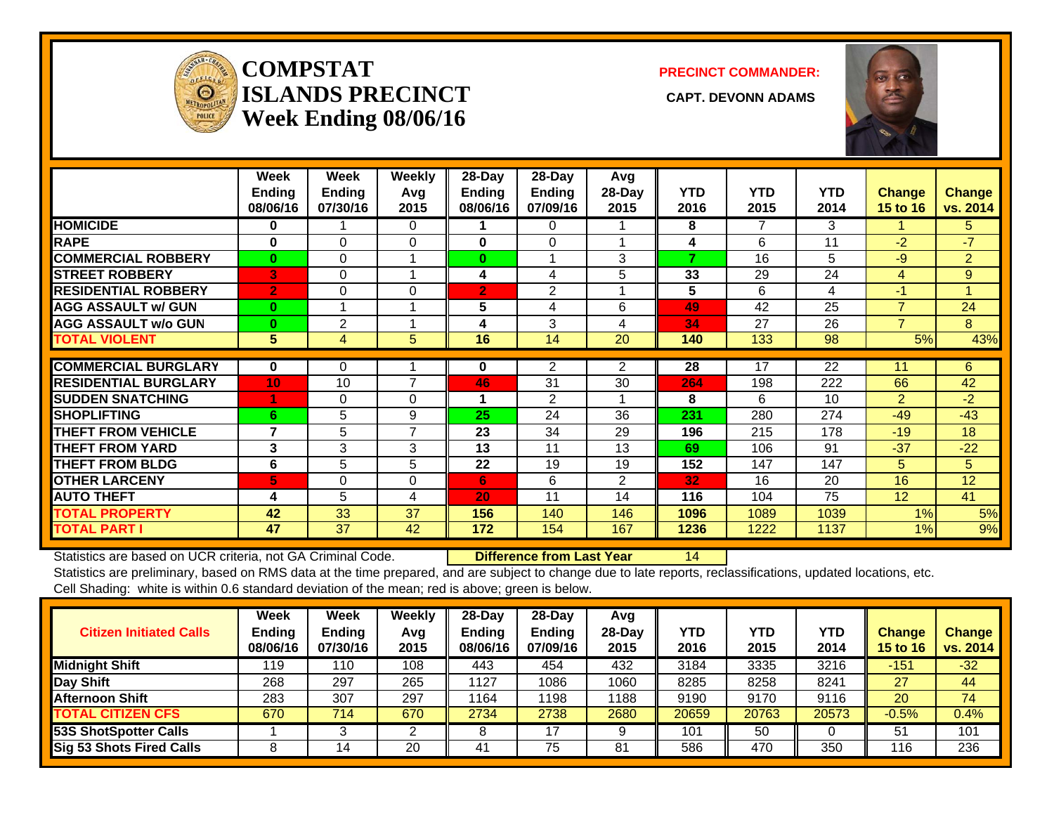# COMPSTAT ISLANDS PRECINCT Week Ending 08/06/16

**PRECINCT COMMANDER:**

**CAPT. DEVONN ADAMS**

| | Week Ending 08/06/16 | Week Ending 07/30/16 | Weekly Avg 2015 | 28-Day Ending 08/06/16 | 28-Day Ending 07/09/16 | Avg 28-Day 2015 | YTD 2016 | YTD 2015 | YTD 2014 | Change 15 to 16 | Change vs. 2014 |
|---|---|---|---|---|---|---|---|---|---|---|---|
| HOMICIDE | 0 | 1 | 0 | 1 | 0 | 1 | 8 | 7 | 3 | 1 | 5 |
| RAPE | 0 | 0 | 0 | 0 | 0 | 1 | 4 | 6 | 11 | -2 | -7 |
| COMMERCIAL ROBBERY | 0 | 0 | 1 | 0 | 1 | 3 | 7 | 16 | 5 | -9 | 2 |
| STREET ROBBERY | 3 | 0 | 1 | 4 | 4 | 5 | 33 | 29 | 24 | 4 | 9 |
| RESIDENTIAL ROBBERY | 2 | 0 | 0 | 2 | 2 | 1 | 5 | 6 | 4 | -1 | 1 |
| AGG ASSAULT w/ GUN | 0 | 1 | 1 | 5 | 4 | 6 | 49 | 42 | 25 | 7 | 24 |
| AGG ASSAULT w/o GUN | 0 | 2 | 1 | 4 | 3 | 4 | 34 | 27 | 26 | 7 | 8 |
| TOTAL VIOLENT | 5 | 4 | 5 | 16 | 14 | 20 | 140 | 133 | 98 | 5% | 43% |
| COMMERCIAL BURGLARY | 0 | 0 | 1 | 0 | 2 | 2 | 28 | 17 | 22 | 11 | 6 |
| RESIDENTIAL BURGLARY | 10 | 10 | 7 | 46 | 31 | 30 | 264 | 198 | 222 | 66 | 42 |
| SUDDEN SNATCHING | 1 | 0 | 0 | 1 | 2 | 1 | 8 | 6 | 10 | 2 | -2 |
| SHOPLIFTING | 6 | 5 | 9 | 25 | 24 | 36 | 231 | 280 | 274 | -49 | -43 |
| THEFT FROM VEHICLE | 7 | 5 | 7 | 23 | 34 | 29 | 196 | 215 | 178 | -19 | 18 |
| THEFT FROM YARD | 3 | 3 | 3 | 13 | 11 | 13 | 69 | 106 | 91 | -37 | -22 |
| THEFT FROM BLDG | 6 | 5 | 5 | 22 | 19 | 19 | 152 | 147 | 147 | 5 | 5 |
| OTHER LARCENY | 5 | 0 | 0 | 6 | 6 | 2 | 32 | 16 | 20 | 16 | 12 |
| AUTO THEFT | 4 | 5 | 4 | 20 | 11 | 14 | 116 | 104 | 75 | 12 | 41 |
| TOTAL PROPERTY | 42 | 33 | 37 | 156 | 140 | 146 | 1096 | 1089 | 1039 | 1% | 5% |
| TOTAL PART I | 47 | 37 | 42 | 172 | 154 | 167 | 1236 | 1222 | 1137 | 1% | 9% |

Statistics are based on UCR criteria, not GA Criminal Code. **Difference from Last Year** 14

Statistics are preliminary, based on RMS data at the time prepared, and are subject to change due to late reports, reclassifications, updated locations, etc.

Cell Shading: white is within 0.6 standard deviation of the mean; red is above; green is below.

| Citizen Initiated Calls | Week Ending 08/06/16 | Week Ending 07/30/16 | Weekly Avg 2015 | 28-Day Ending 08/06/16 | 28-Day Ending 07/09/16 | Avg 28-Day 2015 | YTD 2016 | YTD 2015 | YTD 2014 | Change 15 to 16 | Change vs. 2014 |
|---|---|---|---|---|---|---|---|---|---|---|---|
| Midnight Shift | 119 | 110 | 108 | 443 | 454 | 432 | 3184 | 3335 | 3216 | -151 | -32 |
| Day Shift | 268 | 297 | 265 | 1127 | 1086 | 1060 | 8285 | 8258 | 8241 | 27 | 44 |
| Afternoon Shift | 283 | 307 | 297 | 1164 | 1198 | 1188 | 9190 | 9170 | 9116 | 20 | 74 |
| TOTAL CITIZEN CFS | 670 | 714 | 670 | 2734 | 2738 | 2680 | 20659 | 20763 | 20573 | -0.5% | 0.4% |
| 53S ShotSpotter Calls | 1 | 3 | 2 | 8 | 17 | 9 | 101 | 50 | 0 | 51 | 101 |
| Sig 53 Shots Fired Calls | 8 | 14 | 20 | 41 | 75 | 81 | 586 | 470 | 350 | 116 | 236 |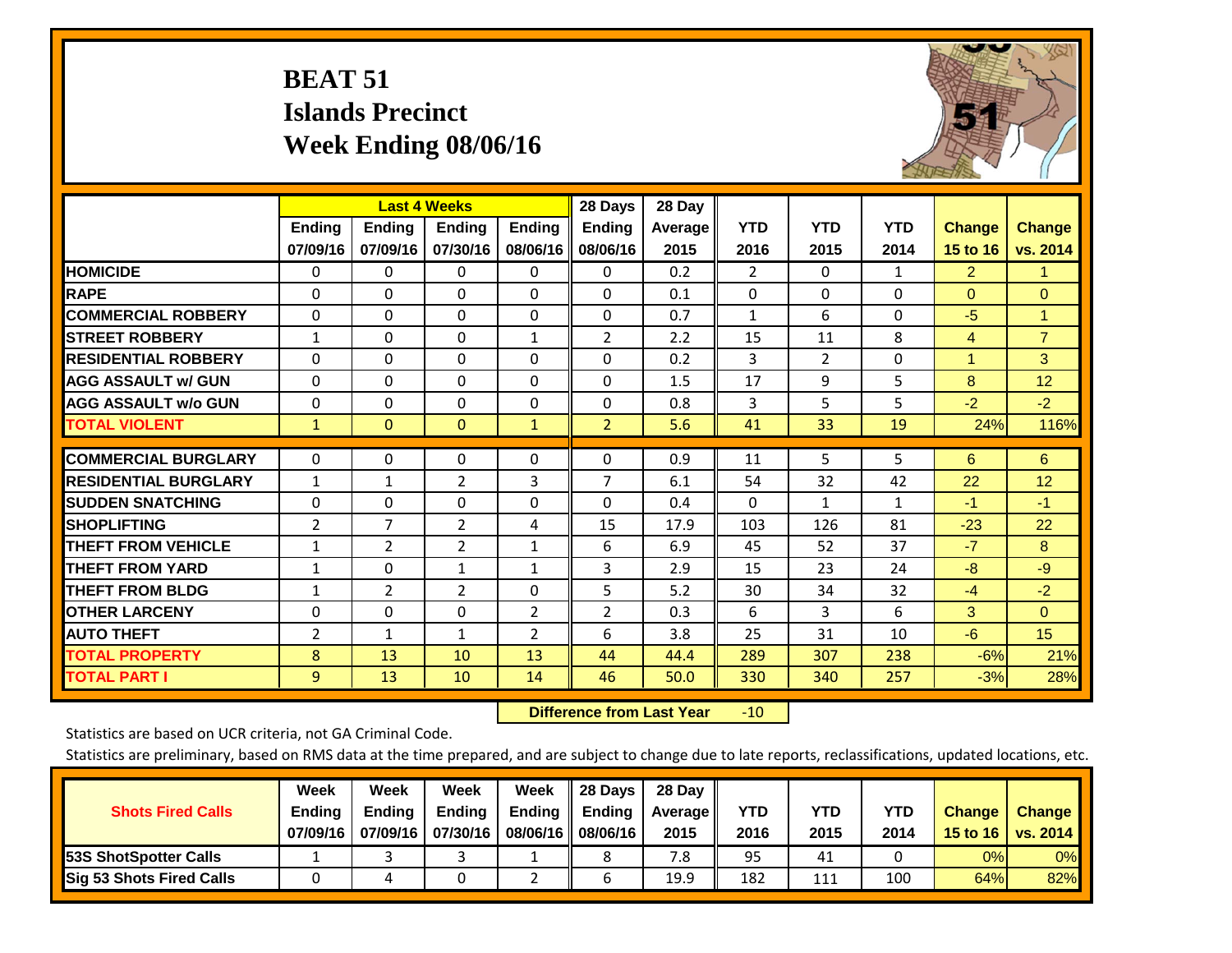# BEAT 51
## Islands Precinct
## Week Ending 08/06/16

| | Last 4 Weeks | | | | 28 Days | 28 Day | | | | | |
|---|---|---|---|---|---|---|---|---|---|---|---|
| | Ending 07/09/16 | Ending 07/09/16 | Ending 07/30/16 | Ending 08/06/16 | Ending 08/06/16 | Average 2015 | YTD 2016 | YTD 2015 | YTD 2014 | Change 15 to 16 | Change vs. 2014 |
| HOMICIDE | 0 | 0 | 0 | 0 | 0 | 0.2 | 2 | 0 | 1 | 2 | 1 |
| RAPE | 0 | 0 | 0 | 0 | 0 | 0.1 | 0 | 0 | 0 | 0 | 0 |
| COMMERCIAL ROBBERY | 0 | 0 | 0 | 0 | 0 | 0.7 | 1 | 6 | 0 | -5 | 1 |
| STREET ROBBERY | 1 | 0 | 0 | 1 | 2 | 2.2 | 15 | 11 | 8 | 4 | 7 |
| RESIDENTIAL ROBBERY | 0 | 0 | 0 | 0 | 0 | 0.2 | 3 | 2 | 0 | 1 | 3 |
| AGG ASSAULT w/ GUN | 0 | 0 | 0 | 0 | 0 | 1.5 | 17 | 9 | 5 | 8 | 12 |
| AGG ASSAULT w/o GUN | 0 | 0 | 0 | 0 | 0 | 0.8 | 3 | 5 | 5 | -2 | -2 |
| TOTAL VIOLENT | 1 | 0 | 0 | 1 | 2 | 5.6 | 41 | 33 | 19 | 24% | 116% |
| COMMERCIAL BURGLARY | 0 | 0 | 0 | 0 | 0 | 0.9 | 11 | 5 | 5 | 6 | 6 |
| RESIDENTIAL BURGLARY | 1 | 1 | 2 | 3 | 7 | 6.1 | 54 | 32 | 42 | 22 | 12 |
| SUDDEN SNATCHING | 0 | 0 | 0 | 0 | 0 | 0.4 | 0 | 1 | 1 | -1 | -1 |
| SHOPLIFTING | 2 | 7 | 2 | 4 | 15 | 17.9 | 103 | 126 | 81 | -23 | 22 |
| THEFT FROM VEHICLE | 1 | 2 | 2 | 1 | 6 | 6.9 | 45 | 52 | 37 | -7 | 8 |
| THEFT FROM YARD | 1 | 0 | 1 | 1 | 3 | 2.9 | 15 | 23 | 24 | -8 | -9 |
| THEFT FROM BLDG | 1 | 2 | 2 | 0 | 5 | 5.2 | 30 | 34 | 32 | -4 | -2 |
| OTHER LARCENY | 0 | 0 | 0 | 2 | 2 | 0.3 | 6 | 3 | 6 | 3 | 0 |
| AUTO THEFT | 2 | 1 | 1 | 2 | 6 | 3.8 | 25 | 31 | 10 | -6 | 15 |
| TOTAL PROPERTY | 8 | 13 | 10 | 13 | 44 | 44.4 | 289 | 307 | 238 | -6% | 21% |
| TOTAL PART I | 9 | 13 | 10 | 14 | 46 | 50.0 | 330 | 340 | 257 | -3% | 28% |

**Difference from Last Year** -10

Statistics are based on UCR criteria, not GA Criminal Code.

Statistics are preliminary, based on RMS data at the time prepared, and are subject to change due to late reports, reclassifications, updated locations, etc.

| Shots Fired Calls | Week Ending 07/09/16 | Week Ending 07/09/16 | Week Ending 07/30/16 | Week Ending 08/06/16 | 28 Days Ending 08/06/16 | 28 Day Average 2015 | YTD 2016 | YTD 2015 | YTD 2014 | Change 15 to 16 | Change vs. 2014 |
|---|---|---|---|---|---|---|---|---|---|---|---|
| 53S ShotSpotter Calls | 1 | 3 | 3 | 1 | 8 | 7.8 | 95 | 41 | 0 | 0% | 0% |
| Sig 53 Shots Fired Calls | 0 | 4 | 0 | 2 | 6 | 19.9 | 182 | 111 | 100 | 64% | 82% |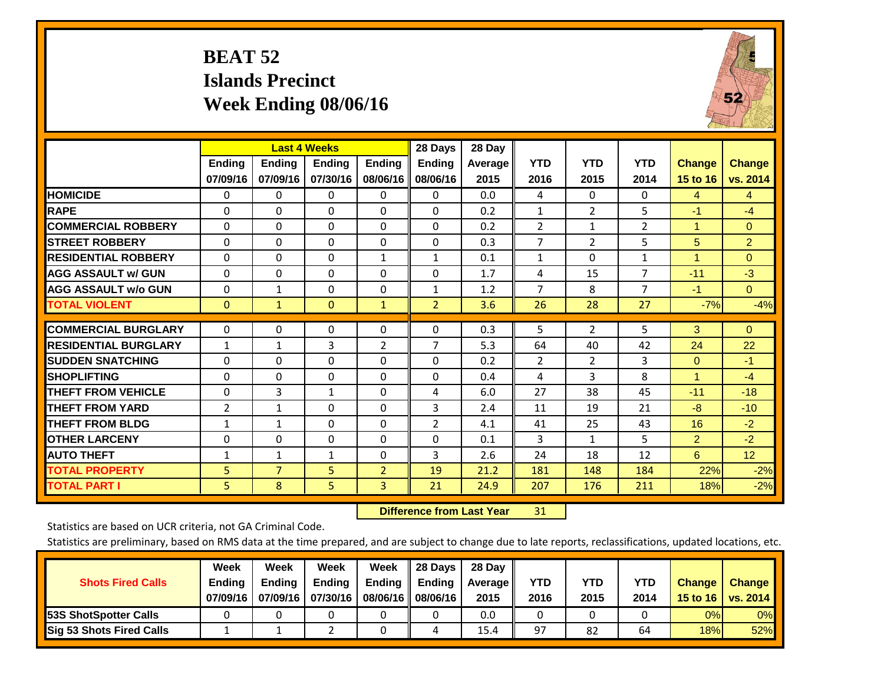# BEAT 52
## Islands Precinct
## Week Ending 08/06/16

| | Last 4 Weeks | | | | 28 Days | 28 Day | | | | | |
|---|---|---|---|---|---|---|---|---|---|---|---|
| | Ending 07/09/16 | Ending 07/09/16 | Ending 07/30/16 | Ending 08/06/16 | Ending 08/06/16 | Average 2015 | YTD 2016 | YTD 2015 | YTD 2014 | Change 15 to 16 | Change vs. 2014 |
| HOMICIDE | 0 | 0 | 0 | 0 | 0 | 0.0 | 4 | 0 | 0 | 4 | 4 |
| RAPE | 0 | 0 | 0 | 0 | 0 | 0.2 | 1 | 2 | 5 | -1 | -4 |
| COMMERCIAL ROBBERY | 0 | 0 | 0 | 0 | 0 | 0.2 | 2 | 1 | 2 | 1 | 0 |
| STREET ROBBERY | 0 | 0 | 0 | 0 | 0 | 0.3 | 7 | 2 | 5 | 5 | 2 |
| RESIDENTIAL ROBBERY | 0 | 0 | 0 | 1 | 1 | 0.1 | 1 | 0 | 1 | 1 | 0 |
| AGG ASSAULT w/ GUN | 0 | 0 | 0 | 0 | 0 | 1.7 | 4 | 15 | 7 | -11 | -3 |
| AGG ASSAULT w/o GUN | 0 | 1 | 0 | 0 | 1 | 1.2 | 7 | 8 | 7 | -1 | 0 |
| TOTAL VIOLENT | 0 | 1 | 0 | 1 | 2 | 3.6 | 26 | 28 | 27 | -7% | -4% |
| COMMERCIAL BURGLARY | 0 | 0 | 0 | 0 | 0 | 0.3 | 5 | 2 | 5 | 3 | 0 |
| RESIDENTIAL BURGLARY | 1 | 1 | 3 | 2 | 7 | 5.3 | 64 | 40 | 42 | 24 | 22 |
| SUDDEN SNATCHING | 0 | 0 | 0 | 0 | 0 | 0.2 | 2 | 2 | 3 | 0 | -1 |
| SHOPLIFTING | 0 | 0 | 0 | 0 | 0 | 0.4 | 4 | 3 | 8 | 1 | -4 |
| THEFT FROM VEHICLE | 0 | 3 | 1 | 0 | 4 | 6.0 | 27 | 38 | 45 | -11 | -18 |
| THEFT FROM YARD | 2 | 1 | 0 | 0 | 3 | 2.4 | 11 | 19 | 21 | -8 | -10 |
| THEFT FROM BLDG | 1 | 1 | 0 | 0 | 2 | 4.1 | 41 | 25 | 43 | 16 | -2 |
| OTHER LARCENY | 0 | 0 | 0 | 0 | 0 | 0.1 | 3 | 1 | 5 | 2 | -2 |
| AUTO THEFT | 1 | 1 | 1 | 0 | 3 | 2.6 | 24 | 18 | 12 | 6 | 12 |
| TOTAL PROPERTY | 5 | 7 | 5 | 2 | 19 | 21.2 | 181 | 148 | 184 | 22% | -2% |
| TOTAL PART I | 5 | 8 | 5 | 3 | 21 | 24.9 | 207 | 176 | 211 | 18% | -2% |

**Difference from Last Year** 31

Statistics are based on UCR criteria, not GA Criminal Code.

Statistics are preliminary, based on RMS data at the time prepared, and are subject to change due to late reports, reclassifications, updated locations, etc.

| Shots Fired Calls | Week Ending 07/09/16 | Week Ending 07/09/16 | Week Ending 07/30/16 | Week Ending 08/06/16 | 28 Days Ending 08/06/16 | 28 Day Average 2015 | YTD 2016 | YTD 2015 | YTD 2014 | Change 15 to 16 | Change vs. 2014 |
|---|---|---|---|---|---|---|---|---|---|---|---|
| 53S ShotSpotter Calls | 0 | 0 | 0 | 0 | 0 | 0.0 | 0 | 0 | 0 | 0% | 0% |
| Sig 53 Shots Fired Calls | 1 | 1 | 2 | 0 | 4 | 15.4 | 97 | 82 | 64 | 18% | 52% |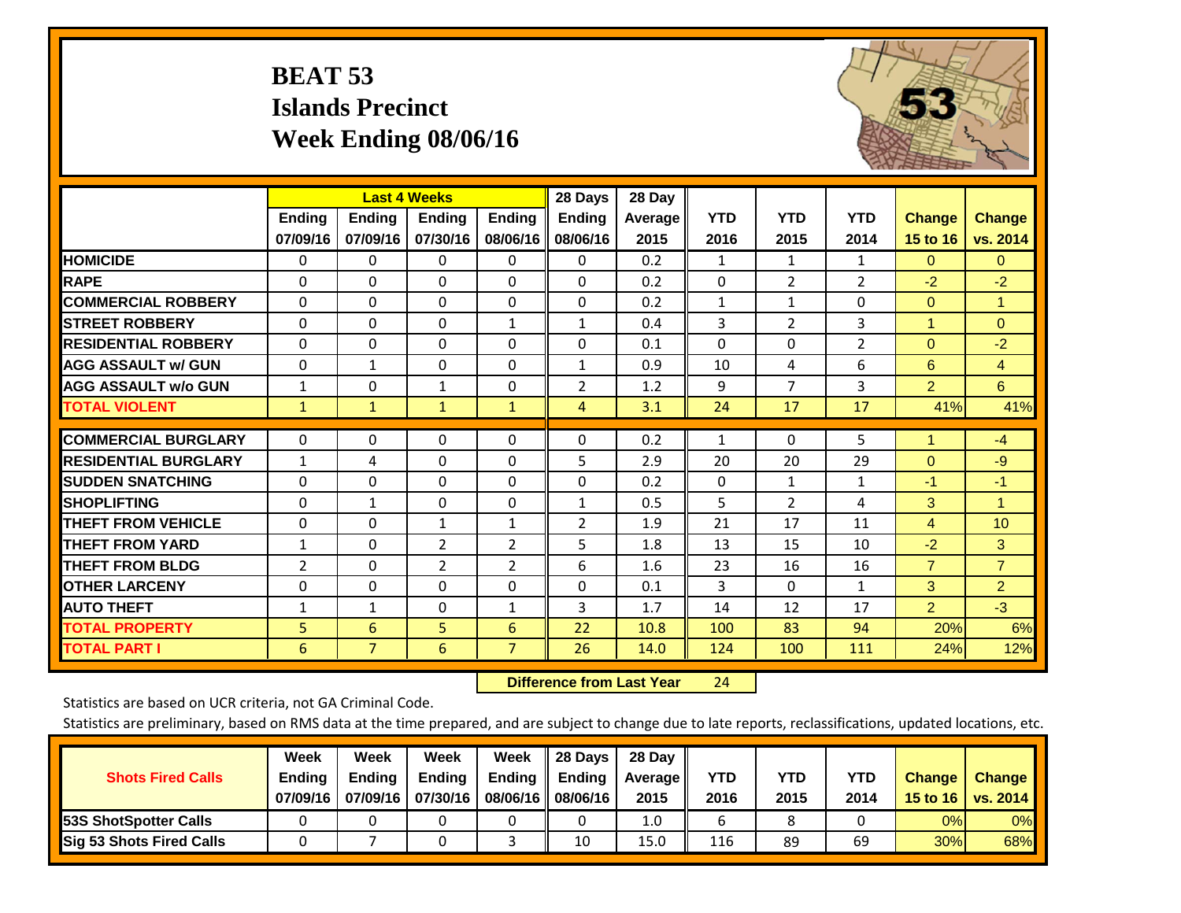# BEAT 53
## Islands Precinct
## Week Ending 08/06/16

| | Last 4 Weeks | | | | 28 Days | 28 Day | | | | | |
|---|---|---|---|---|---|---|---|---|---|---|---|
| | Ending 07/09/16 | Ending 07/09/16 | Ending 07/30/16 | Ending 08/06/16 | Ending 08/06/16 | Average 2015 | YTD 2016 | YTD 2015 | YTD 2014 | Change 15 to 16 | Change vs. 2014 |
| HOMICIDE | 0 | 0 | 0 | 0 | 0 | 0.2 | 1 | 1 | 1 | 0 | 0 |
| RAPE | 0 | 0 | 0 | 0 | 0 | 0.2 | 0 | 2 | 2 | -2 | -2 |
| COMMERCIAL ROBBERY | 0 | 0 | 0 | 0 | 0 | 0.2 | 1 | 1 | 0 | 0 | 1 |
| STREET ROBBERY | 0 | 0 | 0 | 1 | 1 | 0.4 | 3 | 2 | 3 | 1 | 0 |
| RESIDENTIAL ROBBERY | 0 | 0 | 0 | 0 | 0 | 0.1 | 0 | 0 | 2 | 0 | -2 |
| AGG ASSAULT w/ GUN | 0 | 1 | 0 | 0 | 1 | 0.9 | 10 | 4 | 6 | 6 | 4 |
| AGG ASSAULT w/o GUN | 1 | 0 | 1 | 0 | 2 | 1.2 | 9 | 7 | 3 | 2 | 6 |
| TOTAL VIOLENT | 1 | 1 | 1 | 1 | 4 | 3.1 | 24 | 17 | 17 | 41% | 41% |
| COMMERCIAL BURGLARY | 0 | 0 | 0 | 0 | 0 | 0.2 | 1 | 0 | 5 | 1 | -4 |
| RESIDENTIAL BURGLARY | 1 | 4 | 0 | 0 | 5 | 2.9 | 20 | 20 | 29 | 0 | -9 |
| SUDDEN SNATCHING | 0 | 0 | 0 | 0 | 0 | 0.2 | 0 | 1 | 1 | -1 | -1 |
| SHOPLIFTING | 0 | 1 | 0 | 0 | 1 | 0.5 | 5 | 2 | 4 | 3 | 1 |
| THEFT FROM VEHICLE | 0 | 0 | 1 | 1 | 2 | 1.9 | 21 | 17 | 11 | 4 | 10 |
| THEFT FROM YARD | 1 | 0 | 2 | 2 | 5 | 1.8 | 13 | 15 | 10 | -2 | 3 |
| THEFT FROM BLDG | 2 | 0 | 2 | 2 | 6 | 1.6 | 23 | 16 | 16 | 7 | 7 |
| OTHER LARCENY | 0 | 0 | 0 | 0 | 0 | 0.1 | 3 | 0 | 1 | 3 | 2 |
| AUTO THEFT | 1 | 1 | 0 | 1 | 3 | 1.7 | 14 | 12 | 17 | 2 | -3 |
| TOTAL PROPERTY | 5 | 6 | 5 | 6 | 22 | 10.8 | 100 | 83 | 94 | 20% | 6% |
| TOTAL PART I | 6 | 7 | 6 | 7 | 26 | 14.0 | 124 | 100 | 111 | 24% | 12% |

**Difference from Last Year** 24

Statistics are based on UCR criteria, not GA Criminal Code.

Statistics are preliminary, based on RMS data at the time prepared, and are subject to change due to late reports, reclassifications, updated locations, etc.

| Shots Fired Calls | Week Ending 07/09/16 | Week Ending 07/09/16 | Week Ending 07/30/16 | Week Ending 08/06/16 | 28 Days Ending 08/06/16 | 28 Day Average 2015 | YTD 2016 | YTD 2015 | YTD 2014 | Change 15 to 16 | Change vs. 2014 |
|---|---|---|---|---|---|---|---|---|---|---|---|
| 53S ShotSpotter Calls | 0 | 0 | 0 | 0 | 0 | 1.0 | 6 | 8 | 0 | 0% | 0% |
| Sig 53 Shots Fired Calls | 0 | 7 | 0 | 3 | 10 | 15.0 | 116 | 89 | 69 | 30% | 68% |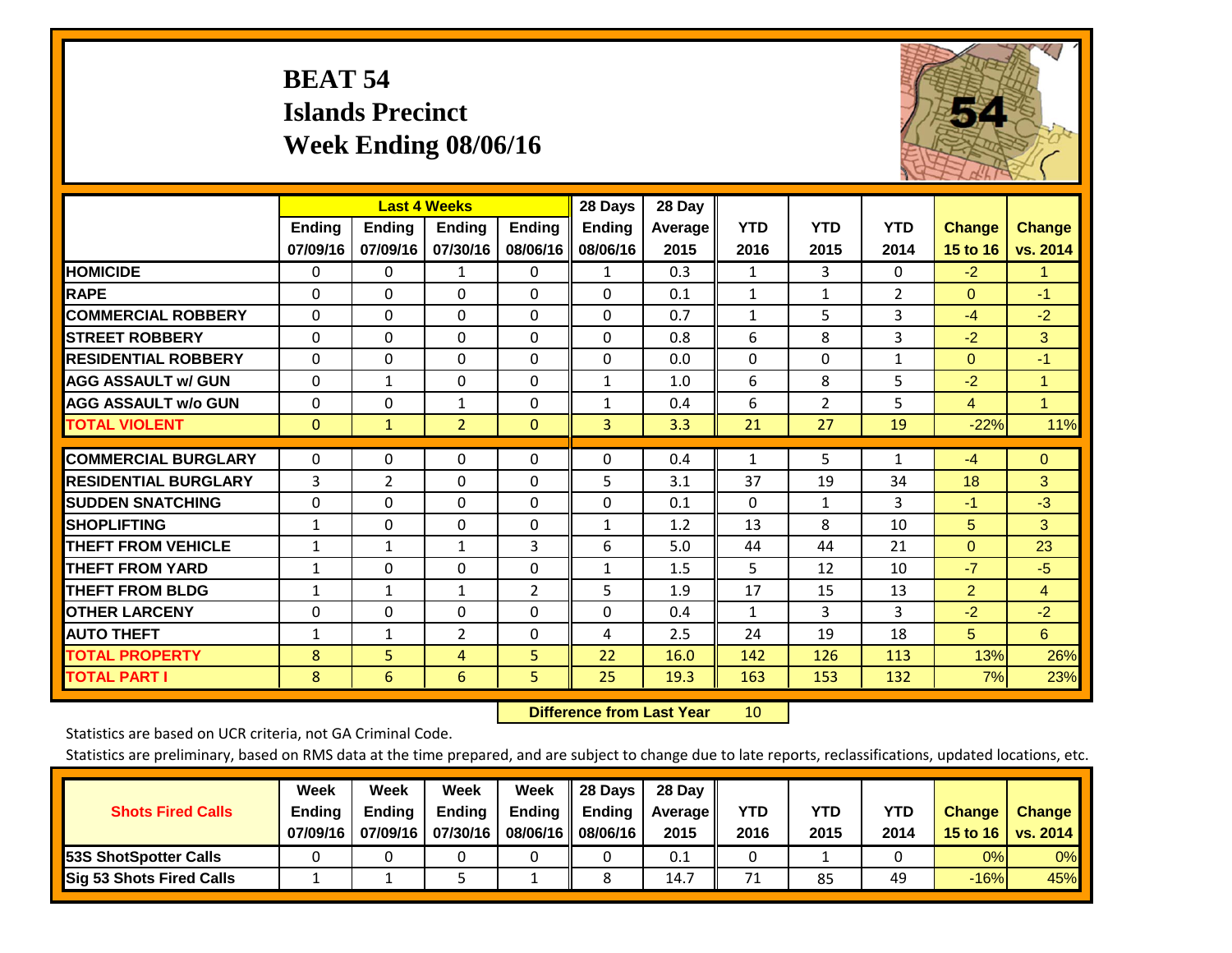# BEAT 54
## Islands Precinct
## Week Ending 08/06/16

| | Last 4 Weeks | | | | 28 Days | 28 Day | | | | | |
|---|---|---|---|---|---|---|---|---|---|---|---|
| | Ending 07/09/16 | Ending 07/09/16 | Ending 07/30/16 | Ending 08/06/16 | Ending 08/06/16 | Average 2015 | YTD 2016 | YTD 2015 | YTD 2014 | Change 15 to 16 | Change vs. 2014 |
| HOMICIDE | 0 | 0 | 1 | 0 | 1 | 0.3 | 1 | 3 | 0 | -2 | 1 |
| RAPE | 0 | 0 | 0 | 0 | 0 | 0.1 | 1 | 1 | 2 | 0 | -1 |
| COMMERCIAL ROBBERY | 0 | 0 | 0 | 0 | 0 | 0.7 | 1 | 5 | 3 | -4 | -2 |
| STREET ROBBERY | 0 | 0 | 0 | 0 | 0 | 0.8 | 6 | 8 | 3 | -2 | 3 |
| RESIDENTIAL ROBBERY | 0 | 0 | 0 | 0 | 0 | 0.0 | 0 | 0 | 1 | 0 | -1 |
| AGG ASSAULT w/ GUN | 0 | 1 | 0 | 0 | 1 | 1.0 | 6 | 8 | 5 | -2 | 1 |
| AGG ASSAULT w/o GUN | 0 | 0 | 1 | 0 | 1 | 0.4 | 6 | 2 | 5 | 4 | 1 |
| TOTAL VIOLENT | 0 | 1 | 2 | 0 | 3 | 3.3 | 21 | 27 | 19 | -22% | 11% |
| COMMERCIAL BURGLARY | 0 | 0 | 0 | 0 | 0 | 0.4 | 1 | 5 | 1 | -4 | 0 |
| RESIDENTIAL BURGLARY | 3 | 2 | 0 | 0 | 5 | 3.1 | 37 | 19 | 34 | 18 | 3 |
| SUDDEN SNATCHING | 0 | 0 | 0 | 0 | 0 | 0.1 | 0 | 1 | 3 | -1 | -3 |
| SHOPLIFTING | 1 | 0 | 0 | 0 | 1 | 1.2 | 13 | 8 | 10 | 5 | 3 |
| THEFT FROM VEHICLE | 1 | 1 | 1 | 3 | 6 | 5.0 | 44 | 44 | 21 | 0 | 23 |
| THEFT FROM YARD | 1 | 0 | 0 | 0 | 1 | 1.5 | 5 | 12 | 10 | -7 | -5 |
| THEFT FROM BLDG | 1 | 1 | 1 | 2 | 5 | 1.9 | 17 | 15 | 13 | 2 | 4 |
| OTHER LARCENY | 0 | 0 | 0 | 0 | 0 | 0.4 | 1 | 3 | 3 | -2 | -2 |
| AUTO THEFT | 1 | 1 | 2 | 0 | 4 | 2.5 | 24 | 19 | 18 | 5 | 6 |
| TOTAL PROPERTY | 8 | 5 | 4 | 5 | 22 | 16.0 | 142 | 126 | 113 | 13% | 26% |
| TOTAL PART I | 8 | 6 | 6 | 5 | 25 | 19.3 | 163 | 153 | 132 | 7% | 23% |

**Difference from Last Year** 10

Statistics are based on UCR criteria, not GA Criminal Code.

Statistics are preliminary, based on RMS data at the time prepared, and are subject to change due to late reports, reclassifications, updated locations, etc.

| Shots Fired Calls | Week Ending 07/09/16 | Week Ending 07/09/16 | Week Ending 07/30/16 | Week Ending 08/06/16 | 28 Days Ending 08/06/16 | 28 Day Average 2015 | YTD 2016 | YTD 2015 | YTD 2014 | Change 15 to 16 | Change vs. 2014 |
|---|---|---|---|---|---|---|---|---|---|---|---|
| 53S ShotSpotter Calls | 0 | 0 | 0 | 0 | 0 | 0.1 | 0 | 1 | 0 | 0% | 0% |
| Sig 53 Shots Fired Calls | 1 | 1 | 5 | 1 | 8 | 14.7 | 71 | 85 | 49 | -16% | 45% |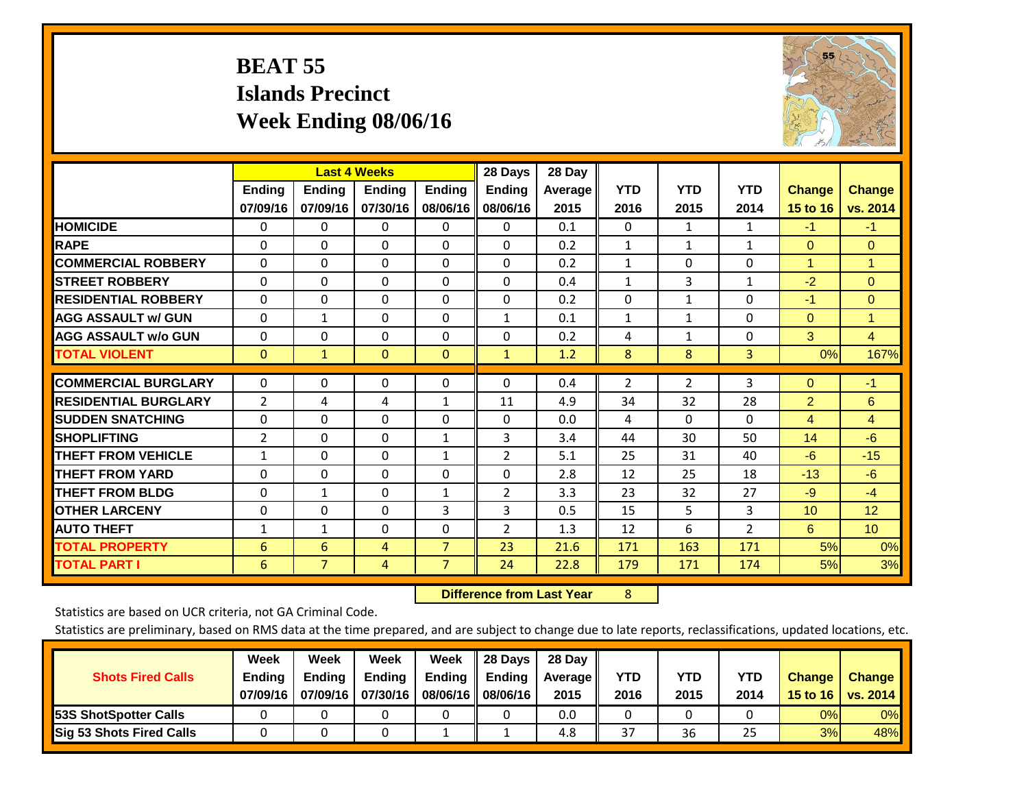# BEAT 55
## Islands Precinct
## Week Ending 08/06/16

| | Last 4 Weeks | | | | 28 Days | 28 Day | | | | | |
|---|---|---|---|---|---|---|---|---|---|---|---|
| | Ending 07/09/16 | Ending 07/09/16 | Ending 07/30/16 | Ending 08/06/16 | Ending 08/06/16 | Average 2015 | YTD 2016 | YTD 2015 | YTD 2014 | Change 15 to 16 | Change vs. 2014 |
| HOMICIDE | 0 | 0 | 0 | 0 | 0 | 0.1 | 0 | 1 | 1 | -1 | -1 |
| RAPE | 0 | 0 | 0 | 0 | 0 | 0.2 | 1 | 1 | 1 | 0 | 0 |
| COMMERCIAL ROBBERY | 0 | 0 | 0 | 0 | 0 | 0.2 | 1 | 0 | 0 | 1 | 1 |
| STREET ROBBERY | 0 | 0 | 0 | 0 | 0 | 0.4 | 1 | 3 | 1 | -2 | 0 |
| RESIDENTIAL ROBBERY | 0 | 0 | 0 | 0 | 0 | 0.2 | 0 | 1 | 0 | -1 | 0 |
| AGG ASSAULT w/ GUN | 0 | 1 | 0 | 0 | 1 | 0.1 | 1 | 1 | 0 | 0 | 1 |
| AGG ASSAULT w/o GUN | 0 | 0 | 0 | 0 | 0 | 0.2 | 4 | 1 | 0 | 3 | 4 |
| TOTAL VIOLENT | 0 | 1 | 0 | 0 | 1 | 1.2 | 8 | 8 | 3 | 0% | 167% |
| COMMERCIAL BURGLARY | 0 | 0 | 0 | 0 | 0 | 0.4 | 2 | 2 | 3 | 0 | -1 |
| RESIDENTIAL BURGLARY | 2 | 4 | 4 | 1 | 11 | 4.9 | 34 | 32 | 28 | 2 | 6 |
| SUDDEN SNATCHING | 0 | 0 | 0 | 0 | 0 | 0.0 | 4 | 0 | 0 | 4 | 4 |
| SHOPLIFTING | 2 | 0 | 0 | 1 | 3 | 3.4 | 44 | 30 | 50 | 14 | -6 |
| THEFT FROM VEHICLE | 1 | 0 | 0 | 1 | 2 | 5.1 | 25 | 31 | 40 | -6 | -15 |
| THEFT FROM YARD | 0 | 0 | 0 | 0 | 0 | 2.8 | 12 | 25 | 18 | -13 | -6 |
| THEFT FROM BLDG | 0 | 1 | 0 | 1 | 2 | 3.3 | 23 | 32 | 27 | -9 | -4 |
| OTHER LARCENY | 0 | 0 | 0 | 3 | 3 | 0.5 | 15 | 5 | 3 | 10 | 12 |
| AUTO THEFT | 1 | 1 | 0 | 0 | 2 | 1.3 | 12 | 6 | 2 | 6 | 10 |
| TOTAL PROPERTY | 6 | 6 | 4 | 7 | 23 | 21.6 | 171 | 163 | 171 | 5% | 0% |
| TOTAL PART I | 6 | 7 | 4 | 7 | 24 | 22.8 | 179 | 171 | 174 | 5% | 3% |

**Difference from Last Year** 8

Statistics are based on UCR criteria, not GA Criminal Code.

Statistics are preliminary, based on RMS data at the time prepared, and are subject to change due to late reports, reclassifications, updated locations, etc.

| Shots Fired Calls | Week Ending 07/09/16 | Week Ending 07/09/16 | Week Ending 07/30/16 | Week Ending 08/06/16 | 28 Days Ending 08/06/16 | 28 Day Average 2015 | YTD 2016 | YTD 2015 | YTD 2014 | Change 15 to 16 | Change vs. 2014 |
|---|---|---|---|---|---|---|---|---|---|---|---|
| 53S ShotSpotter Calls | 0 | 0 | 0 | 0 | 0 | 0.0 | 0 | 0 | 0 | 0% | 0% |
| Sig 53 Shots Fired Calls | 0 | 0 | 0 | 1 | 1 | 4.8 | 37 | 36 | 25 | 3% | 48% |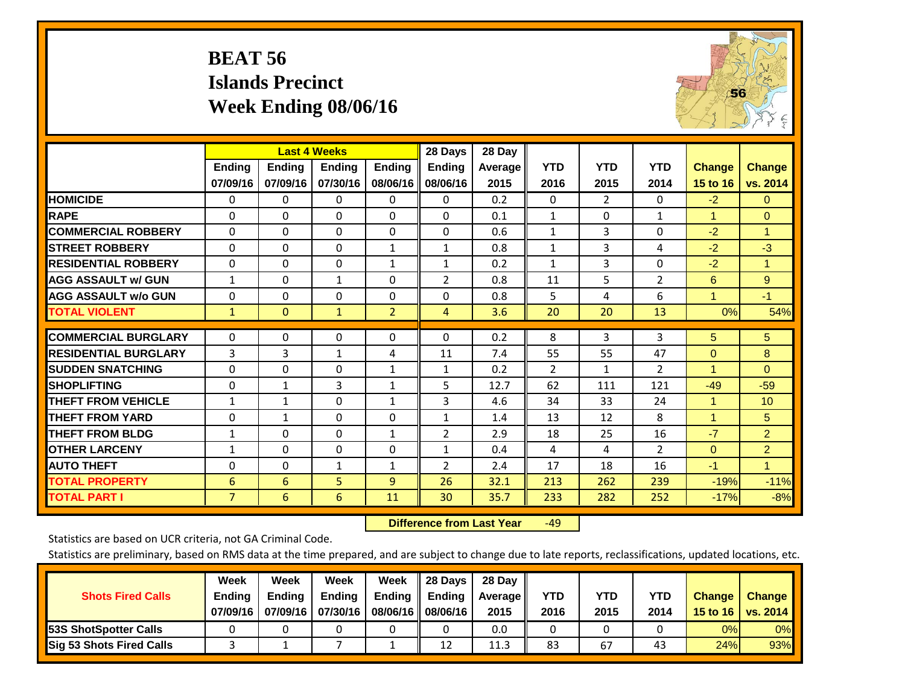# BEAT 56
# Islands Precinct
# Week Ending 08/06/16

| | Last 4 Weeks | | | | 28 Days | 28 Day | | | | | |
|---|---|---|---|---|---|---|---|---|---|---|---|
| | Ending 07/09/16 | Ending 07/09/16 | Ending 07/30/16 | Ending 08/06/16 | Ending 08/06/16 | Average 2015 | YTD 2016 | YTD 2015 | YTD 2014 | Change 15 to 16 | Change vs. 2014 |
| HOMICIDE | 0 | 0 | 0 | 0 | 0 | 0.2 | 0 | 2 | 0 | -2 | 0 |
| RAPE | 0 | 0 | 0 | 0 | 0 | 0.1 | 1 | 0 | 1 | 1 | 0 |
| COMMERCIAL ROBBERY | 0 | 0 | 0 | 0 | 0 | 0.6 | 1 | 3 | 0 | -2 | 1 |
| STREET ROBBERY | 0 | 0 | 0 | 1 | 1 | 0.8 | 1 | 3 | 4 | -2 | -3 |
| RESIDENTIAL ROBBERY | 0 | 0 | 0 | 1 | 1 | 0.2 | 1 | 3 | 0 | -2 | 1 |
| AGG ASSAULT w/ GUN | 1 | 0 | 1 | 0 | 2 | 0.8 | 11 | 5 | 2 | 6 | 9 |
| AGG ASSAULT w/o GUN | 0 | 0 | 0 | 0 | 0 | 0.8 | 5 | 4 | 6 | 1 | -1 |
| TOTAL VIOLENT | 1 | 0 | 1 | 2 | 4 | 3.6 | 20 | 20 | 13 | 0% | 54% |
| COMMERCIAL BURGLARY | 0 | 0 | 0 | 0 | 0 | 0.2 | 8 | 3 | 3 | 5 | 5 |
| RESIDENTIAL BURGLARY | 3 | 3 | 1 | 4 | 11 | 7.4 | 55 | 55 | 47 | 0 | 8 |
| SUDDEN SNATCHING | 0 | 0 | 0 | 1 | 1 | 0.2 | 2 | 1 | 2 | 1 | 0 |
| SHOPLIFTING | 0 | 1 | 3 | 1 | 5 | 12.7 | 62 | 111 | 121 | -49 | -59 |
| THEFT FROM VEHICLE | 1 | 1 | 0 | 1 | 3 | 4.6 | 34 | 33 | 24 | 1 | 10 |
| THEFT FROM YARD | 0 | 1 | 0 | 0 | 1 | 1.4 | 13 | 12 | 8 | 1 | 5 |
| THEFT FROM BLDG | 1 | 0 | 0 | 1 | 2 | 2.9 | 18 | 25 | 16 | -7 | 2 |
| OTHER LARCENY | 1 | 0 | 0 | 0 | 1 | 0.4 | 4 | 4 | 2 | 0 | 2 |
| AUTO THEFT | 0 | 0 | 1 | 1 | 2 | 2.4 | 17 | 18 | 16 | -1 | 1 |
| TOTAL PROPERTY | 6 | 6 | 5 | 9 | 26 | 32.1 | 213 | 262 | 239 | -19% | -11% |
| TOTAL PART I | 7 | 6 | 6 | 11 | 30 | 35.7 | 233 | 282 | 252 | -17% | -8% |

**Difference from Last Year** -49

Statistics are based on UCR criteria, not GA Criminal Code.

Statistics are preliminary, based on RMS data at the time prepared, and are subject to change due to late reports, reclassifications, updated locations, etc.

| Shots Fired Calls | Week Ending 07/09/16 | Week Ending 07/09/16 | Week Ending 07/30/16 | Week Ending 08/06/16 | 28 Days Ending 08/06/16 | 28 Day Average 2015 | YTD 2016 | YTD 2015 | YTD 2014 | Change 15 to 16 | Change vs. 2014 |
|---|---|---|---|---|---|---|---|---|---|---|---|
| 53S ShotSpotter Calls | 0 | 0 | 0 | 0 | 0 | 0.0 | 0 | 0 | 0 | 0% | 0% |
| Sig 53 Shots Fired Calls | 3 | 1 | 7 | 1 | 12 | 11.3 | 83 | 67 | 43 | 24% | 93% |